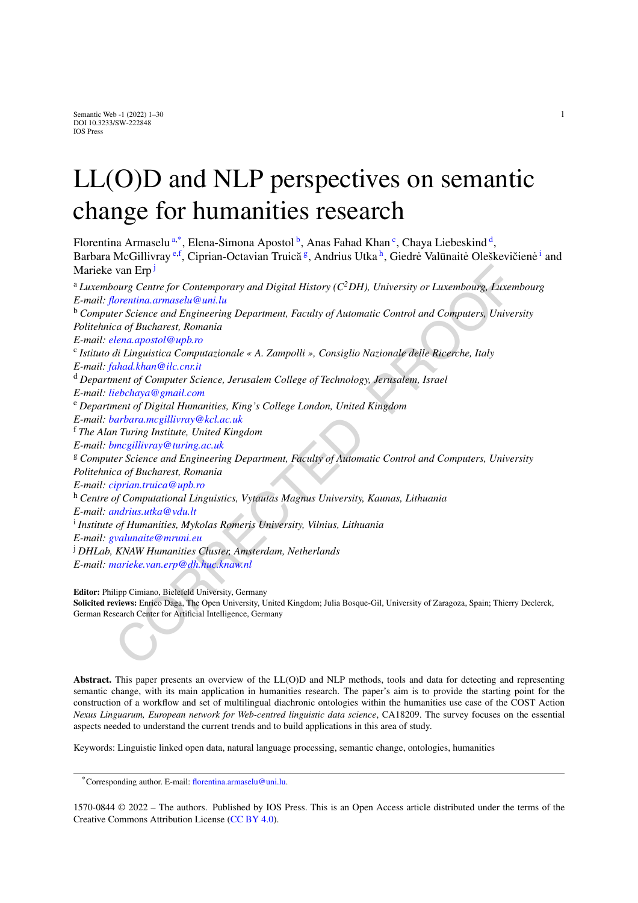# LL(O)D and NLP perspectives on semantic change for humanities research

Florentina Armaselu [a,*], Elena-Simona Apostol [b], Anas Fahad Khan [c], Chaya Liebeskind [d], Barbara McGillivray [e,f], Ciprian-Octavian Truică [g], Andrius Utka [h], Giedrė Valūnaitė Oleškevičienė [i] and Marieke van Erp [j]

[a] *Luxembourg Centre for Contemporary and Digital History ($C^2$DH), University or Luxembourg, Luxembourg*
*E-mail: florentina.armaselu@uni.lu*

[b] *Computer Science and Engineering Department, Faculty of Automatic Control and Computers, University Politehnica of Bucharest, Romania*
*E-mail: elena.apostol@upb.ro*

[c] *Istituto di Linguistica Computazionale « A. Zampolli », Consiglio Nazionale delle Ricerche, Italy*
*E-mail: fahad.khan@ilc.cnr.it*

[d] *Department of Computer Science, Jerusalem College of Technology, Jerusalem, Israel*
*E-mail: liebchaya@gmail.com*

[e] *Department of Digital Humanities, King's College London, United Kingdom*
*E-mail: barbara.mcgillivray@kcl.ac.uk*

[f] *The Alan Turing Institute, United Kingdom*
*E-mail: bmcgillivray@turing.ac.uk*

[g] *Computer Science and Engineering Department, Faculty of Automatic Control and Computers, University Politehnica of Bucharest, Romania*
*E-mail: ciprian.truica@upb.ro*

[h] *Centre of Computational Linguistics, Vytautas Magnus University, Kaunas, Lithuania*
*E-mail: andrius.utka@vdu.lt*

[i] *Institute of Humanities, Mykolas Romeris University, Vilnius, Lithuania*
*E-mail: gvalunaite@mruni.eu*

[j] *DHLab, KNAW Humanities Cluster, Amsterdam, Netherlands*
*E-mail: marieke.van.erp@dh.huc.knaw.nl*

**Editor:** Philipp Cimiano, Bielefeld University, Germany
**Solicited reviews:** Enrico Daga, The Open University, United Kingdom; Julia Bosque-Gil, University of Zaragoza, Spain; Thierry Declerck, German Research Center for Artificial Intelligence, Germany

**Abstract.** This paper presents an overview of the LL(O)D and NLP methods, tools and data for detecting and representing semantic change, with its main application in humanities research. The paper's aim is to provide the starting point for the construction of a workflow and set of multilingual diachronic ontologies within the humanities use case of the COST Action *Nexus Linguarum, European network for Web-centred linguistic data science*, CA18209. The survey focuses on the essential aspects needed to understand the current trends and to build applications in this area of study.

Keywords: Linguistic linked open data, natural language processing, semantic change, ontologies, humanities

[*] Corresponding author. E-mail: florentina.armaselu@uni.lu.

1570-0844 © 2022 – The authors. Published by IOS Press. This is an Open Access article distributed under the terms of the Creative Commons Attribution License (CC BY 4.0).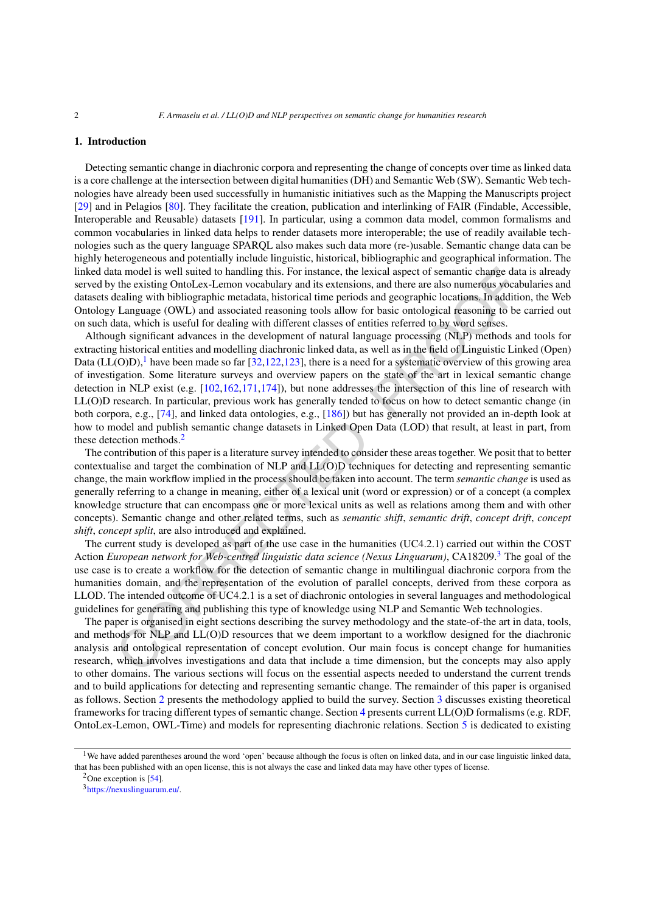## 1. Introduction

Detecting semantic change in diachronic corpora and representing the change of concepts over time as linked data is a core challenge at the intersection between digital humanities (DH) and Semantic Web (SW). Semantic Web technologies have already been used successfully in humanistic initiatives such as the Mapping the Manuscripts project [29] and in Pelagios [80]. They facilitate the creation, publication and interlinking of FAIR (Findable, Accessible, Interoperable and Reusable) datasets [191]. In particular, using a common data model, common formalisms and common vocabularies in linked data helps to render datasets more interoperable; the use of readily available technologies such as the query language SPARQL also makes such data more (re-)usable. Semantic change data can be highly heterogeneous and potentially include linguistic, historical, bibliographic and geographical information. The linked data model is well suited to handling this. For instance, the lexical aspect of semantic change data is already served by the existing OntoLex-Lemon vocabulary and its extensions, and there are also numerous vocabularies and datasets dealing with bibliographic metadata, historical time periods and geographic locations. In addition, the Web Ontology Language (OWL) and associated reasoning tools allow for basic ontological reasoning to be carried out on such data, which is useful for dealing with different classes of entities referred to by word senses.

Although significant advances in the development of natural language processing (NLP) methods and tools for extracting historical entities and modelling diachronic linked data, as well as in the field of Linguistic Linked (Open) Data (LL(O)D),[1] have been made so far [32,122,123], there is a need for a systematic overview of this growing area of investigation. Some literature surveys and overview papers on the state of the art in lexical semantic change detection in NLP exist (e.g. [102,162,171,174]), but none addresses the intersection of this line of research with LL(O)D research. In particular, previous work has generally tended to focus on how to detect semantic change (in both corpora, e.g., [74], and linked data ontologies, e.g., [186]) but has generally not provided an in-depth look at how to model and publish semantic change datasets in Linked Open Data (LOD) that result, at least in part, from these detection methods.[2]

The contribution of this paper is a literature survey intended to consider these areas together. We posit that to better contextualise and target the combination of NLP and LL(O)D techniques for detecting and representing semantic change, the main workflow implied in the process should be taken into account. The term *semantic change* is used as generally referring to a change in meaning, either of a lexical unit (word or expression) or of a concept (a complex knowledge structure that can encompass one or more lexical units as well as relations among them and with other concepts). Semantic change and other related terms, such as *semantic shift*, *semantic drift*, *concept drift*, *concept shift*, *concept split*, are also introduced and explained.

The current study is developed as part of the use case in the humanities (UC4.2.1) carried out within the COST Action *European network for Web-centred linguistic data science (Nexus Linguarum)*, CA18209.[3] The goal of the use case is to create a workflow for the detection of semantic change in multilingual diachronic corpora from the humanities domain, and the representation of the evolution of parallel concepts, derived from these corpora as LLOD. The intended outcome of UC4.2.1 is a set of diachronic ontologies in several languages and methodological guidelines for generating and publishing this type of knowledge using NLP and Semantic Web technologies.

The paper is organised in eight sections describing the survey methodology and the state-of-the art in data, tools, and methods for NLP and LL(O)D resources that we deem important to a workflow designed for the diachronic analysis and ontological representation of concept evolution. Our main focus is concept change for humanities research, which involves investigations and data that include a time dimension, but the concepts may also apply to other domains. The various sections will focus on the essential aspects needed to understand the current trends and to build applications for detecting and representing semantic change. The remainder of this paper is organised as follows. Section 2 presents the methodology applied to build the survey. Section 3 discusses existing theoretical frameworks for tracing different types of semantic change. Section 4 presents current LL(O)D formalisms (e.g. RDF, OntoLex-Lemon, OWL-Time) and models for representing diachronic relations. Section 5 is dedicated to existing

---

[1] We have added parentheses around the word 'open' because although the focus is often on linked data, and in our case linguistic linked data, that has been published with an open license, this is not always the case and linked data may have other types of license.

[2] One exception is [54].

[3] https://nexuslinguarum.eu/.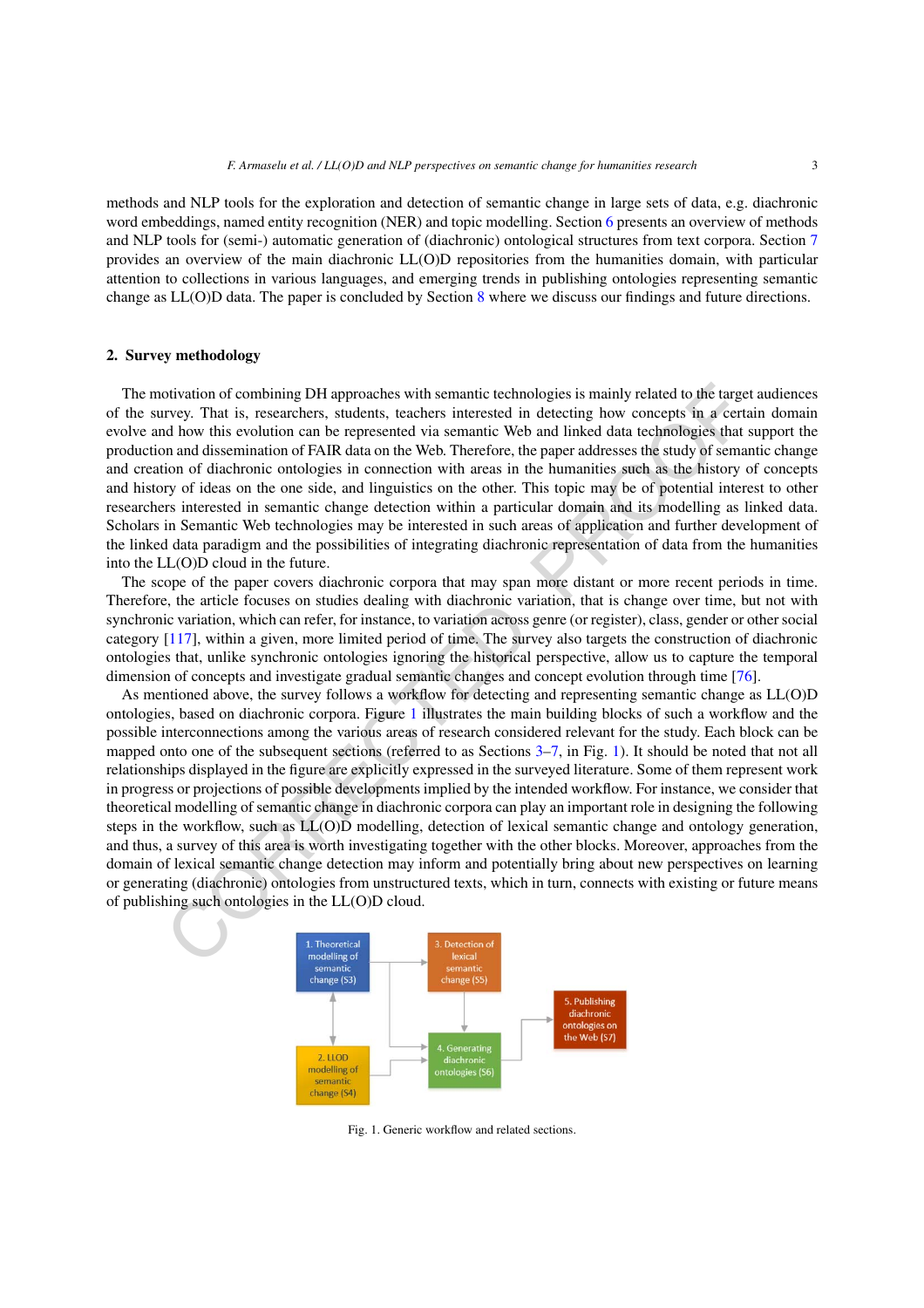methods and NLP tools for the exploration and detection of semantic change in large sets of data, e.g. diachronic word embeddings, named entity recognition (NER) and topic modelling. Section 6 presents an overview of methods and NLP tools for (semi-) automatic generation of (diachronic) ontological structures from text corpora. Section 7 provides an overview of the main diachronic LL(O)D repositories from the humanities domain, with particular attention to collections in various languages, and emerging trends in publishing ontologies representing semantic change as LL(O)D data. The paper is concluded by Section 8 where we discuss our findings and future directions.

## 2. Survey methodology

The motivation of combining DH approaches with semantic technologies is mainly related to the target audiences of the survey. That is, researchers, students, teachers interested in detecting how concepts in a certain domain evolve and how this evolution can be represented via semantic Web and linked data technologies that support the production and dissemination of FAIR data on the Web. Therefore, the paper addresses the study of semantic change and creation of diachronic ontologies in connection with areas in the humanities such as the history of concepts and history of ideas on the one side, and linguistics on the other. This topic may be of potential interest to other researchers interested in semantic change detection within a particular domain and its modelling as linked data. Scholars in Semantic Web technologies may be interested in such areas of application and further development of the linked data paradigm and the possibilities of integrating diachronic representation of data from the humanities into the LL(O)D cloud in the future.

The scope of the paper covers diachronic corpora that may span more distant or more recent periods in time. Therefore, the article focuses on studies dealing with diachronic variation, that is change over time, but not with synchronic variation, which can refer, for instance, to variation across genre (or register), class, gender or other social category [117], within a given, more limited period of time. The survey also targets the construction of diachronic ontologies that, unlike synchronic ontologies ignoring the historical perspective, allow us to capture the temporal dimension of concepts and investigate gradual semantic changes and concept evolution through time [76].

As mentioned above, the survey follows a workflow for detecting and representing semantic change as LL(O)D ontologies, based on diachronic corpora. Figure 1 illustrates the main building blocks of such a workflow and the possible interconnections among the various areas of research considered relevant for the study. Each block can be mapped onto one of the subsequent sections (referred to as Sections 3–7, in Fig. 1). It should be noted that not all relationships displayed in the figure are explicitly expressed in the surveyed literature. Some of them represent work in progress or projections of possible developments implied by the intended workflow. For instance, we consider that theoretical modelling of semantic change in diachronic corpora can play an important role in designing the following steps in the workflow, such as LL(O)D modelling, detection of lexical semantic change and ontology generation, and thus, a survey of this area is worth investigating together with the other blocks. Moreover, approaches from the domain of lexical semantic change detection may inform and potentially bring about new perspectives on learning or generating (diachronic) ontologies from unstructured texts, which in turn, connects with existing or future means of publishing such ontologies in the LL(O)D cloud.

Fig. 1. Generic workflow and related sections.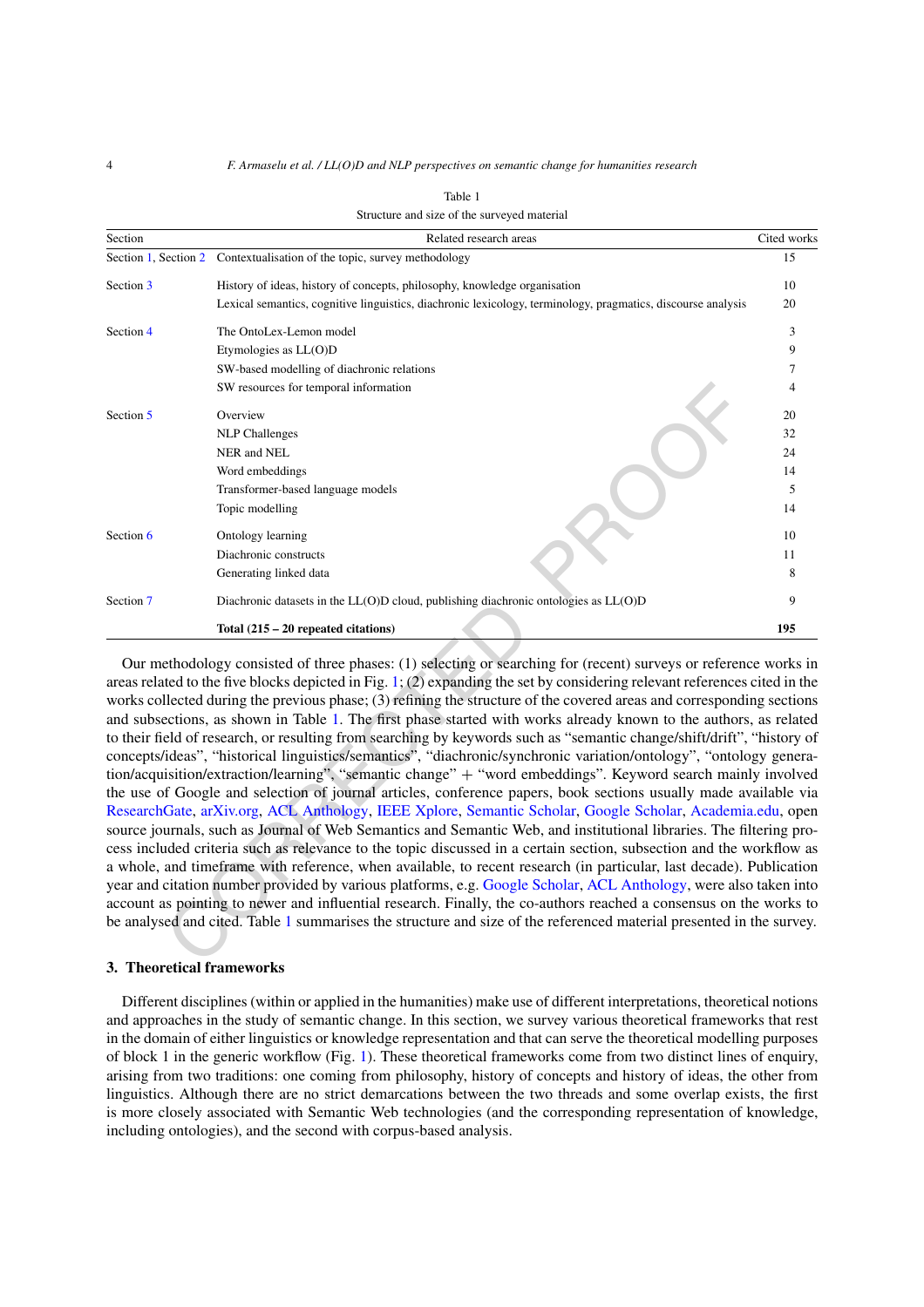Table 1

Structure and size of the surveyed material

| Section | Related research areas | Cited works |
|---|---|---|
| Section 1, Section 2 | Contextualisation of the topic, survey methodology | 15 |
| Section 3 | History of ideas, history of concepts, philosophy, knowledge organisation | 10 |
| | Lexical semantics, cognitive linguistics, diachronic lexicology, terminology, pragmatics, discourse analysis | 20 |
| Section 4 | The OntoLex-Lemon model | 3 |
| | Etymologies as LL(O)D | 9 |
| | SW-based modelling of diachronic relations | 7 |
| | SW resources for temporal information | 4 |
| Section 5 | Overview | 20 |
| | NLP Challenges | 32 |
| | NER and NEL | 24 |
| | Word embeddings | 14 |
| | Transformer-based language models | 5 |
| | Topic modelling | 14 |
| Section 6 | Ontology learning | 10 |
| | Diachronic constructs | 11 |
| | Generating linked data | 8 |
| Section 7 | Diachronic datasets in the LL(O)D cloud, publishing diachronic ontologies as LL(O)D | 9 |
| | **Total (215 – 20 repeated citations)** | **195** |

Our methodology consisted of three phases: (1) selecting or searching for (recent) surveys or reference works in areas related to the five blocks depicted in Fig. 1; (2) expanding the set by considering relevant references cited in the works collected during the previous phase; (3) refining the structure of the covered areas and corresponding sections and subsections, as shown in Table 1. The first phase started with works already known to the authors, as related to their field of research, or resulting from searching by keywords such as "semantic change/shift/drift", "history of concepts/ideas", "historical linguistics/semantics", "diachronic/synchronic variation/ontology", "ontology generation/acquisition/extraction/learning", "semantic change" + "word embeddings". Keyword search mainly involved the use of Google and selection of journal articles, conference papers, book sections usually made available via ResearchGate, arXiv.org, ACL Anthology, IEEE Xplore, Semantic Scholar, Google Scholar, Academia.edu, open source journals, such as Journal of Web Semantics and Semantic Web, and institutional libraries. The filtering process included criteria such as relevance to the topic discussed in a certain section, subsection and the workflow as a whole, and timeframe with reference, when available, to recent research (in particular, last decade). Publication year and citation number provided by various platforms, e.g. Google Scholar, ACL Anthology, were also taken into account as pointing to newer and influential research. Finally, the co-authors reached a consensus on the works to be analysed and cited. Table 1 summarises the structure and size of the referenced material presented in the survey.

## 3. Theoretical frameworks

Different disciplines (within or applied in the humanities) make use of different interpretations, theoretical notions and approaches in the study of semantic change. In this section, we survey various theoretical frameworks that rest in the domain of either linguistics or knowledge representation and that can serve the theoretical modelling purposes of block 1 in the generic workflow (Fig. 1). These theoretical frameworks come from two distinct lines of enquiry, arising from two traditions: one coming from philosophy, history of concepts and history of ideas, the other from linguistics. Although there are no strict demarcations between the two threads and some overlap exists, the first is more closely associated with Semantic Web technologies (and the corresponding representation of knowledge, including ontologies), and the second with corpus-based analysis.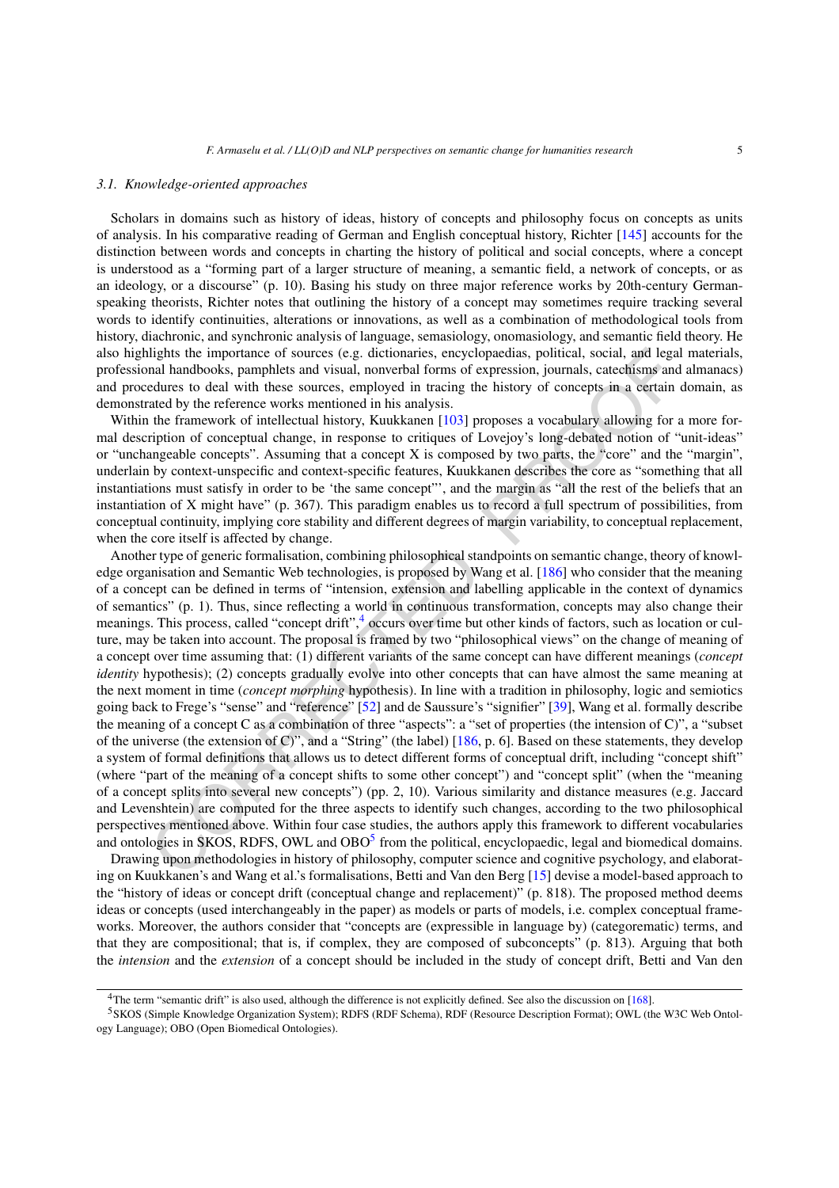### 3.1. Knowledge-oriented approaches

Scholars in domains such as history of ideas, history of concepts and philosophy focus on concepts as units of analysis. In his comparative reading of German and English conceptual history, Richter [145] accounts for the distinction between words and concepts in charting the history of political and social concepts, where a concept is understood as a "forming part of a larger structure of meaning, a semantic field, a network of concepts, or as an ideology, or a discourse" (p. 10). Basing his study on three major reference works by 20th-century German-speaking theorists, Richter notes that outlining the history of a concept may sometimes require tracking several words to identify continuities, alterations or innovations, as well as a combination of methodological tools from history, diachronic, and synchronic analysis of language, semasiology, onomasiology, and semantic field theory. He also highlights the importance of sources (e.g. dictionaries, encyclopaedias, political, social, and legal materials, professional handbooks, pamphlets and visual, nonverbal forms of expression, journals, catechisms and almanacs) and procedures to deal with these sources, employed in tracing the history of concepts in a certain domain, as demonstrated by the reference works mentioned in his analysis.

Within the framework of intellectual history, Kuukkanen [103] proposes a vocabulary allowing for a more formal description of conceptual change, in response to critiques of Lovejoy's long-debated notion of "unit-ideas" or "unchangeable concepts". Assuming that a concept X is composed by two parts, the "core" and the "margin", underlain by context-unspecific and context-specific features, Kuukkanen describes the core as "something that all instantiations must satisfy in order to be 'the same concept"', and the margin as "all the rest of the beliefs that an instantiation of X might have" (p. 367). This paradigm enables us to record a full spectrum of possibilities, from conceptual continuity, implying core stability and different degrees of margin variability, to conceptual replacement, when the core itself is affected by change.

Another type of generic formalisation, combining philosophical standpoints on semantic change, theory of knowledge organisation and Semantic Web technologies, is proposed by Wang et al. [186] who consider that the meaning of a concept can be defined in terms of "intension, extension and labelling applicable in the context of dynamics of semantics" (p. 1). Thus, since reflecting a world in continuous transformation, concepts may also change their meanings. This process, called "concept drift",[4] occurs over time but other kinds of factors, such as location or culture, may be taken into account. The proposal is framed by two "philosophical views" on the change of meaning of a concept over time assuming that: (1) different variants of the same concept can have different meanings (*concept identity* hypothesis); (2) concepts gradually evolve into other concepts that can have almost the same meaning at the next moment in time (*concept morphing* hypothesis). In line with a tradition in philosophy, logic and semiotics going back to Frege's "sense" and "reference" [52] and de Saussure's "signifier" [39], Wang et al. formally describe the meaning of a concept C as a combination of three "aspects": a "set of properties (the intension of C)", a "subset of the universe (the extension of C)", and a "String" (the label) [186, p. 6]. Based on these statements, they develop a system of formal definitions that allows us to detect different forms of conceptual drift, including "concept shift" (where "part of the meaning of a concept shifts to some other concept") and "concept split" (when the "meaning of a concept splits into several new concepts") (pp. 2, 10). Various similarity and distance measures (e.g. Jaccard and Levenshtein) are computed for the three aspects to identify such changes, according to the two philosophical perspectives mentioned above. Within four case studies, the authors apply this framework to different vocabularies and ontologies in SKOS, RDFS, OWL and OBO[5] from the political, encyclopaedic, legal and biomedical domains.

Drawing upon methodologies in history of philosophy, computer science and cognitive psychology, and elaborating on Kuukkanen's and Wang et al.'s formalisations, Betti and Van den Berg [15] devise a model-based approach to the "history of ideas or concept drift (conceptual change and replacement)" (p. 818). The proposed method deems ideas or concepts (used interchangeably in the paper) as models or parts of models, i.e. complex conceptual frameworks. Moreover, the authors consider that "concepts are (expressible in language by) (categorematic) terms, and that they are compositional; that is, if complex, they are composed of subconcepts" (p. 813). Arguing that both the *intension* and the *extension* of a concept should be included in the study of concept drift, Betti and Van den

[4] The term "semantic drift" is also used, although the difference is not explicitly defined. See also the discussion on [168].

[5] SKOS (Simple Knowledge Organization System); RDFS (RDF Schema), RDF (Resource Description Format); OWL (the W3C Web Ontology Language); OBO (Open Biomedical Ontologies).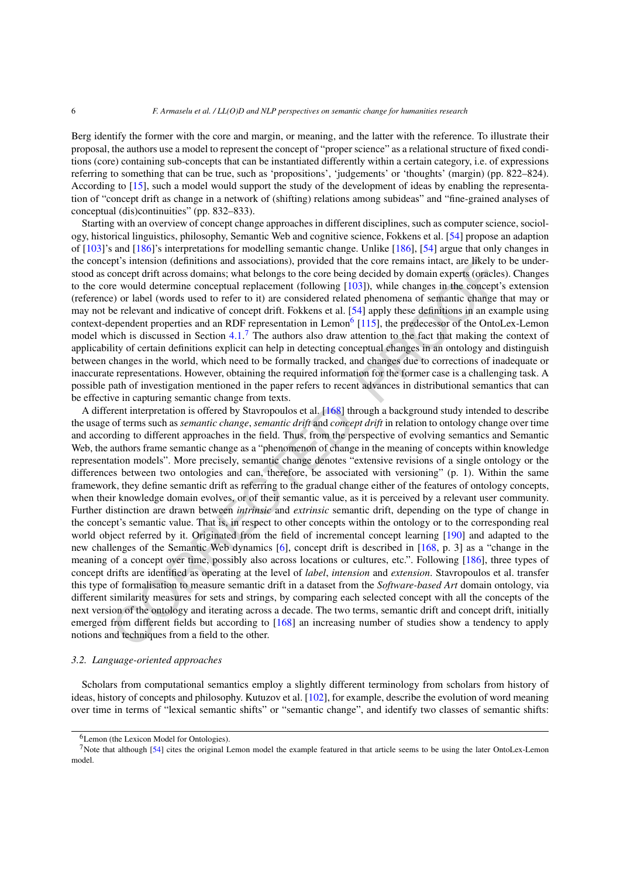Berg identify the former with the core and margin, or meaning, and the latter with the reference. To illustrate their proposal, the authors use a model to represent the concept of "proper science" as a relational structure of fixed conditions (core) containing sub-concepts that can be instantiated differently within a certain category, i.e. of expressions referring to something that can be true, such as 'propositions', 'judgements' or 'thoughts' (margin) (pp. 822–824). According to [15], such a model would support the study of the development of ideas by enabling the representation of "concept drift as change in a network of (shifting) relations among subideas" and "fine-grained analyses of conceptual (dis)continuities" (pp. 832–833).

Starting with an overview of concept change approaches in different disciplines, such as computer science, sociology, historical linguistics, philosophy, Semantic Web and cognitive science, Fokkens et al. [54] propose an adaption of [103]'s and [186]'s interpretations for modelling semantic change. Unlike [186], [54] argue that only changes in the concept's intension (definitions and associations), provided that the core remains intact, are likely to be understood as concept drift across domains; what belongs to the core being decided by domain experts (oracles). Changes to the core would determine conceptual replacement (following [103]), while changes in the concept's extension (reference) or label (words used to refer to it) are considered related phenomena of semantic change that may or may not be relevant and indicative of concept drift. Fokkens et al. [54] apply these definitions in an example using context-dependent properties and an RDF representation in Lemon[6] [115], the predecessor of the OntoLex-Lemon model which is discussed in Section 4.1.[7] The authors also draw attention to the fact that making the context of applicability of certain definitions explicit can help in detecting conceptual changes in an ontology and distinguish between changes in the world, which need to be formally tracked, and changes due to corrections of inadequate or inaccurate representations. However, obtaining the required information for the former case is a challenging task. A possible path of investigation mentioned in the paper refers to recent advances in distributional semantics that can be effective in capturing semantic change from texts.

A different interpretation is offered by Stavropoulos et al. [168] through a background study intended to describe the usage of terms such as *semantic change*, *semantic drift* and *concept drift* in relation to ontology change over time and according to different approaches in the field. Thus, from the perspective of evolving semantics and Semantic Web, the authors frame semantic change as a "phenomenon of change in the meaning of concepts within knowledge representation models". More precisely, semantic change denotes "extensive revisions of a single ontology or the differences between two ontologies and can, therefore, be associated with versioning" (p. 1). Within the same framework, they define semantic drift as referring to the gradual change either of the features of ontology concepts, when their knowledge domain evolves, or of their semantic value, as it is perceived by a relevant user community. Further distinction are drawn between *intrinsic* and *extrinsic* semantic drift, depending on the type of change in the concept's semantic value. That is, in respect to other concepts within the ontology or to the corresponding real world object referred by it. Originated from the field of incremental concept learning [190] and adapted to the new challenges of the Semantic Web dynamics [6], concept drift is described in [168, p. 3] as a "change in the meaning of a concept over time, possibly also across locations or cultures, etc.". Following [186], three types of concept drifts are identified as operating at the level of *label*, *intension* and *extension*. Stavropoulos et al. transfer this type of formalisation to measure semantic drift in a dataset from the *Software-based Art* domain ontology, via different similarity measures for sets and strings, by comparing each selected concept with all the concepts of the next version of the ontology and iterating across a decade. The two terms, semantic drift and concept drift, initially emerged from different fields but according to [168] an increasing number of studies show a tendency to apply notions and techniques from a field to the other.

### 3.2. Language-oriented approaches

Scholars from computational semantics employ a slightly different terminology from scholars from history of ideas, history of concepts and philosophy. Kutuzov et al. [102], for example, describe the evolution of word meaning over time in terms of "lexical semantic shifts" or "semantic change", and identify two classes of semantic shifts:

---

[6] Lemon (the Lexicon Model for Ontologies).

[7] Note that although [54] cites the original Lemon model the example featured in that article seems to be using the later OntoLex-Lemon model.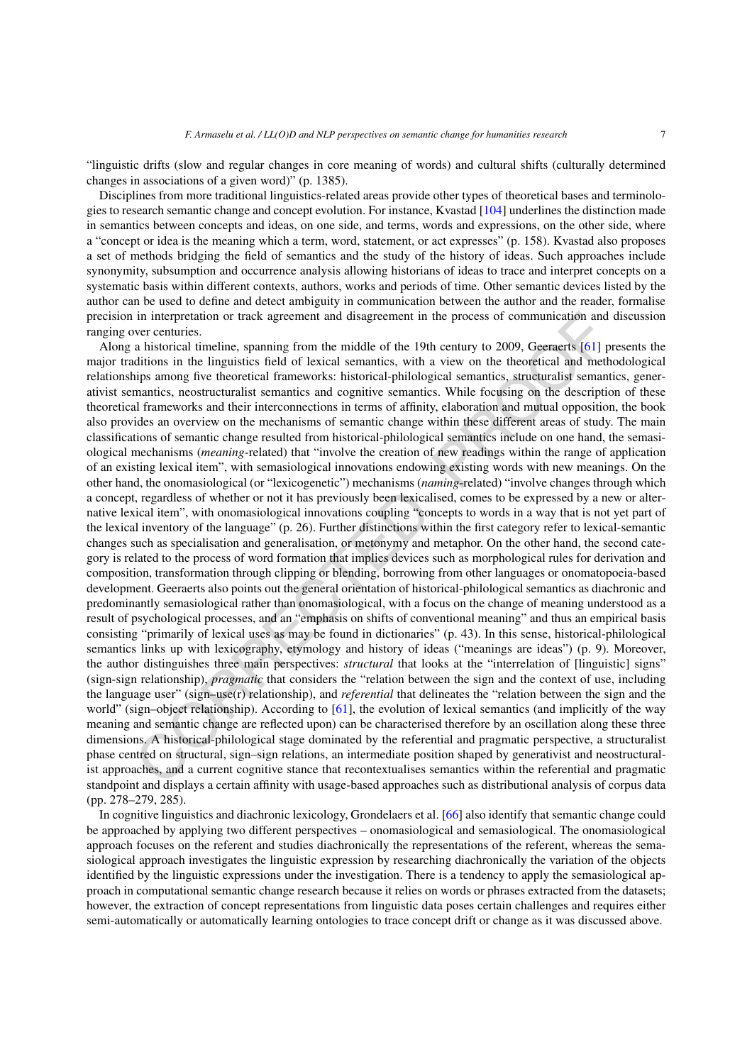"linguistic drifts (slow and regular changes in core meaning of words) and cultural shifts (culturally determined changes in associations of a given word)" (p. 1385).

Disciplines from more traditional linguistics-related areas provide other types of theoretical bases and terminologies to research semantic change and concept evolution. For instance, Kvastad [104] underlines the distinction made in semantics between concepts and ideas, on one side, and terms, words and expressions, on the other side, where a "concept or idea is the meaning which a term, word, statement, or act expresses" (p. 158). Kvastad also proposes a set of methods bridging the field of semantics and the study of the history of ideas. Such approaches include synonymity, subsumption and occurrence analysis allowing historians of ideas to trace and interpret concepts on a systematic basis within different contexts, authors, works and periods of time. Other semantic devices listed by the author can be used to define and detect ambiguity in communication between the author and the reader, formalise precision in interpretation or track agreement and disagreement in the process of communication and discussion ranging over centuries.

Along a historical timeline, spanning from the middle of the 19th century to 2009, Geeraerts [61] presents the major traditions in the linguistics field of lexical semantics, with a view on the theoretical and methodological relationships among five theoretical frameworks: historical-philological semantics, structuralist semantics, generativist semantics, neostructuralist semantics and cognitive semantics. While focusing on the description of these theoretical frameworks and their interconnections in terms of affinity, elaboration and mutual opposition, the book also provides an overview on the mechanisms of semantic change within these different areas of study. The main classifications of semantic change resulted from historical-philological semantics include on one hand, the semasiological mechanisms (*meaning*-related) that "involve the creation of new readings within the range of application of an existing lexical item", with semasiological innovations endowing existing words with new meanings. On the other hand, the onomasiological (or "lexicogenetic") mechanisms (*naming*-related) "involve changes through which a concept, regardless of whether or not it has previously been lexicalised, comes to be expressed by a new or alternative lexical item", with onomasiological innovations coupling "concepts to words in a way that is not yet part of the lexical inventory of the language" (p. 26). Further distinctions within the first category refer to lexical-semantic changes such as specialisation and generalisation, or metonymy and metaphor. On the other hand, the second category is related to the process of word formation that implies devices such as morphological rules for derivation and composition, transformation through clipping or blending, borrowing from other languages or onomatopoeia-based development. Geeraerts also points out the general orientation of historical-philological semantics as diachronic and predominantly semasiological rather than onomasiological, with a focus on the change of meaning understood as a result of psychological processes, and an "emphasis on shifts of conventional meaning" and thus an empirical basis consisting "primarily of lexical uses as may be found in dictionaries" (p. 43). In this sense, historical-philological semantics links up with lexicography, etymology and history of ideas ("meanings are ideas") (p. 9). Moreover, the author distinguishes three main perspectives: *structural* that looks at the "interrelation of [linguistic] signs" (sign-sign relationship), *pragmatic* that considers the "relation between the sign and the context of use, including the language user" (sign–use(r) relationship), and *referential* that delineates the "relation between the sign and the world" (sign–object relationship). According to [61], the evolution of lexical semantics (and implicitly of the way meaning and semantic change are reflected upon) can be characterised therefore by an oscillation along these three dimensions. A historical-philological stage dominated by the referential and pragmatic perspective, a structuralist phase centred on structural, sign–sign relations, an intermediate position shaped by generativist and neostructuralist approaches, and a current cognitive stance that recontextualises semantics within the referential and pragmatic standpoint and displays a certain affinity with usage-based approaches such as distributional analysis of corpus data (pp. 278–279, 285).

In cognitive linguistics and diachronic lexicology, Grondelaers et al. [66] also identify that semantic change could be approached by applying two different perspectives – onomasiological and semasiological. The onomasiological approach focuses on the referent and studies diachronically the representations of the referent, whereas the semasiological approach investigates the linguistic expression by researching diachronically the variation of the objects identified by the linguistic expressions under the investigation. There is a tendency to apply the semasiological approach in computational semantic change research because it relies on words or phrases extracted from the datasets; however, the extraction of concept representations from linguistic data poses certain challenges and requires either semi-automatically or automatically learning ontologies to trace concept drift or change as it was discussed above.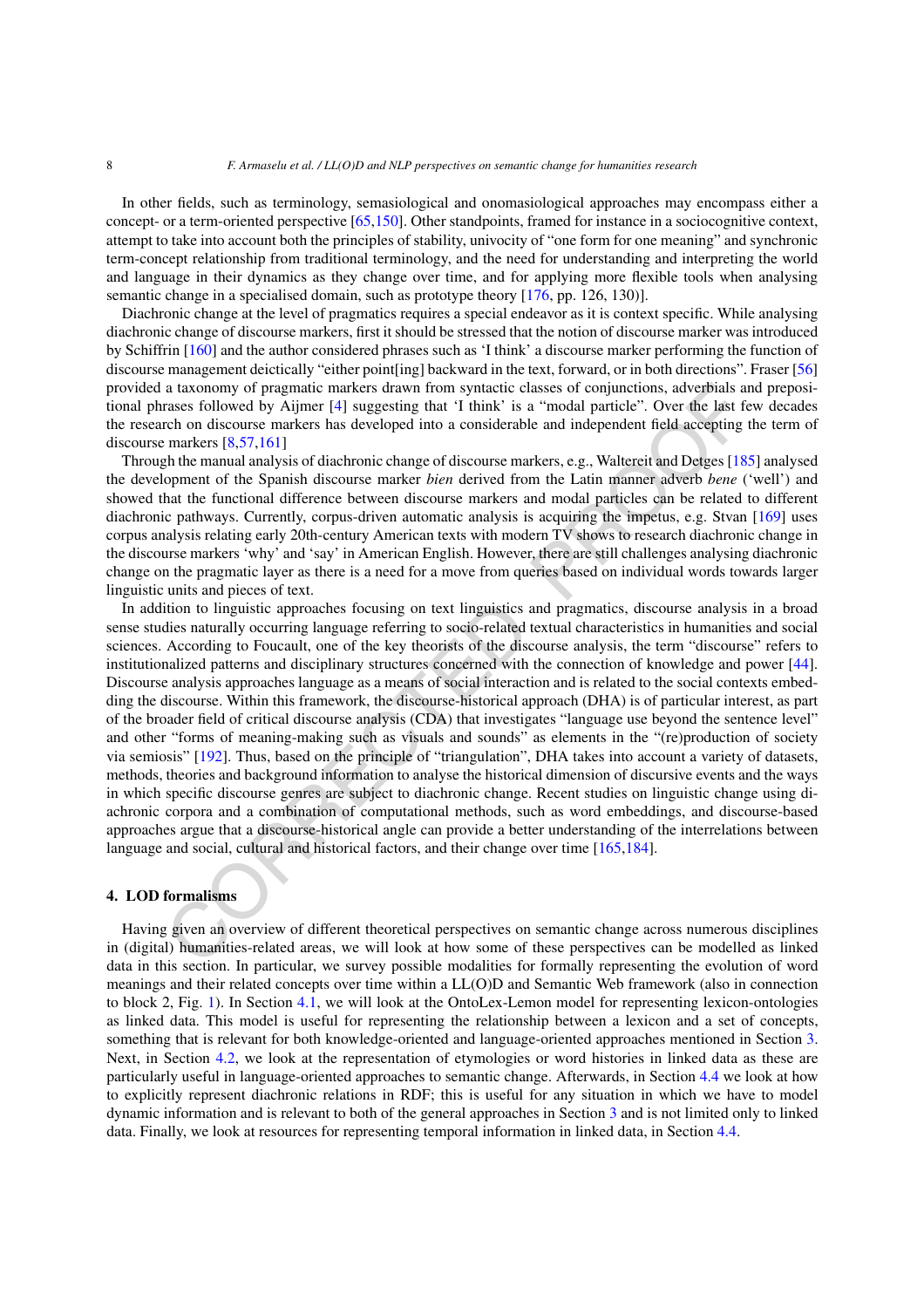In other fields, such as terminology, semasiological and onomasiological approaches may encompass either a concept- or a term-oriented perspective [65,150]. Other standpoints, framed for instance in a sociocognitive context, attempt to take into account both the principles of stability, univocity of "one form for one meaning" and synchronic term-concept relationship from traditional terminology, and the need for understanding and interpreting the world and language in their dynamics as they change over time, and for applying more flexible tools when analysing semantic change in a specialised domain, such as prototype theory [176, pp. 126, 130)].

Diachronic change at the level of pragmatics requires a special endeavor as it is context specific. While analysing diachronic change of discourse markers, first it should be stressed that the notion of discourse marker was introduced by Schiffrin [160] and the author considered phrases such as 'I think' a discourse marker performing the function of discourse management deictically "either point[ing] backward in the text, forward, or in both directions". Fraser [56] provided a taxonomy of pragmatic markers drawn from syntactic classes of conjunctions, adverbials and prepositional phrases followed by Aijmer [4] suggesting that 'I think' is a "modal particle". Over the last few decades the research on discourse markers has developed into a considerable and independent field accepting the term of discourse markers [8,57,161]

Through the manual analysis of diachronic change of discourse markers, e.g., Waltereit and Detges [185] analysed the development of the Spanish discourse marker *bien* derived from the Latin manner adverb *bene* ('well') and showed that the functional difference between discourse markers and modal particles can be related to different diachronic pathways. Currently, corpus-driven automatic analysis is acquiring the impetus, e.g. Stvan [169] uses corpus analysis relating early 20th-century American texts with modern TV shows to research diachronic change in the discourse markers 'why' and 'say' in American English. However, there are still challenges analysing diachronic change on the pragmatic layer as there is a need for a move from queries based on individual words towards larger linguistic units and pieces of text.

In addition to linguistic approaches focusing on text linguistics and pragmatics, discourse analysis in a broad sense studies naturally occurring language referring to socio-related textual characteristics in humanities and social sciences. According to Foucault, one of the key theorists of the discourse analysis, the term "discourse" refers to institutionalized patterns and disciplinary structures concerned with the connection of knowledge and power [44]. Discourse analysis approaches language as a means of social interaction and is related to the social contexts embedding the discourse. Within this framework, the discourse-historical approach (DHA) is of particular interest, as part of the broader field of critical discourse analysis (CDA) that investigates "language use beyond the sentence level" and other "forms of meaning-making such as visuals and sounds" as elements in the "(re)production of society via semiosis" [192]. Thus, based on the principle of "triangulation", DHA takes into account a variety of datasets, methods, theories and background information to analyse the historical dimension of discursive events and the ways in which specific discourse genres are subject to diachronic change. Recent studies on linguistic change using diachronic corpora and a combination of computational methods, such as word embeddings, and discourse-based approaches argue that a discourse-historical angle can provide a better understanding of the interrelations between language and social, cultural and historical factors, and their change over time [165,184].

## 4. LOD formalisms

Having given an overview of different theoretical perspectives on semantic change across numerous disciplines in (digital) humanities-related areas, we will look at how some of these perspectives can be modelled as linked data in this section. In particular, we survey possible modalities for formally representing the evolution of word meanings and their related concepts over time within a LL(O)D and Semantic Web framework (also in connection to block 2, Fig. 1). In Section 4.1, we will look at the OntoLex-Lemon model for representing lexicon-ontologies as linked data. This model is useful for representing the relationship between a lexicon and a set of concepts, something that is relevant for both knowledge-oriented and language-oriented approaches mentioned in Section 3. Next, in Section 4.2, we look at the representation of etymologies or word histories in linked data as these are particularly useful in language-oriented approaches to semantic change. Afterwards, in Section 4.4 we look at how to explicitly represent diachronic relations in RDF; this is useful for any situation in which we have to model dynamic information and is relevant to both of the general approaches in Section 3 and is not limited only to linked data. Finally, we look at resources for representing temporal information in linked data, in Section 4.4.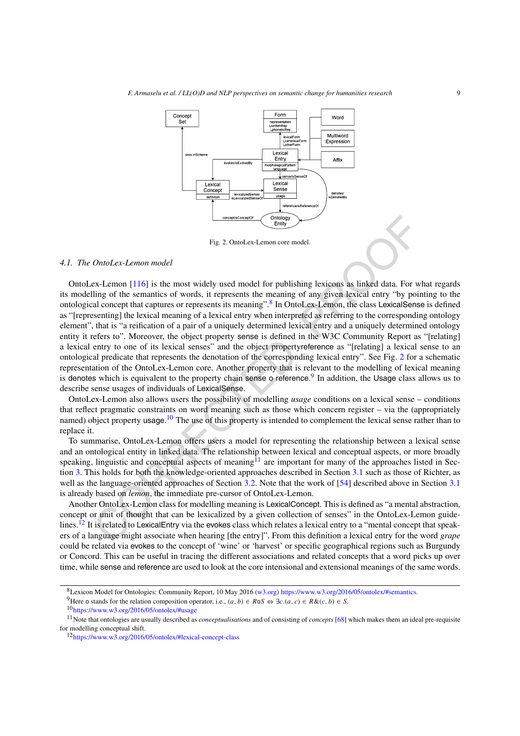Fig. 2. OntoLex-Lemon core model.

### 4.1. The OntoLex-Lemon model

OntoLex-Lemon [116] is the most widely used model for publishing lexicons as linked data. For what regards its modelling of the semantics of words, it represents the meaning of any given lexical entry "by pointing to the ontological concept that captures or represents its meaning".[8] In OntoLex-Lemon, the class LexicalSense is defined as "[representing] the lexical meaning of a lexical entry when interpreted as referring to the corresponding ontology element", that is "a reification of a pair of a uniquely determined lexical entry and a uniquely determined ontology entity it refers to". Moreover, the object property sense is defined in the W3C Community Report as "[relating] a lexical entry to one of its lexical senses" and the object propertyreference as "[relating] a lexical sense to an ontological predicate that represents the denotation of the corresponding lexical entry". See Fig. 2 for a schematic representation of the OntoLex-Lemon core. Another property that is relevant to the modelling of lexical meaning is denotes which is equivalent to the property chain sense o reference.[9] In addition, the Usage class allows us to describe sense usages of individuals of LexicalSense.

OntoLex-Lemon also allows users the possibility of modelling *usage* conditions on a lexical sense – conditions that reflect pragmatic constraints on word meaning such as those which concern register – via the (appropriately named) object property usage.[10] The use of this property is intended to complement the lexical sense rather than to replace it.

To summarise, OntoLex-Lemon offers users a model for representing the relationship between a lexical sense and an ontological entity in linked data. The relationship between lexical and conceptual aspects, or more broadly speaking, linguistic and conceptual aspects of meaning[11] are important for many of the approaches listed in Section 3. This holds for both the knowledge-oriented approaches described in Section 3.1 such as those of Richter, as well as the language-oriented approaches of Section 3.2. Note that the work of [54] described above in Section 3.1 is already based on *lemon*, the immediate pre-cursor of OntoLex-Lemon.

Another OntoLex-Lemon class for modelling meaning is LexicalConcept. This is defined as "a mental abstraction, concept or unit of thought that can be lexicalized by a given collection of senses" in the OntoLex-Lemon guidelines.[12] It is related to LexicalEntry via the evokes class which relates a lexical entry to a "mental concept that speakers of a language might associate when hearing [the entry]". From this definition a lexical entry for the word *grape* could be related via evokes to the concept of 'wine' or 'harvest' or specific geographical regions such as Burgundy or Concord. This can be useful in tracing the different associations and related concepts that a word picks up over time, while sense and reference are used to look at the core intensional and extensional meanings of the same words.

---

[8]Lexicon Model for Ontologies: Community Report, 10 May 2016 (w3.org) https://www.w3.org/2016/05/ontolex/#semantics.

[9]Here o stands for the relation composition operator, i.e., $(a, b) \in R o S \Leftrightarrow \exists c.(a, c) \in R \& (c, b) \in S$.

[10]https://www.w3.org/2016/05/ontolex/#usage

[11]Note that ontologies are usually described as *conceptualisations* and of consisting of *concepts* [68] which makes them an ideal pre-requisite for modelling conceptual shift.

[12]https://www.w3.org/2016/05/ontolex/#lexical-concept-class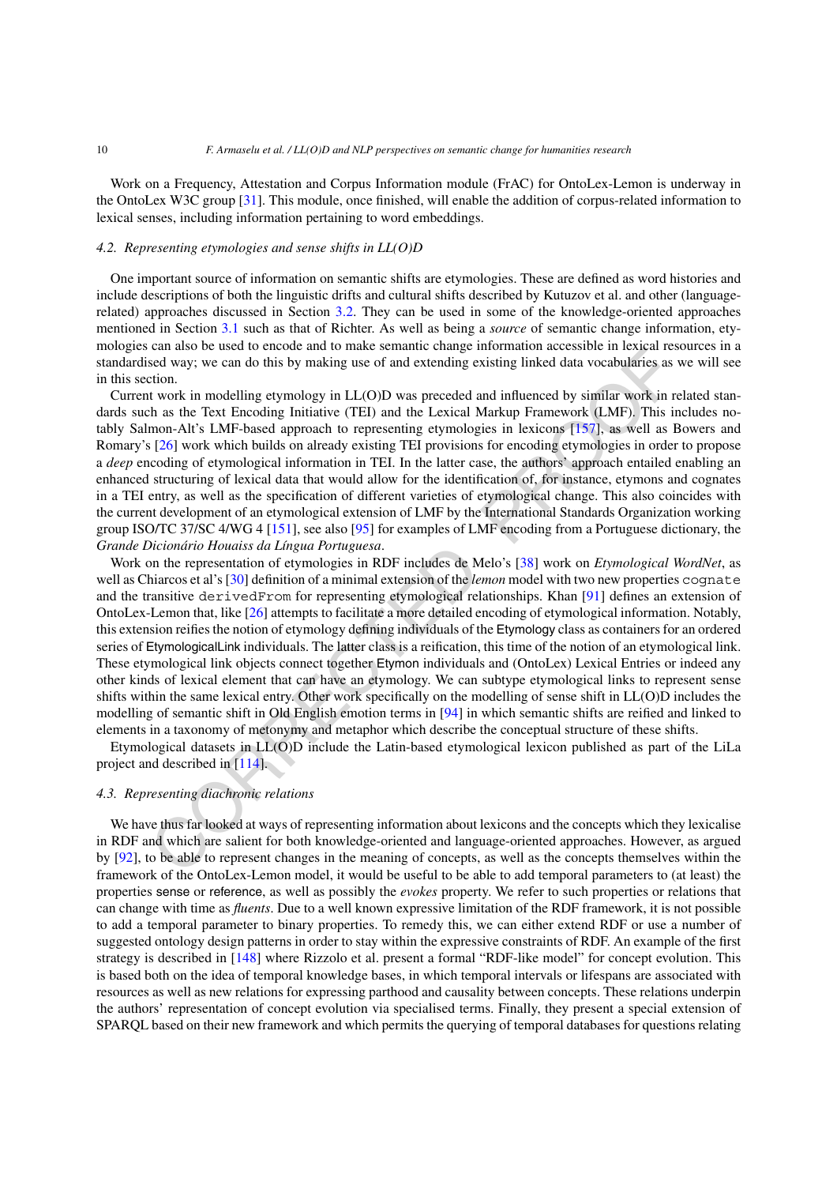Work on a Frequency, Attestation and Corpus Information module (FrAC) for OntoLex-Lemon is underway in the OntoLex W3C group [31]. This module, once finished, will enable the addition of corpus-related information to lexical senses, including information pertaining to word embeddings.

### 4.2. Representing etymologies and sense shifts in LL(O)D

One important source of information on semantic shifts are etymologies. These are defined as word histories and include descriptions of both the linguistic drifts and cultural shifts described by Kutuzov et al. and other (language-related) approaches discussed in Section 3.2. They can be used in some of the knowledge-oriented approaches mentioned in Section 3.1 such as that of Richter. As well as being a *source* of semantic change information, etymologies can also be used to encode and to make semantic change information accessible in lexical resources in a standardised way; we can do this by making use of and extending existing linked data vocabularies as we will see in this section.

Current work in modelling etymology in LL(O)D was preceded and influenced by similar work in related standards such as the Text Encoding Initiative (TEI) and the Lexical Markup Framework (LMF). This includes notably Salmon-Alt's LMF-based approach to representing etymologies in lexicons [157], as well as Bowers and Romary's [26] work which builds on already existing TEI provisions for encoding etymologies in order to propose a *deep* encoding of etymological information in TEI. In the latter case, the authors' approach entailed enabling an enhanced structuring of lexical data that would allow for the identification of, for instance, etymons and cognates in a TEI entry, as well as the specification of different varieties of etymological change. This also coincides with the current development of an etymological extension of LMF by the International Standards Organization working group ISO/TC 37/SC 4/WG 4 [151], see also [95] for examples of LMF encoding from a Portuguese dictionary, the *Grande Dicionário Houaiss da Língua Portuguesa*.

Work on the representation of etymologies in RDF includes de Melo's [38] work on *Etymological WordNet*, as well as Chiarcos et al's [30] definition of a minimal extension of the *lemon* model with two new properties `cognate` and the transitive `derivedFrom` for representing etymological relationships. Khan [91] defines an extension of OntoLex-Lemon that, like [26] attempts to facilitate a more detailed encoding of etymological information. Notably, this extension reifies the notion of etymology defining individuals of the Etymology class as containers for an ordered series of EtymologicalLink individuals. The latter class is a reification, this time of the notion of an etymological link. These etymological link objects connect together Etymon individuals and (OntoLex) Lexical Entries or indeed any other kinds of lexical element that can have an etymology. We can subtype etymological links to represent sense shifts within the same lexical entry. Other work specifically on the modelling of sense shift in LL(O)D includes the modelling of semantic shift in Old English emotion terms in [94] in which semantic shifts are reified and linked to elements in a taxonomy of metonymy and metaphor which describe the conceptual structure of these shifts.

Etymological datasets in LL(O)D include the Latin-based etymological lexicon published as part of the LiLa project and described in [114].

### 4.3. Representing diachronic relations

We have thus far looked at ways of representing information about lexicons and the concepts which they lexicalise in RDF and which are salient for both knowledge-oriented and language-oriented approaches. However, as argued by [92], to be able to represent changes in the meaning of concepts, as well as the concepts themselves within the framework of the OntoLex-Lemon model, it would be useful to be able to add temporal parameters to (at least) the properties sense or reference, as well as possibly the *evokes* property. We refer to such properties or relations that can change with time as *fluents*. Due to a well known expressive limitation of the RDF framework, it is not possible to add a temporal parameter to binary properties. To remedy this, we can either extend RDF or use a number of suggested ontology design patterns in order to stay within the expressive constraints of RDF. An example of the first strategy is described in [148] where Rizzolo et al. present a formal "RDF-like model" for concept evolution. This is based both on the idea of temporal knowledge bases, in which temporal intervals or lifespans are associated with resources as well as new relations for expressing parthood and causality between concepts. These relations underpin the authors' representation of concept evolution via specialised terms. Finally, they present a special extension of SPARQL based on their new framework and which permits the querying of temporal databases for questions relating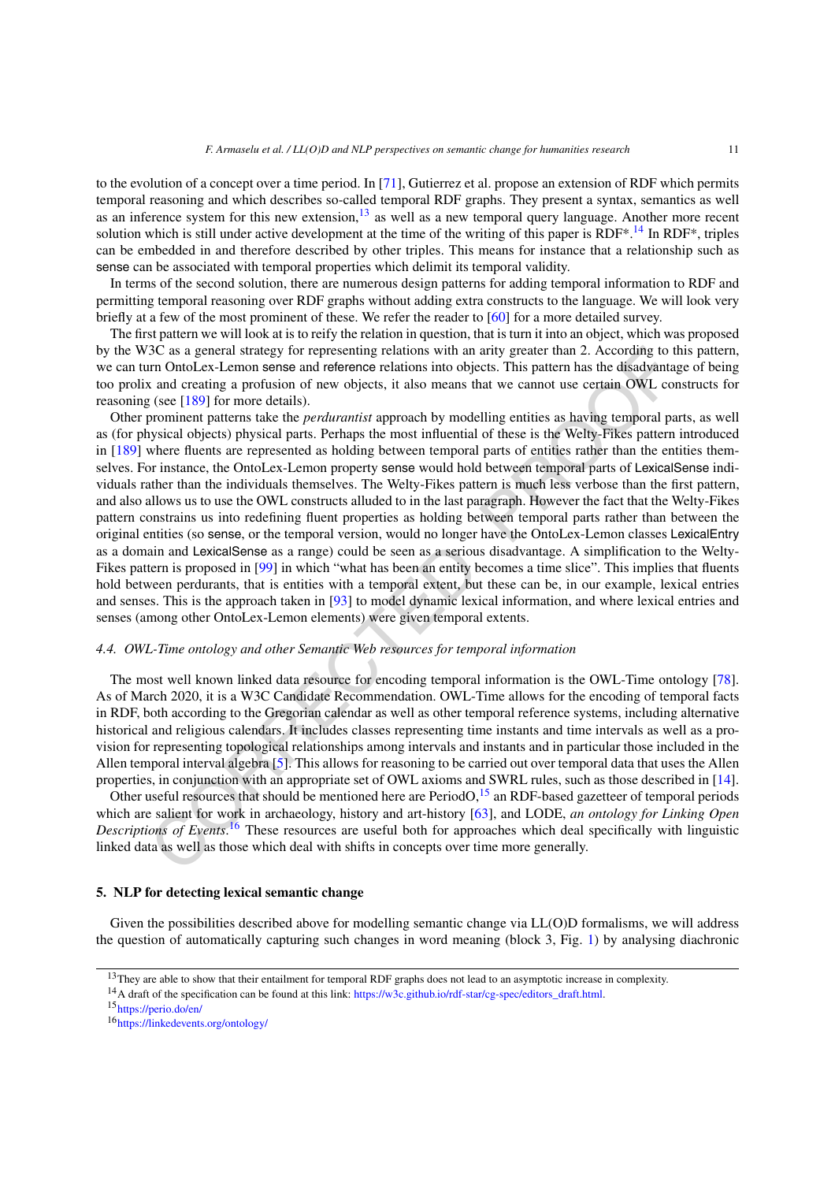to the evolution of a concept over a time period. In [71], Gutierrez et al. propose an extension of RDF which permits temporal reasoning and which describes so-called temporal RDF graphs. They present a syntax, semantics as well as an inference system for this new extension,[13] as well as a new temporal query language. Another more recent solution which is still under active development at the time of the writing of this paper is RDF*.[14] In RDF*, triples can be embedded in and therefore described by other triples. This means for instance that a relationship such as sense can be associated with temporal properties which delimit its temporal validity.

In terms of the second solution, there are numerous design patterns for adding temporal information to RDF and permitting temporal reasoning over RDF graphs without adding extra constructs to the language. We will look very briefly at a few of the most prominent of these. We refer the reader to [60] for a more detailed survey.

The first pattern we will look at is to reify the relation in question, that is turn it into an object, which was proposed by the W3C as a general strategy for representing relations with an arity greater than 2. According to this pattern, we can turn OntoLex-Lemon sense and reference relations into objects. This pattern has the disadvantage of being too prolix and creating a profusion of new objects, it also means that we cannot use certain OWL constructs for reasoning (see [189] for more details).

Other prominent patterns take the *perdurantist* approach by modelling entities as having temporal parts, as well as (for physical objects) physical parts. Perhaps the most influential of these is the Welty-Fikes pattern introduced in [189] where fluents are represented as holding between temporal parts of entities rather than the entities themselves. For instance, the OntoLex-Lemon property sense would hold between temporal parts of LexicalSense individuals rather than the individuals themselves. The Welty-Fikes pattern is much less verbose than the first pattern, and also allows us to use the OWL constructs alluded to in the last paragraph. However the fact that the Welty-Fikes pattern constrains us into redefining fluent properties as holding between temporal parts rather than between the original entities (so sense, or the temporal version, would no longer have the OntoLex-Lemon classes LexicalEntry as a domain and LexicalSense as a range) could be seen as a serious disadvantage. A simplification to the Welty-Fikes pattern is proposed in [99] in which "what has been an entity becomes a time slice". This implies that fluents hold between perdurants, that is entities with a temporal extent, but these can be, in our example, lexical entries and senses. This is the approach taken in [93] to model dynamic lexical information, and where lexical entries and senses (among other OntoLex-Lemon elements) were given temporal extents.

### 4.4. OWL-Time ontology and other Semantic Web resources for temporal information

The most well known linked data resource for encoding temporal information is the OWL-Time ontology [78]. As of March 2020, it is a W3C Candidate Recommendation. OWL-Time allows for the encoding of temporal facts in RDF, both according to the Gregorian calendar as well as other temporal reference systems, including alternative historical and religious calendars. It includes classes representing time instants and time intervals as well as a provision for representing topological relationships among intervals and instants and in particular those included in the Allen temporal interval algebra [5]. This allows for reasoning to be carried out over temporal data that uses the Allen properties, in conjunction with an appropriate set of OWL axioms and SWRL rules, such as those described in [14].

Other useful resources that should be mentioned here are PeriodO,[15] an RDF-based gazetteer of temporal periods which are salient for work in archaeology, history and art-history [63], and LODE, *an ontology for Linking Open Descriptions of Events*.[16] These resources are useful both for approaches which deal specifically with linguistic linked data as well as those which deal with shifts in concepts over time more generally.

## 5. NLP for detecting lexical semantic change

Given the possibilities described above for modelling semantic change via LL(O)D formalisms, we will address the question of automatically capturing such changes in word meaning (block 3, Fig. 1) by analysing diachronic

---

[13] They are able to show that their entailment for temporal RDF graphs does not lead to an asymptotic increase in complexity.

[14] A draft of the specification can be found at this link: https://w3c.github.io/rdf-star/cg-spec/editors_draft.html.

[15] https://perio.do/en/

[16] https://linkedevents.org/ontology/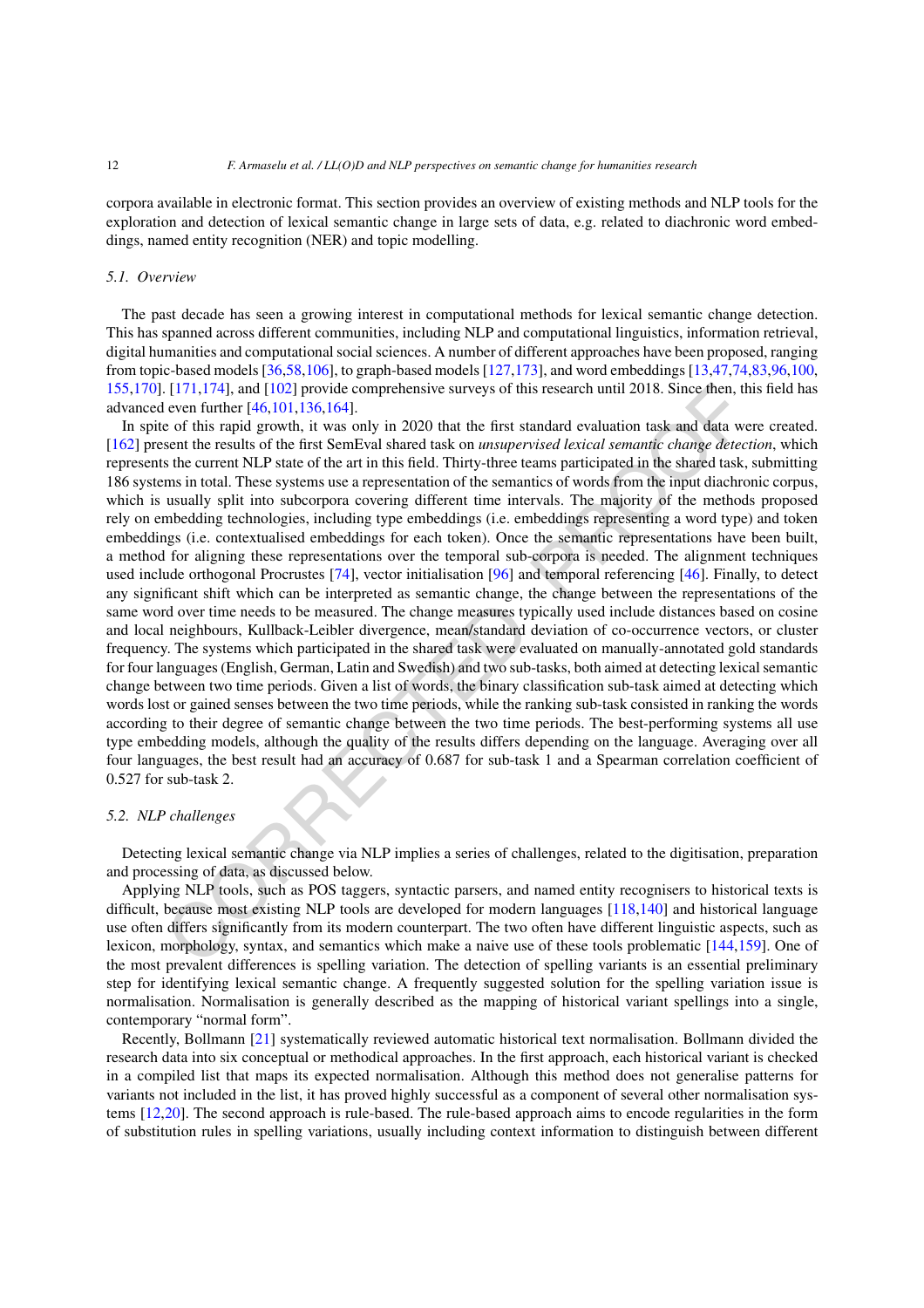corpora available in electronic format. This section provides an overview of existing methods and NLP tools for the exploration and detection of lexical semantic change in large sets of data, e.g. related to diachronic word embeddings, named entity recognition (NER) and topic modelling.

### 5.1. Overview

The past decade has seen a growing interest in computational methods for lexical semantic change detection. This has spanned across different communities, including NLP and computational linguistics, information retrieval, digital humanities and computational social sciences. A number of different approaches have been proposed, ranging from topic-based models [36,58,106], to graph-based models [127,173], and word embeddings [13,47,74,83,96,100, 155,170]. [171,174], and [102] provide comprehensive surveys of this research until 2018. Since then, this field has advanced even further [46,101,136,164].

In spite of this rapid growth, it was only in 2020 that the first standard evaluation task and data were created. [162] present the results of the first SemEval shared task on *unsupervised lexical semantic change detection*, which represents the current NLP state of the art in this field. Thirty-three teams participated in the shared task, submitting 186 systems in total. These systems use a representation of the semantics of words from the input diachronic corpus, which is usually split into subcorpora covering different time intervals. The majority of the methods proposed rely on embedding technologies, including type embeddings (i.e. embeddings representing a word type) and token embeddings (i.e. contextualised embeddings for each token). Once the semantic representations have been built, a method for aligning these representations over the temporal sub-corpora is needed. The alignment techniques used include orthogonal Procrustes [74], vector initialisation [96] and temporal referencing [46]. Finally, to detect any significant shift which can be interpreted as semantic change, the change between the representations of the same word over time needs to be measured. The change measures typically used include distances based on cosine and local neighbours, Kullback-Leibler divergence, mean/standard deviation of co-occurrence vectors, or cluster frequency. The systems which participated in the shared task were evaluated on manually-annotated gold standards for four languages (English, German, Latin and Swedish) and two sub-tasks, both aimed at detecting lexical semantic change between two time periods. Given a list of words, the binary classification sub-task aimed at detecting which words lost or gained senses between the two time periods, while the ranking sub-task consisted in ranking the words according to their degree of semantic change between the two time periods. The best-performing systems all use type embedding models, although the quality of the results differs depending on the language. Averaging over all four languages, the best result had an accuracy of 0.687 for sub-task 1 and a Spearman correlation coefficient of 0.527 for sub-task 2.

### 5.2. NLP challenges

Detecting lexical semantic change via NLP implies a series of challenges, related to the digitisation, preparation and processing of data, as discussed below.

Applying NLP tools, such as POS taggers, syntactic parsers, and named entity recognisers to historical texts is difficult, because most existing NLP tools are developed for modern languages [118,140] and historical language use often differs significantly from its modern counterpart. The two often have different linguistic aspects, such as lexicon, morphology, syntax, and semantics which make a naive use of these tools problematic [144,159]. One of the most prevalent differences is spelling variation. The detection of spelling variants is an essential preliminary step for identifying lexical semantic change. A frequently suggested solution for the spelling variation issue is normalisation. Normalisation is generally described as the mapping of historical variant spellings into a single, contemporary "normal form".

Recently, Bollmann [21] systematically reviewed automatic historical text normalisation. Bollmann divided the research data into six conceptual or methodical approaches. In the first approach, each historical variant is checked in a compiled list that maps its expected normalisation. Although this method does not generalise patterns for variants not included in the list, it has proved highly successful as a component of several other normalisation systems [12,20]. The second approach is rule-based. The rule-based approach aims to encode regularities in the form of substitution rules in spelling variations, usually including context information to distinguish between different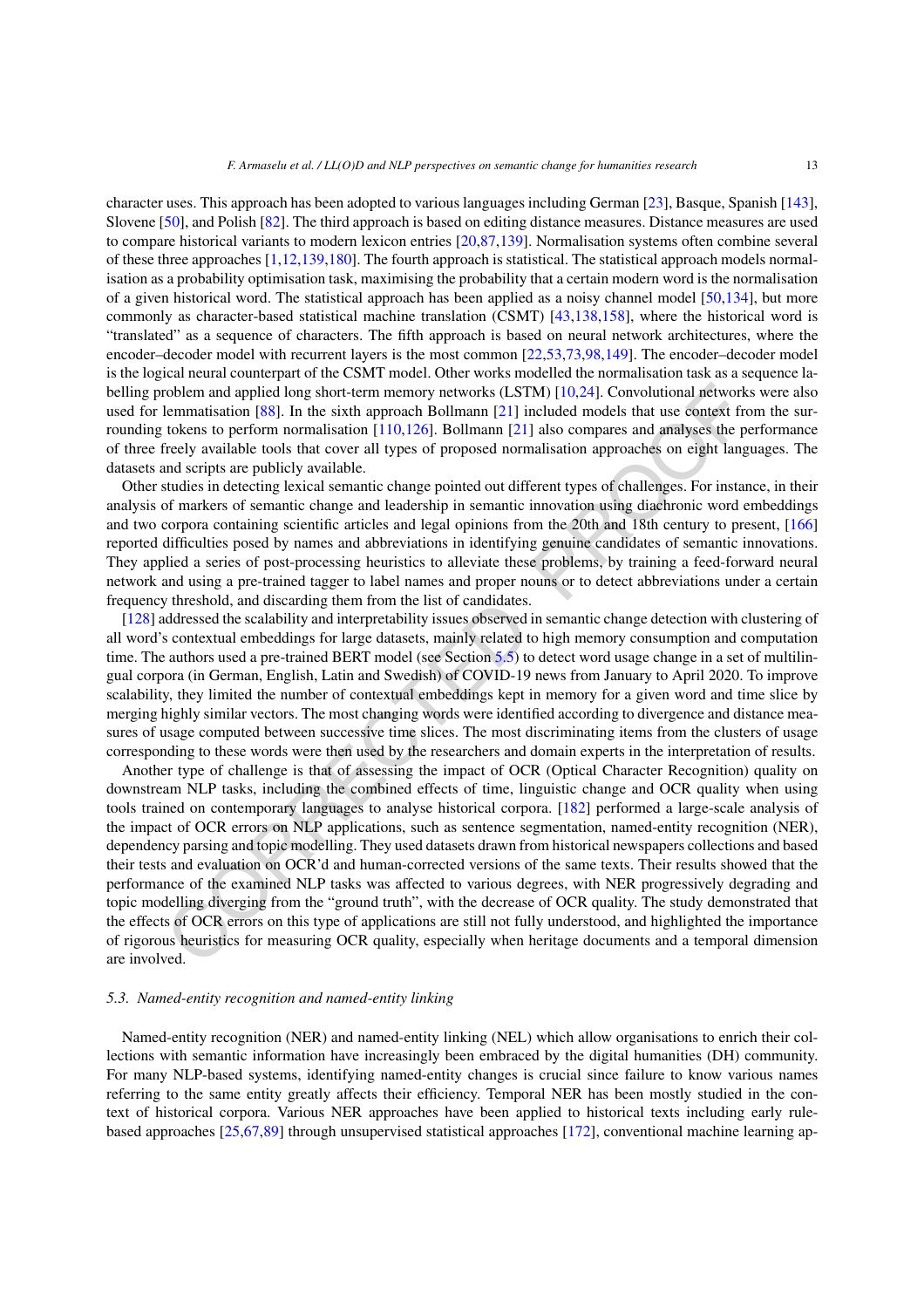character uses. This approach has been adopted to various languages including German [23], Basque, Spanish [143], Slovene [50], and Polish [82]. The third approach is based on editing distance measures. Distance measures are used to compare historical variants to modern lexicon entries [20,87,139]. Normalisation systems often combine several of these three approaches [1,12,139,180]. The fourth approach is statistical. The statistical approach models normalisation as a probability optimisation task, maximising the probability that a certain modern word is the normalisation of a given historical word. The statistical approach has been applied as a noisy channel model [50,134], but more commonly as character-based statistical machine translation (CSMT) [43,138,158], where the historical word is "translated" as a sequence of characters. The fifth approach is based on neural network architectures, where the encoder–decoder model with recurrent layers is the most common [22,53,73,98,149]. The encoder–decoder model is the logical neural counterpart of the CSMT model. Other works modelled the normalisation task as a sequence labelling problem and applied long short-term memory networks (LSTM) [10,24]. Convolutional networks were also used for lemmatisation [88]. In the sixth approach Bollmann [21] included models that use context from the surrounding tokens to perform normalisation [110,126]. Bollmann [21] also compares and analyses the performance of three freely available tools that cover all types of proposed normalisation approaches on eight languages. The datasets and scripts are publicly available.

Other studies in detecting lexical semantic change pointed out different types of challenges. For instance, in their analysis of markers of semantic change and leadership in semantic innovation using diachronic word embeddings and two corpora containing scientific articles and legal opinions from the 20th and 18th century to present, [166] reported difficulties posed by names and abbreviations in identifying genuine candidates of semantic innovations. They applied a series of post-processing heuristics to alleviate these problems, by training a feed-forward neural network and using a pre-trained tagger to label names and proper nouns or to detect abbreviations under a certain frequency threshold, and discarding them from the list of candidates.

[128] addressed the scalability and interpretability issues observed in semantic change detection with clustering of all word's contextual embeddings for large datasets, mainly related to high memory consumption and computation time. The authors used a pre-trained BERT model (see Section 5.5) to detect word usage change in a set of multilingual corpora (in German, English, Latin and Swedish) of COVID-19 news from January to April 2020. To improve scalability, they limited the number of contextual embeddings kept in memory for a given word and time slice by merging highly similar vectors. The most changing words were identified according to divergence and distance measures of usage computed between successive time slices. The most discriminating items from the clusters of usage corresponding to these words were then used by the researchers and domain experts in the interpretation of results.

Another type of challenge is that of assessing the impact of OCR (Optical Character Recognition) quality on downstream NLP tasks, including the combined effects of time, linguistic change and OCR quality when using tools trained on contemporary languages to analyse historical corpora. [182] performed a large-scale analysis of the impact of OCR errors on NLP applications, such as sentence segmentation, named-entity recognition (NER), dependency parsing and topic modelling. They used datasets drawn from historical newspapers collections and based their tests and evaluation on OCR'd and human-corrected versions of the same texts. Their results showed that the performance of the examined NLP tasks was affected to various degrees, with NER progressively degrading and topic modelling diverging from the "ground truth", with the decrease of OCR quality. The study demonstrated that the effects of OCR errors on this type of applications are still not fully understood, and highlighted the importance of rigorous heuristics for measuring OCR quality, especially when heritage documents and a temporal dimension are involved.

### 5.3. Named-entity recognition and named-entity linking

Named-entity recognition (NER) and named-entity linking (NEL) which allow organisations to enrich their collections with semantic information have increasingly been embraced by the digital humanities (DH) community. For many NLP-based systems, identifying named-entity changes is crucial since failure to know various names referring to the same entity greatly affects their efficiency. Temporal NER has been mostly studied in the context of historical corpora. Various NER approaches have been applied to historical texts including early rule-based approaches [25,67,89] through unsupervised statistical approaches [172], conventional machine learning ap-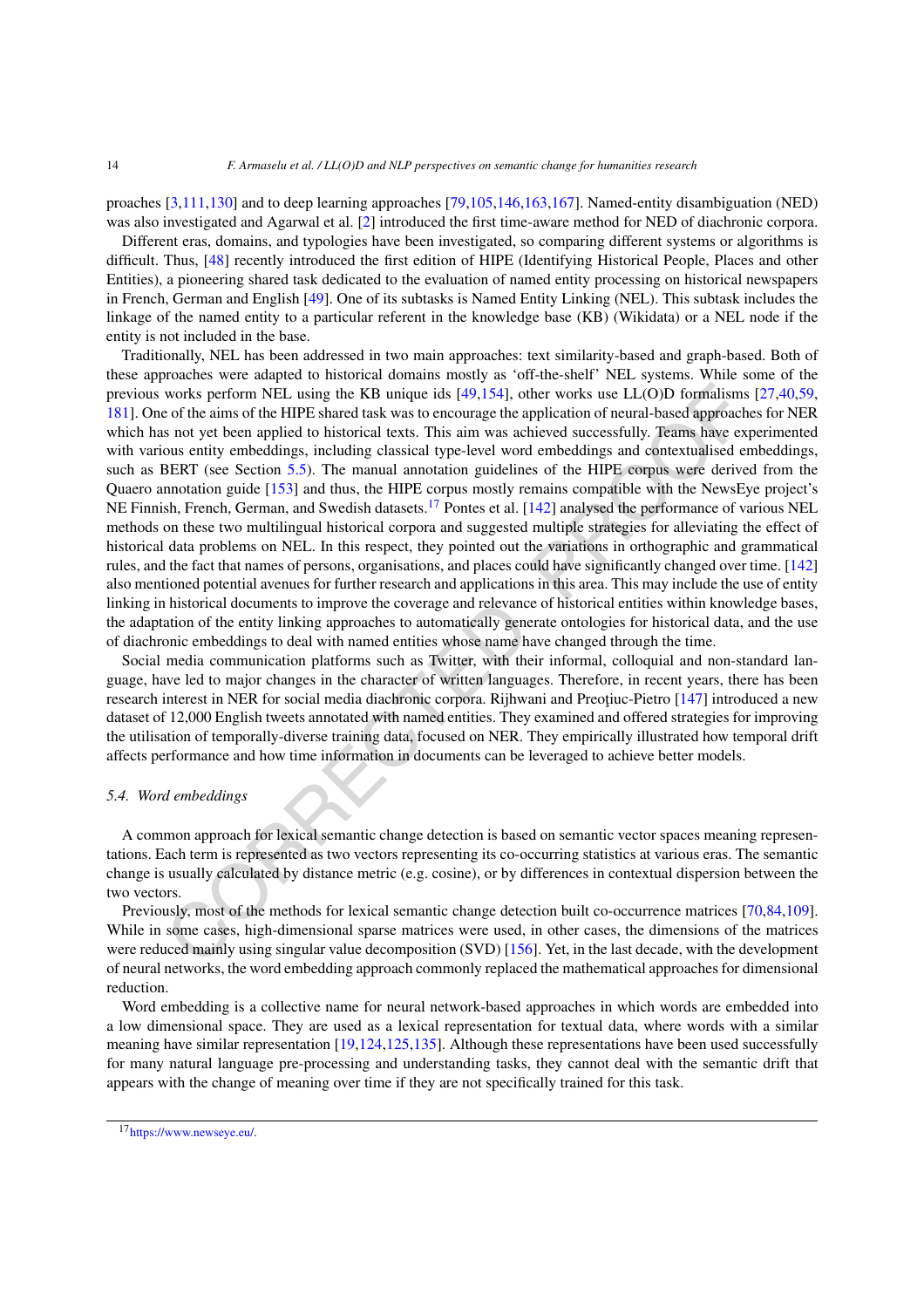proaches [3,111,130] and to deep learning approaches [79,105,146,163,167]. Named-entity disambiguation (NED) was also investigated and Agarwal et al. [2] introduced the first time-aware method for NED of diachronic corpora.

Different eras, domains, and typologies have been investigated, so comparing different systems or algorithms is difficult. Thus, [48] recently introduced the first edition of HIPE (Identifying Historical People, Places and other Entities), a pioneering shared task dedicated to the evaluation of named entity processing on historical newspapers in French, German and English [49]. One of its subtasks is Named Entity Linking (NEL). This subtask includes the linkage of the named entity to a particular referent in the knowledge base (KB) (Wikidata) or a NEL node if the entity is not included in the base.

Traditionally, NEL has been addressed in two main approaches: text similarity-based and graph-based. Both of these approaches were adapted to historical domains mostly as 'off-the-shelf' NEL systems. While some of the previous works perform NEL using the KB unique ids [49,154], other works use LL(O)D formalisms [27,40,59, 181]. One of the aims of the HIPE shared task was to encourage the application of neural-based approaches for NER which has not yet been applied to historical texts. This aim was achieved successfully. Teams have experimented with various entity embeddings, including classical type-level word embeddings and contextualised embeddings, such as BERT (see Section 5.5). The manual annotation guidelines of the HIPE corpus were derived from the Quaero annotation guide [153] and thus, the HIPE corpus mostly remains compatible with the NewsEye project's NE Finnish, French, German, and Swedish datasets.[17] Pontes et al. [142] analysed the performance of various NEL methods on these two multilingual historical corpora and suggested multiple strategies for alleviating the effect of historical data problems on NEL. In this respect, they pointed out the variations in orthographic and grammatical rules, and the fact that names of persons, organisations, and places could have significantly changed over time. [142] also mentioned potential avenues for further research and applications in this area. This may include the use of entity linking in historical documents to improve the coverage and relevance of historical entities within knowledge bases, the adaptation of the entity linking approaches to automatically generate ontologies for historical data, and the use of diachronic embeddings to deal with named entities whose name have changed through the time.

Social media communication platforms such as Twitter, with their informal, colloquial and non-standard language, have led to major changes in the character of written languages. Therefore, in recent years, there has been research interest in NER for social media diachronic corpora. Rijhwani and Preoţiuc-Pietro [147] introduced a new dataset of 12,000 English tweets annotated with named entities. They examined and offered strategies for improving the utilisation of temporally-diverse training data, focused on NER. They empirically illustrated how temporal drift affects performance and how time information in documents can be leveraged to achieve better models.

### 5.4. Word embeddings

A common approach for lexical semantic change detection is based on semantic vector spaces meaning representations. Each term is represented as two vectors representing its co-occurring statistics at various eras. The semantic change is usually calculated by distance metric (e.g. cosine), or by differences in contextual dispersion between the two vectors.

Previously, most of the methods for lexical semantic change detection built co-occurrence matrices [70,84,109]. While in some cases, high-dimensional sparse matrices were used, in other cases, the dimensions of the matrices were reduced mainly using singular value decomposition (SVD) [156]. Yet, in the last decade, with the development of neural networks, the word embedding approach commonly replaced the mathematical approaches for dimensional reduction.

Word embedding is a collective name for neural network-based approaches in which words are embedded into a low dimensional space. They are used as a lexical representation for textual data, where words with a similar meaning have similar representation [19,124,125,135]. Although these representations have been used successfully for many natural language pre-processing and understanding tasks, they cannot deal with the semantic drift that appears with the change of meaning over time if they are not specifically trained for this task.

[17] https://www.newseye.eu/.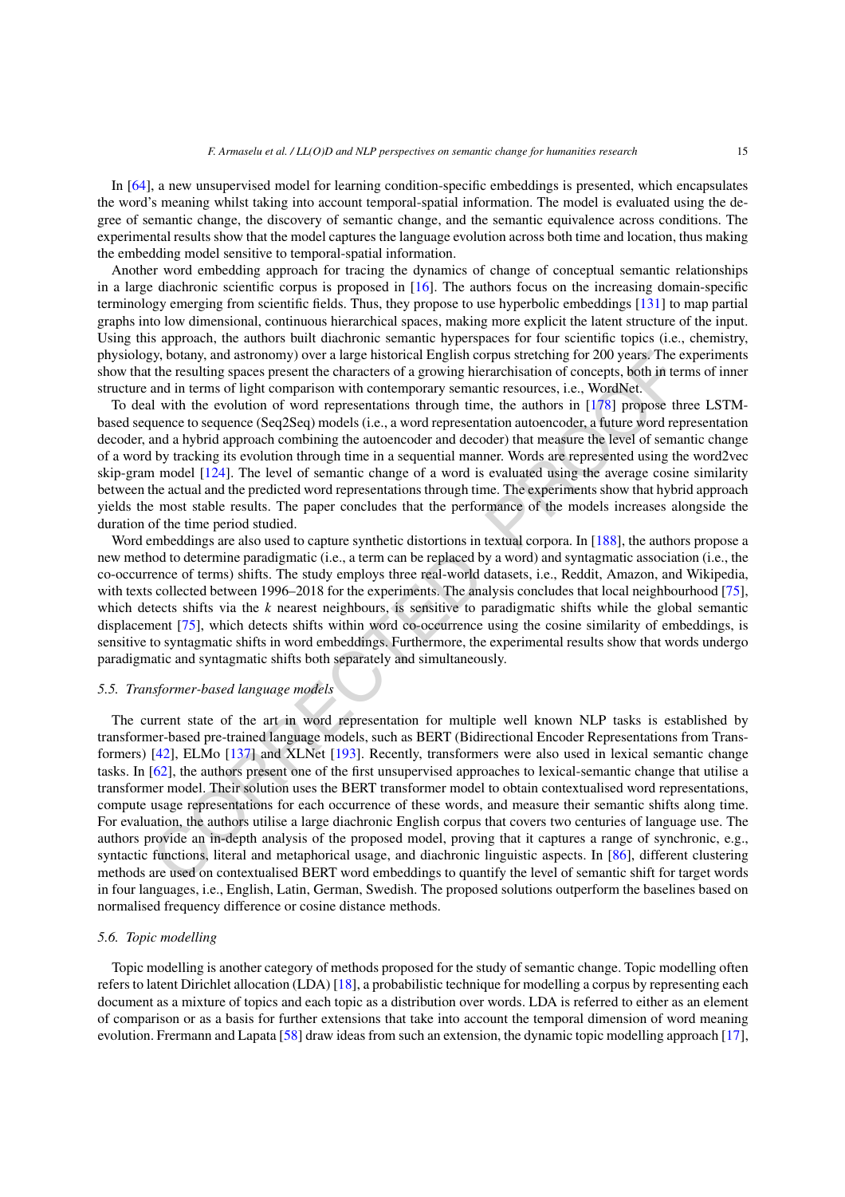In [64], a new unsupervised model for learning condition-specific embeddings is presented, which encapsulates the word's meaning whilst taking into account temporal-spatial information. The model is evaluated using the degree of semantic change, the discovery of semantic change, and the semantic equivalence across conditions. The experimental results show that the model captures the language evolution across both time and location, thus making the embedding model sensitive to temporal-spatial information.

Another word embedding approach for tracing the dynamics of change of conceptual semantic relationships in a large diachronic scientific corpus is proposed in [16]. The authors focus on the increasing domain-specific terminology emerging from scientific fields. Thus, they propose to use hyperbolic embeddings [131] to map partial graphs into low dimensional, continuous hierarchical spaces, making more explicit the latent structure of the input. Using this approach, the authors built diachronic semantic hyperspaces for four scientific topics (i.e., chemistry, physiology, botany, and astronomy) over a large historical English corpus stretching for 200 years. The experiments show that the resulting spaces present the characters of a growing hierarchisation of concepts, both in terms of inner structure and in terms of light comparison with contemporary semantic resources, i.e., WordNet.

To deal with the evolution of word representations through time, the authors in [178] propose three LSTM-based sequence to sequence (Seq2Seq) models (i.e., a word representation autoencoder, a future word representation decoder, and a hybrid approach combining the autoencoder and decoder) that measure the level of semantic change of a word by tracking its evolution through time in a sequential manner. Words are represented using the word2vec skip-gram model [124]. The level of semantic change of a word is evaluated using the average cosine similarity between the actual and the predicted word representations through time. The experiments show that hybrid approach yields the most stable results. The paper concludes that the performance of the models increases alongside the duration of the time period studied.

Word embeddings are also used to capture synthetic distortions in textual corpora. In [188], the authors propose a new method to determine paradigmatic (i.e., a term can be replaced by a word) and syntagmatic association (i.e., the co-occurrence of terms) shifts. The study employs three real-world datasets, i.e., Reddit, Amazon, and Wikipedia, with texts collected between 1996–2018 for the experiments. The analysis concludes that local neighbourhood [75], which detects shifts via the $k$ nearest neighbours, is sensitive to paradigmatic shifts while the global semantic displacement [75], which detects shifts within word co-occurrence using the cosine similarity of embeddings, is sensitive to syntagmatic shifts in word embeddings. Furthermore, the experimental results show that words undergo paradigmatic and syntagmatic shifts both separately and simultaneously.

### 5.5. *Transformer-based language models*

The current state of the art in word representation for multiple well known NLP tasks is established by transformer-based pre-trained language models, such as BERT (Bidirectional Encoder Representations from Transformers) [42], ELMo [137] and XLNet [193]. Recently, transformers were also used in lexical semantic change tasks. In [62], the authors present one of the first unsupervised approaches to lexical-semantic change that utilise a transformer model. Their solution uses the BERT transformer model to obtain contextualised word representations, compute usage representations for each occurrence of these words, and measure their semantic shifts along time. For evaluation, the authors utilise a large diachronic English corpus that covers two centuries of language use. The authors provide an in-depth analysis of the proposed model, proving that it captures a range of synchronic, e.g., syntactic functions, literal and metaphorical usage, and diachronic linguistic aspects. In [86], different clustering methods are used on contextualised BERT word embeddings to quantify the level of semantic shift for target words in four languages, i.e., English, Latin, German, Swedish. The proposed solutions outperform the baselines based on normalised frequency difference or cosine distance methods.

### 5.6. *Topic modelling*

Topic modelling is another category of methods proposed for the study of semantic change. Topic modelling often refers to latent Dirichlet allocation (LDA) [18], a probabilistic technique for modelling a corpus by representing each document as a mixture of topics and each topic as a distribution over words. LDA is referred to either as an element of comparison or as a basis for further extensions that take into account the temporal dimension of word meaning evolution. Fremann and Lapata [58] draw ideas from such an extension, the dynamic topic modelling approach [17],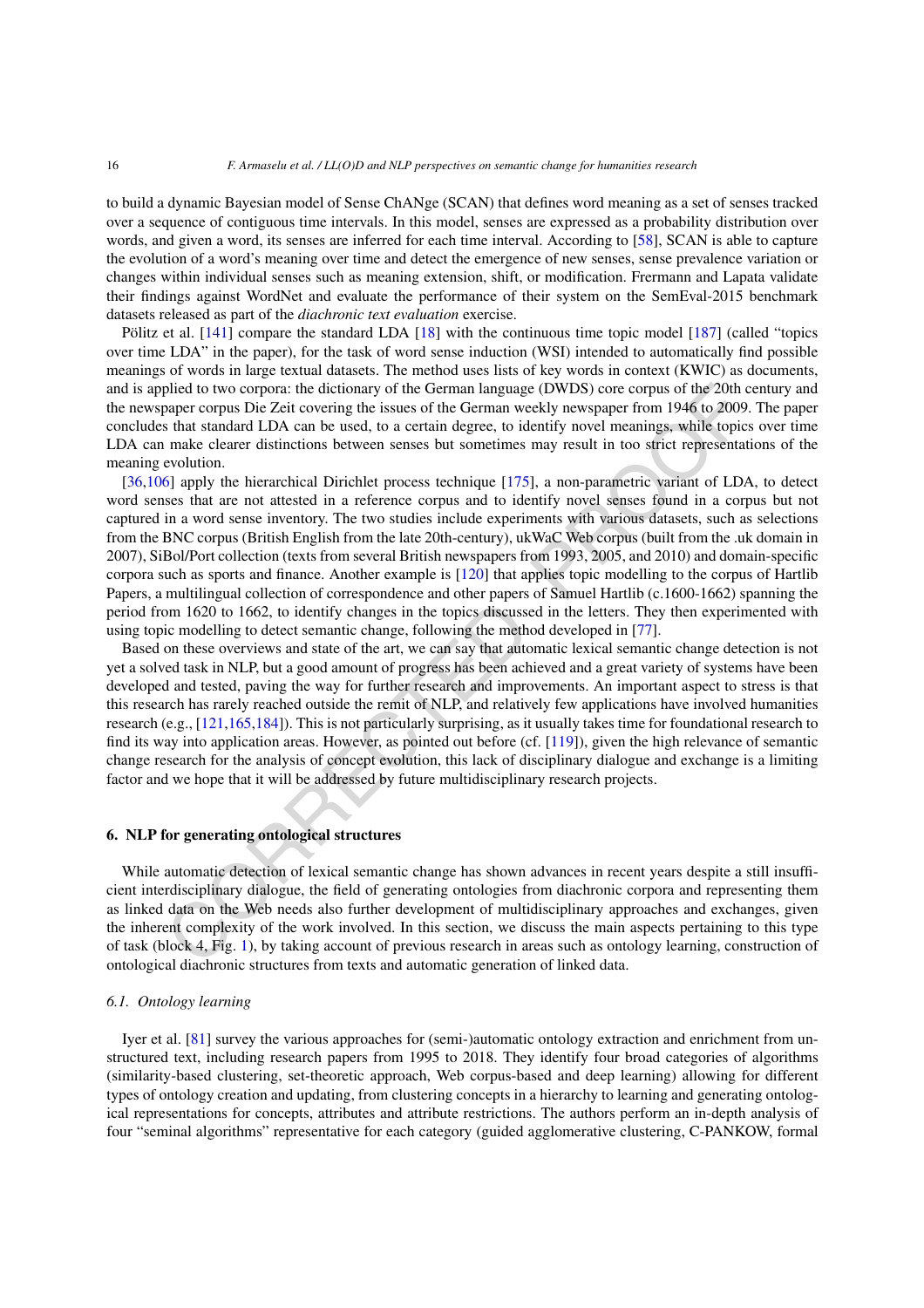to build a dynamic Bayesian model of Sense ChANge (SCAN) that defines word meaning as a set of senses tracked over a sequence of contiguous time intervals. In this model, senses are expressed as a probability distribution over words, and given a word, its senses are inferred for each time interval. According to [58], SCAN is able to capture the evolution of a word's meaning over time and detect the emergence of new senses, sense prevalence variation or changes within individual senses such as meaning extension, shift, or modification. Frermann and Lapata validate their findings against WordNet and evaluate the performance of their system on the SemEval-2015 benchmark datasets released as part of the *diachronic text evaluation* exercise.

Pölitz et al. [141] compare the standard LDA [18] with the continuous time topic model [187] (called "topics over time LDA" in the paper), for the task of word sense induction (WSI) intended to automatically find possible meanings of words in large textual datasets. The method uses lists of key words in context (KWIC) as documents, and is applied to two corpora: the dictionary of the German language (DWDS) core corpus of the 20th century and the newspaper corpus Die Zeit covering the issues of the German weekly newspaper from 1946 to 2009. The paper concludes that standard LDA can be used, to a certain degree, to identify novel meanings, while topics over time LDA can make clearer distinctions between senses but sometimes may result in too strict representations of the meaning evolution.

[36,106] apply the hierarchical Dirichlet process technique [175], a non-parametric variant of LDA, to detect word senses that are not attested in a reference corpus and to identify novel senses found in a corpus but not captured in a word sense inventory. The two studies include experiments with various datasets, such as selections from the BNC corpus (British English from the late 20th-century), ukWaC Web corpus (built from the .uk domain in 2007), SiBol/Port collection (texts from several British newspapers from 1993, 2005, and 2010) and domain-specific corpora such as sports and finance. Another example is [120] that applies topic modelling to the corpus of Hartlib Papers, a multilingual collection of correspondence and other papers of Samuel Hartlib (c.1600-1662) spanning the period from 1620 to 1662, to identify changes in the topics discussed in the letters. They then experimented with using topic modelling to detect semantic change, following the method developed in [77].

Based on these overviews and state of the art, we can say that automatic lexical semantic change detection is not yet a solved task in NLP, but a good amount of progress has been achieved and a great variety of systems have been developed and tested, paving the way for further research and improvements. An important aspect to stress is that this research has rarely reached outside the remit of NLP, and relatively few applications have involved humanities research (e.g., [121,165,184]). This is not particularly surprising, as it usually takes time for foundational research to find its way into application areas. However, as pointed out before (cf. [119]), given the high relevance of semantic change research for the analysis of concept evolution, this lack of disciplinary dialogue and exchange is a limiting factor and we hope that it will be addressed by future multidisciplinary research projects.

## 6. NLP for generating ontological structures

While automatic detection of lexical semantic change has shown advances in recent years despite a still insufficient interdisciplinary dialogue, the field of generating ontologies from diachronic corpora and representing them as linked data on the Web needs also further development of multidisciplinary approaches and exchanges, given the inherent complexity of the work involved. In this section, we discuss the main aspects pertaining to this type of task (block 4, Fig. 1), by taking account of previous research in areas such as ontology learning, construction of ontological diachronic structures from texts and automatic generation of linked data.

### 6.1. Ontology learning

Iyer et al. [81] survey the various approaches for (semi-)automatic ontology extraction and enrichment from unstructured text, including research papers from 1995 to 2018. They identify four broad categories of algorithms (similarity-based clustering, set-theoretic approach, Web corpus-based and deep learning) allowing for different types of ontology creation and updating, from clustering concepts in a hierarchy to learning and generating ontological representations for concepts, attributes and attribute restrictions. The authors perform an in-depth analysis of four "seminal algorithms" representative for each category (guided agglomerative clustering, C-PANKOW, formal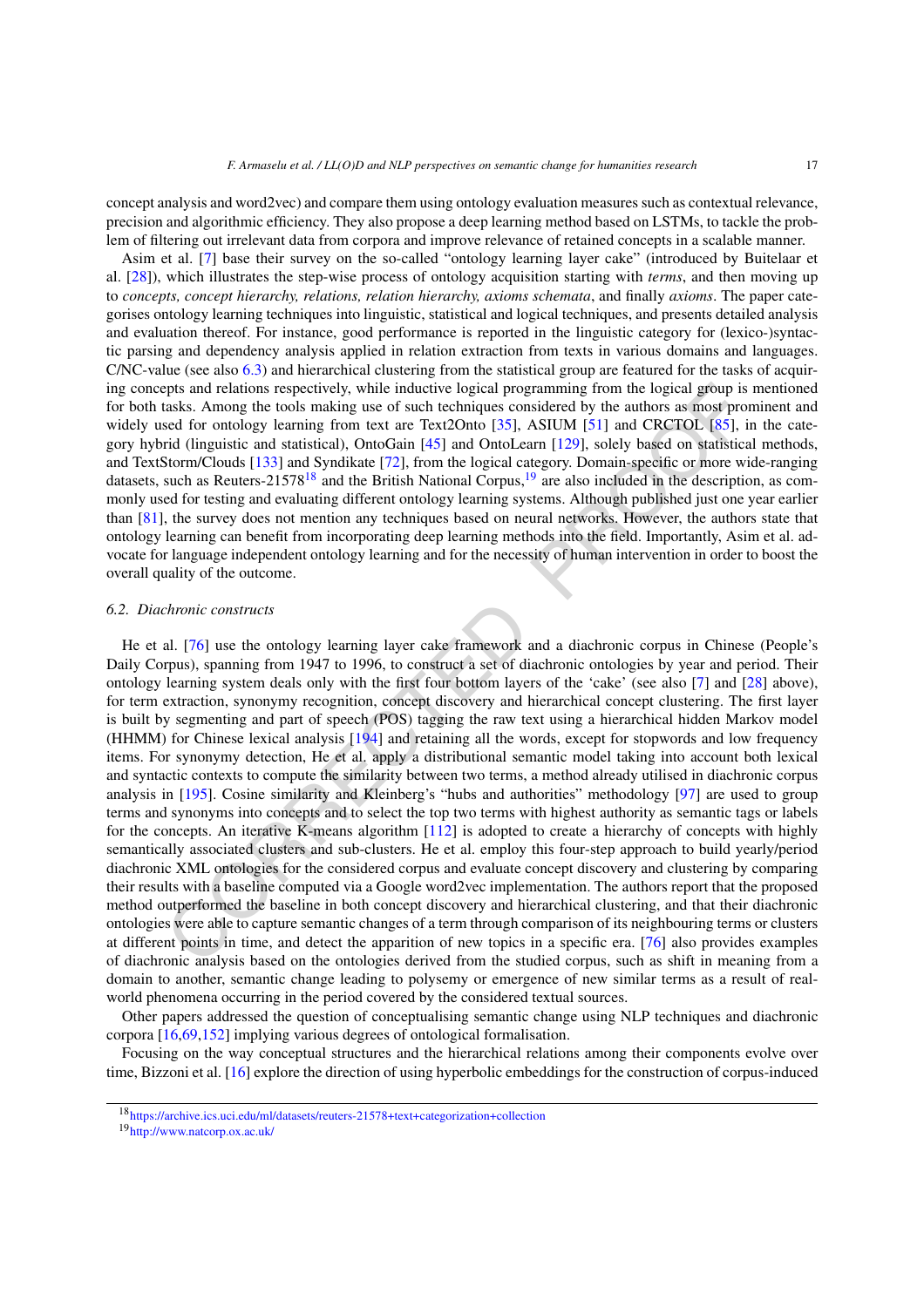concept analysis and word2vec) and compare them using ontology evaluation measures such as contextual relevance, precision and algorithmic efficiency. They also propose a deep learning method based on LSTMs, to tackle the problem of filtering out irrelevant data from corpora and improve relevance of retained concepts in a scalable manner.

Asim et al. [7] base their survey on the so-called "ontology learning layer cake" (introduced by Buitelaar et al. [28]), which illustrates the step-wise process of ontology acquisition starting with *terms*, and then moving up to *concepts, concept hierarchy, relations, relation hierarchy, axioms schemata*, and finally *axioms*. The paper categorises ontology learning techniques into linguistic, statistical and logical techniques, and presents detailed analysis and evaluation thereof. For instance, good performance is reported in the linguistic category for (lexico-)syntactic parsing and dependency analysis applied in relation extraction from texts in various domains and languages. C/NC-value (see also 6.3) and hierarchical clustering from the statistical group are featured for the tasks of acquiring concepts and relations respectively, while inductive logical programming from the logical group is mentioned for both tasks. Among the tools making use of such techniques considered by the authors as most prominent and widely used for ontology learning from text are Text2Onto [35], ASIUM [51] and CRCTOL [85], in the category hybrid (linguistic and statistical), OntoGain [45] and OntoLearn [129], solely based on statistical methods, and TextStorm/Clouds [133] and Syndikate [72], from the logical category. Domain-specific or more wide-ranging datasets, such as Reuters-21578[18] and the British National Corpus,[19] are also included in the description, as commonly used for testing and evaluating different ontology learning systems. Although published just one year earlier than [81], the survey does not mention any techniques based on neural networks. However, the authors state that ontology learning can benefit from incorporating deep learning methods into the field. Importantly, Asim et al. advocate for language independent ontology learning and for the necessity of human intervention in order to boost the overall quality of the outcome.

### 6.2. Diachronic constructs

He et al. [76] use the ontology learning layer cake framework and a diachronic corpus in Chinese (People's Daily Corpus), spanning from 1947 to 1996, to construct a set of diachronic ontologies by year and period. Their ontology learning system deals only with the first four bottom layers of the 'cake' (see also [7] and [28] above), for term extraction, synonymy recognition, concept discovery and hierarchical concept clustering. The first layer is built by segmenting and part of speech (POS) tagging the raw text using a hierarchical hidden Markov model (HHMM) for Chinese lexical analysis [194] and retaining all the words, except for stopwords and low frequency items. For synonymy detection, He et al. apply a distributional semantic model taking into account both lexical and syntactic contexts to compute the similarity between two terms, a method already utilised in diachronic corpus analysis in [195]. Cosine similarity and Kleinberg's "hubs and authorities" methodology [97] are used to group terms and synonyms into concepts and to select the top two terms with highest authority as semantic tags or labels for the concepts. An iterative K-means algorithm [112] is adopted to create a hierarchy of concepts with highly semantically associated clusters and sub-clusters. He et al. employ this four-step approach to build yearly/period diachronic XML ontologies for the considered corpus and evaluate concept discovery and clustering by comparing their results with a baseline computed via a Google word2vec implementation. The authors report that the proposed method outperformed the baseline in both concept discovery and hierarchical clustering, and that their diachronic ontologies were able to capture semantic changes of a term through comparison of its neighbouring terms or clusters at different points in time, and detect the apparition of new topics in a specific era. [76] also provides examples of diachronic analysis based on the ontologies derived from the studied corpus, such as shift in meaning from a domain to another, semantic change leading to polysemy or emergence of new similar terms as a result of real-world phenomena occurring in the period covered by the considered textual sources.

Other papers addressed the question of conceptualising semantic change using NLP techniques and diachronic corpora [16,69,152] implying various degrees of ontological formalisation.

Focusing on the way conceptual structures and the hierarchical relations among their components evolve over time, Bizzoni et al. [16] explore the direction of using hyperbolic embeddings for the construction of corpus-induced

[18] https://archive.ics.uci.edu/ml/datasets/reuters-21578+text+categorization+collection

[19] http://www.natcorp.ox.ac.uk/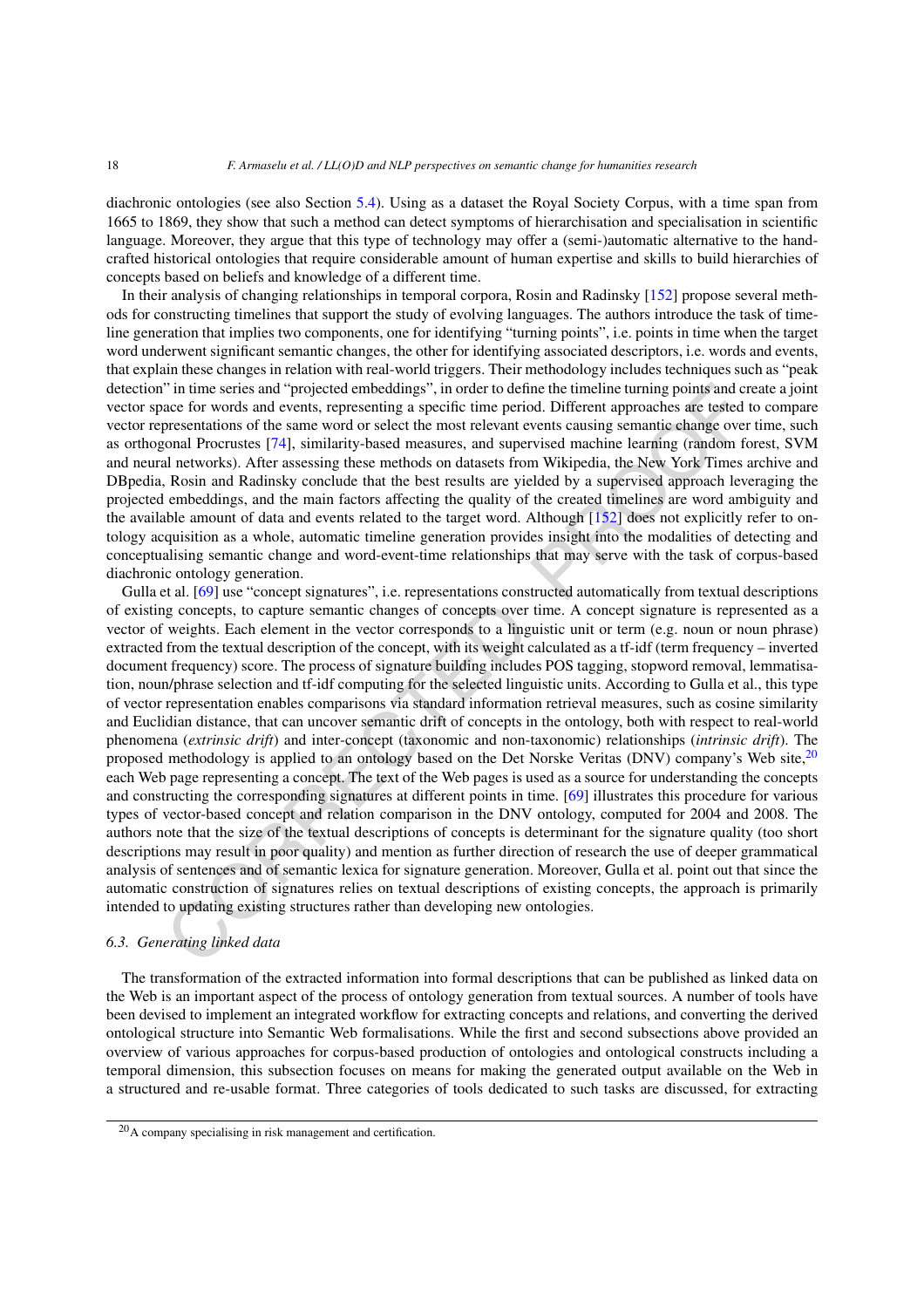diachronic ontologies (see also Section 5.4). Using as a dataset the Royal Society Corpus, with a time span from 1665 to 1869, they show that such a method can detect symptoms of hierarchisation and specialisation in scientific language. Moreover, they argue that this type of technology may offer a (semi-)automatic alternative to the hand-crafted historical ontologies that require considerable amount of human expertise and skills to build hierarchies of concepts based on beliefs and knowledge of a different time.

In their analysis of changing relationships in temporal corpora, Rosin and Radinsky [152] propose several methods for constructing timelines that support the study of evolving languages. The authors introduce the task of timeline generation that implies two components, one for identifying "turning points", i.e. points in time when the target word underwent significant semantic changes, the other for identifying associated descriptors, i.e. words and events, that explain these changes in relation with real-world triggers. Their methodology includes techniques such as "peak detection" in time series and "projected embeddings", in order to define the timeline turning points and create a joint vector space for words and events, representing a specific time period. Different approaches are tested to compare vector representations of the same word or select the most relevant events causing semantic change over time, such as orthogonal Procrustes [74], similarity-based measures, and supervised machine learning (random forest, SVM and neural networks). After assessing these methods on datasets from Wikipedia, the New York Times archive and DBpedia, Rosin and Radinsky conclude that the best results are yielded by a supervised approach leveraging the projected embeddings, and the main factors affecting the quality of the created timelines are word ambiguity and the available amount of data and events related to the target word. Although [152] does not explicitly refer to ontology acquisition as a whole, automatic timeline generation provides insight into the modalities of detecting and conceptualising semantic change and word-event-time relationships that may serve with the task of corpus-based diachronic ontology generation.

Gulla et al. [69] use "concept signatures", i.e. representations constructed automatically from textual descriptions of existing concepts, to capture semantic changes of concepts over time. A concept signature is represented as a vector of weights. Each element in the vector corresponds to a linguistic unit or term (e.g. noun or noun phrase) extracted from the textual description of the concept, with its weight calculated as a tf-idf (term frequency – inverted document frequency) score. The process of signature building includes POS tagging, stopword removal, lemmatisation, noun/phrase selection and tf-idf computing for the selected linguistic units. According to Gulla et al., this type of vector representation enables comparisons via standard information retrieval measures, such as cosine similarity and Euclidian distance, that can uncover semantic drift of concepts in the ontology, both with respect to real-world phenomena (*extrinsic drift*) and inter-concept (taxonomic and non-taxonomic) relationships (*intrinsic drift*). The proposed methodology is applied to an ontology based on the Det Norske Veritas (DNV) company's Web site,[20] each Web page representing a concept. The text of the Web pages is used as a source for understanding the concepts and constructing the corresponding signatures at different points in time. [69] illustrates this procedure for various types of vector-based concept and relation comparison in the DNV ontology, computed for 2004 and 2008. The authors note that the size of the textual descriptions of concepts is determinant for the signature quality (too short descriptions may result in poor quality) and mention as further direction of research the use of deeper grammatical analysis of sentences and of semantic lexica for signature generation. Moreover, Gulla et al. point out that since the automatic construction of signatures relies on textual descriptions of existing concepts, the approach is primarily intended to updating existing structures rather than developing new ontologies.

### 6.3. Generating linked data

The transformation of the extracted information into formal descriptions that can be published as linked data on the Web is an important aspect of the process of ontology generation from textual sources. A number of tools have been devised to implement an integrated workflow for extracting concepts and relations, and converting the derived ontological structure into Semantic Web formalisations. While the first and second subsections above provided an overview of various approaches for corpus-based production of ontologies and ontological constructs including a temporal dimension, this subsection focuses on means for making the generated output available on the Web in a structured and re-usable format. Three categories of tools dedicated to such tasks are discussed, for extracting

[20] A company specialising in risk management and certification.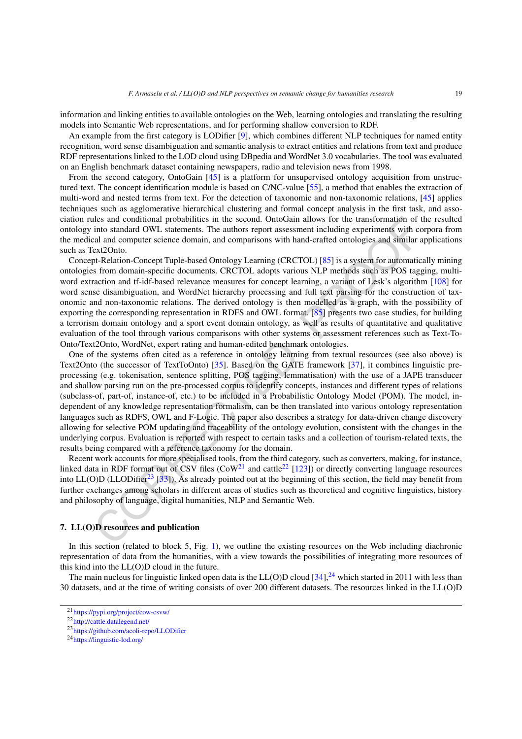information and linking entities to available ontologies on the Web, learning ontologies and translating the resulting models into Semantic Web representations, and for performing shallow conversion to RDF.

An example from the first category is LODifier [9], which combines different NLP techniques for named entity recognition, word sense disambiguation and semantic analysis to extract entities and relations from text and produce RDF representations linked to the LOD cloud using DBpedia and WordNet 3.0 vocabularies. The tool was evaluated on an English benchmark dataset containing newspapers, radio and television news from 1998.

From the second category, OntoGain [45] is a platform for unsupervised ontology acquisition from unstructured text. The concept identification module is based on C/NC-value [55], a method that enables the extraction of multi-word and nested terms from text. For the detection of taxonomic and non-taxonomic relations, [45] applies techniques such as agglomerative hierarchical clustering and formal concept analysis in the first task, and association rules and conditional probabilities in the second. OntoGain allows for the transformation of the resulted ontology into standard OWL statements. The authors report assessment including experiments with corpora from the medical and computer science domain, and comparisons with hand-crafted ontologies and similar applications such as Text2Onto.

Concept-Relation-Concept Tuple-based Ontology Learning (CRCTOL) [85] is a system for automatically mining ontologies from domain-specific documents. CRCTOL adopts various NLP methods such as POS tagging, multi-word extraction and tf-idf-based relevance measures for concept learning, a variant of Lesk's algorithm [108] for word sense disambiguation, and WordNet hierarchy processing and full text parsing for the construction of taxonomic and non-taxonomic relations. The derived ontology is then modelled as a graph, with the possibility of exporting the corresponding representation in RDFS and OWL format. [85] presents two case studies, for building a terrorism domain ontology and a sport event domain ontology, as well as results of quantitative and qualitative evaluation of the tool through various comparisons with other systems or assessment references such as Text-To-Onto/Text2Onto, WordNet, expert rating and human-edited benchmark ontologies.

One of the systems often cited as a reference in ontology learning from textual resources (see also above) is Text2Onto (the successor of TextToOnto) [35]. Based on the GATE framework [37], it combines linguistic pre-processing (e.g. tokenisation, sentence splitting, POS tagging, lemmatisation) with the use of a JAPE transducer and shallow parsing run on the pre-processed corpus to identify concepts, instances and different types of relations (subclass-of, part-of, instance-of, etc.) to be included in a Probabilistic Ontology Model (POM). The model, independent of any knowledge representation formalism, can be then translated into various ontology representation languages such as RDFS, OWL and F-Logic. The paper also describes a strategy for data-driven change discovery allowing for selective POM updating and traceability of the ontology evolution, consistent with the changes in the underlying corpus. Evaluation is reported with respect to certain tasks and a collection of tourism-related texts, the results being compared with a reference taxonomy for the domain.

Recent work accounts for more specialised tools, from the third category, such as converters, making, for instance, linked data in RDF format out of CSV files (CoW[21] and cattle[22] [123]) or directly converting language resources into LL(O)D (LLODifier[23] [33]). As already pointed out at the beginning of this section, the field may benefit from further exchanges among scholars in different areas of studies such as theoretical and cognitive linguistics, history and philosophy of language, digital humanities, NLP and Semantic Web.

## 7. LL(O)D resources and publication

In this section (related to block 5, Fig. 1), we outline the existing resources on the Web including diachronic representation of data from the humanities, with a view towards the possibilities of integrating more resources of this kind into the LL(O)D cloud in the future.

The main nucleus for linguistic linked open data is the LL(O)D cloud [34],[24] which started in 2011 with less than 30 datasets, and at the time of writing consists of over 200 different datasets. The resources linked in the LL(O)D

[21] https://pypi.org/project/cow-csvw/

[22] http://cattle.datalegend.net/

[23] https://github.com/acoli-repo/LLODifier

[24] https://linguistic-lod.org/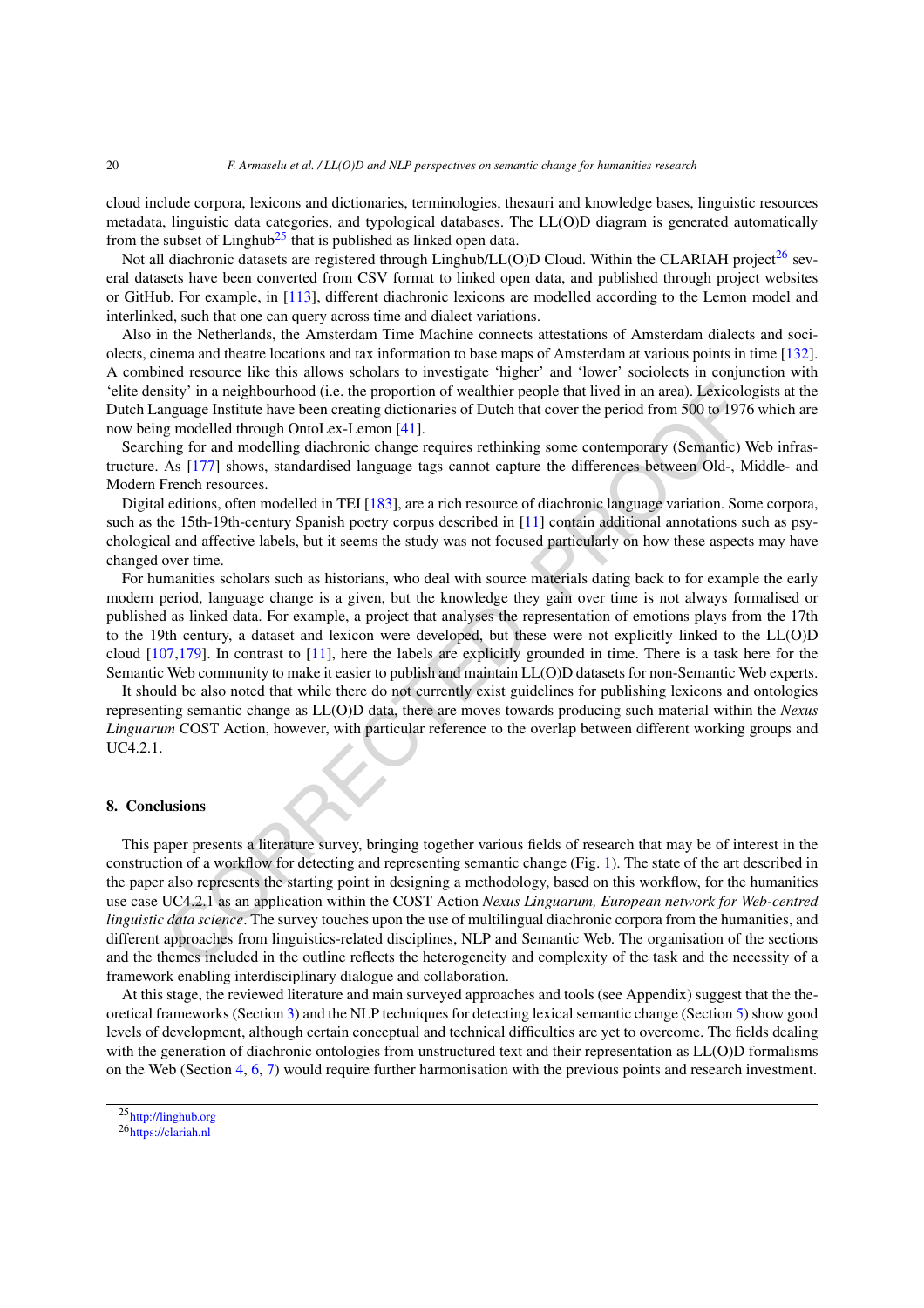cloud include corpora, lexicons and dictionaries, terminologies, thesauri and knowledge bases, linguistic resources metadata, linguistic data categories, and typological databases. The LL(O)D diagram is generated automatically from the subset of Linghub[25] that is published as linked open data.

Not all diachronic datasets are registered through Linghub/LL(O)D Cloud. Within the CLARIAH project[26] several datasets have been converted from CSV format to linked open data, and published through project websites or GitHub. For example, in [113], different diachronic lexicons are modelled according to the Lemon model and interlinked, such that one can query across time and dialect variations.

Also in the Netherlands, the Amsterdam Time Machine connects attestations of Amsterdam dialects and sociolects, cinema and theatre locations and tax information to base maps of Amsterdam at various points in time [132]. A combined resource like this allows scholars to investigate 'higher' and 'lower' sociolects in conjunction with 'elite density' in a neighbourhood (i.e. the proportion of wealthier people that lived in an area). Lexicologists at the Dutch Language Institute have been creating dictionaries of Dutch that cover the period from 500 to 1976 which are now being modelled through OntoLex-Lemon [41].

Searching for and modelling diachronic change requires rethinking some contemporary (Semantic) Web infrastructure. As [177] shows, standardised language tags cannot capture the differences between Old-, Middle- and Modern French resources.

Digital editions, often modelled in TEI [183], are a rich resource of diachronic language variation. Some corpora, such as the 15th-19th-century Spanish poetry corpus described in [11] contain additional annotations such as psychological and affective labels, but it seems the study was not focused particularly on how these aspects may have changed over time.

For humanities scholars such as historians, who deal with source materials dating back to for example the early modern period, language change is a given, but the knowledge they gain over time is not always formalised or published as linked data. For example, a project that analyses the representation of emotions plays from the 17th to the 19th century, a dataset and lexicon were developed, but these were not explicitly linked to the LL(O)D cloud [107,179]. In contrast to [11], here the labels are explicitly grounded in time. There is a task here for the Semantic Web community to make it easier to publish and maintain LL(O)D datasets for non-Semantic Web experts.

It should be also noted that while there do not currently exist guidelines for publishing lexicons and ontologies representing semantic change as LL(O)D data, there are moves towards producing such material within the *Nexus Linguarum* COST Action, however, with particular reference to the overlap between different working groups and UC4.2.1.

## 8. Conclusions

This paper presents a literature survey, bringing together various fields of research that may be of interest in the construction of a workflow for detecting and representing semantic change (Fig. 1). The state of the art described in the paper also represents the starting point in designing a methodology, based on this workflow, for the humanities use case UC4.2.1 as an application within the COST Action *Nexus Linguarum, European network for Web-centred linguistic data science*. The survey touches upon the use of multilingual diachronic corpora from the humanities, and different approaches from linguistics-related disciplines, NLP and Semantic Web. The organisation of the sections and the themes included in the outline reflects the heterogeneity and complexity of the task and the necessity of a framework enabling interdisciplinary dialogue and collaboration.

At this stage, the reviewed literature and main surveyed approaches and tools (see Appendix) suggest that the theoretical frameworks (Section 3) and the NLP techniques for detecting lexical semantic change (Section 5) show good levels of development, although certain conceptual and technical difficulties are yet to overcome. The fields dealing with the generation of diachronic ontologies from unstructured text and their representation as LL(O)D formalisms on the Web (Section 4, 6, 7) would require further harmonisation with the previous points and research investment.

[25] http://linghub.org
[26] https://clariah.nl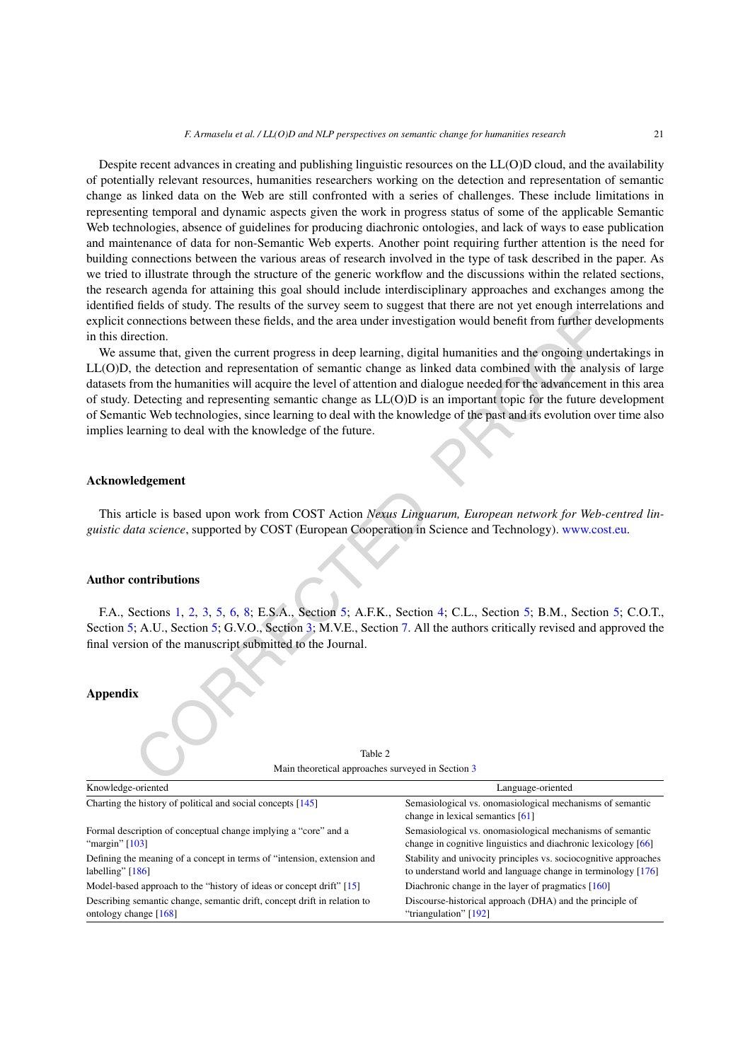Despite recent advances in creating and publishing linguistic resources on the LL(O)D cloud, and the availability of potentially relevant resources, humanities researchers working on the detection and representation of semantic change as linked data on the Web are still confronted with a series of challenges. These include limitations in representing temporal and dynamic aspects given the work in progress status of some of the applicable Semantic Web technologies, absence of guidelines for producing diachronic ontologies, and lack of ways to ease publication and maintenance of data for non-Semantic Web experts. Another point requiring further attention is the need for building connections between the various areas of research involved in the type of task described in the paper. As we tried to illustrate through the structure of the generic workflow and the discussions within the related sections, the research agenda for attaining this goal should include interdisciplinary approaches and exchanges among the identified fields of study. The results of the survey seem to suggest that there are not yet enough interrelations and explicit connections between these fields, and the area under investigation would benefit from further developments in this direction.

We assume that, given the current progress in deep learning, digital humanities and the ongoing undertakings in LL(O)D, the detection and representation of semantic change as linked data combined with the analysis of large datasets from the humanities will acquire the level of attention and dialogue needed for the advancement in this area of study. Detecting and representing semantic change as LL(O)D is an important topic for the future development of Semantic Web technologies, since learning to deal with the knowledge of the past and its evolution over time also implies learning to deal with the knowledge of the future.

## Acknowledgement

This article is based upon work from COST Action *Nexus Linguarum, European network for Web-centred linguistic data science*, supported by COST (European Cooperation in Science and Technology). www.cost.eu.

## Author contributions

F.A., Sections 1, 2, 3, 5, 6, 8; E.S.A., Section 5; A.F.K., Section 4; C.L., Section 5; B.M., Section 5; C.O.T., Section 5; A.U., Section 5; G.V.O., Section 3; M.V.E., Section 7. All the authors critically revised and approved the final version of the manuscript submitted to the Journal.

## Appendix

Table 2

Main theoretical approaches surveyed in Section 3

| Knowledge-oriented | Language-oriented |
|---|---|
| Charting the history of political and social concepts [145] | Semasiological vs. onomasiological mechanisms of semantic change in lexical semantics [61] |
| Formal description of conceptual change implying a "core" and a "margin" [103] | Semasiological vs. onomasiological mechanisms of semantic change in cognitive linguistics and diachronic lexicology [66] |
| Defining the meaning of a concept in terms of "intension, extension and labelling" [186] | Stability and univocity principles vs. sociocognitive approaches to understand world and language change in terminology [176] |
| Model-based approach to the "history of ideas or concept drift" [15] | Diachronic change in the layer of pragmatics [160] |
| Describing semantic change, semantic drift, concept drift in relation to ontology change [168] | Discourse-historical approach (DHA) and the principle of "triangulation" [192] |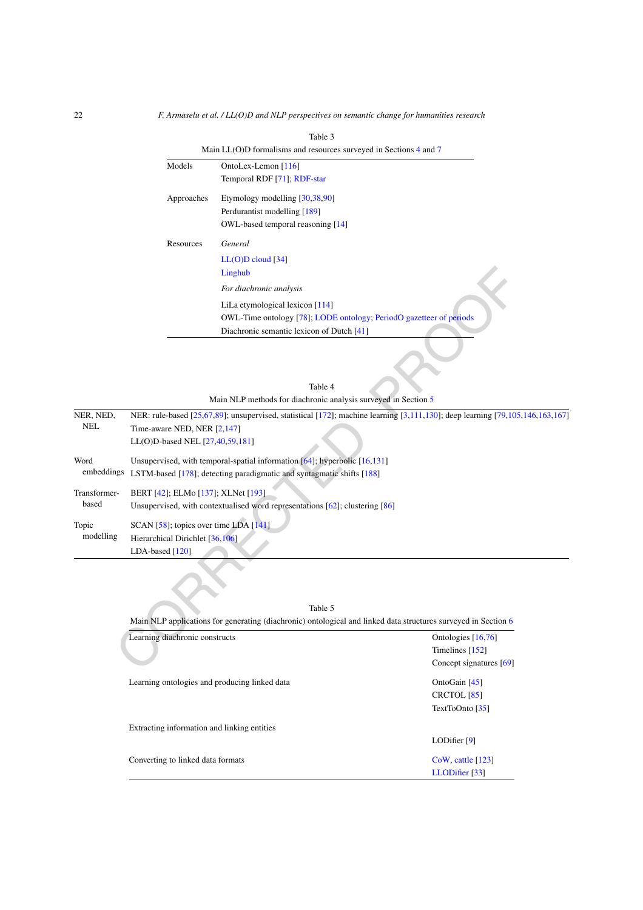Table 3

Main LL(O)D formalisms and resources surveyed in Sections 4 and 7

| | |
|---|---|
| Models | OntoLex-Lemon [116] |
| | Temporal RDF [71]; RDF-star |
| Approaches | Etymology modelling [30,38,90] |
| | Perdurantist modelling [189] |
| | OWL-based temporal reasoning [14] |
| Resources | *General* |
| | LL(O)D cloud [34] |
| | Linghub |
| | *For diachronic analysis* |
| | LiLa etymological lexicon [114] |
| | OWL-Time ontology [78]; LODE ontology; PeriodO gazetteer of periods |
| | Diachronic semantic lexicon of Dutch [41] |

Table 4

Main NLP methods for diachronic analysis surveyed in Section 5

| | |
|---|---|
| NER, NED, NEL | NER: rule-based [25,67,89]; unsupervised, statistical [172]; machine learning [3,111,130]; deep learning [79,105,146,163,167] |
| | Time-aware NED, NER [2,147] |
| | LL(O)D-based NEL [27,40,59,181] |
| Word embeddings | Unsupervised, with temporal-spatial information [64]; hyperbolic [16,131] |
| | LSTM-based [178]; detecting paradigmatic and syntagmatic shifts [188] |
| Transformer-based | BERT [42]; ELMo [137]; XLNet [193] |
| | Unsupervised, with contextualised word representations [62]; clustering [86] |
| Topic modelling | SCAN [58]; topics over time LDA [141] |
| | Hierarchical Dirichlet [36,106] |
| | LDA-based [120] |

Table 5

Main NLP applications for generating (diachronic) ontological and linked data structures surveyed in Section 6

| | |
|---|---|
| Learning diachronic constructs | Ontologies [16,76] |
| | Timelines [152] |
| | Concept signatures [69] |
| Learning ontologies and producing linked data | OntoGain [45] |
| | CRCTOL [85] |
| | TextToOnto [35] |
| Extracting information and linking entities | LODifier [9] |
| Converting to linked data formats | CoW, cattle [123] |
| | LLODifier [33] |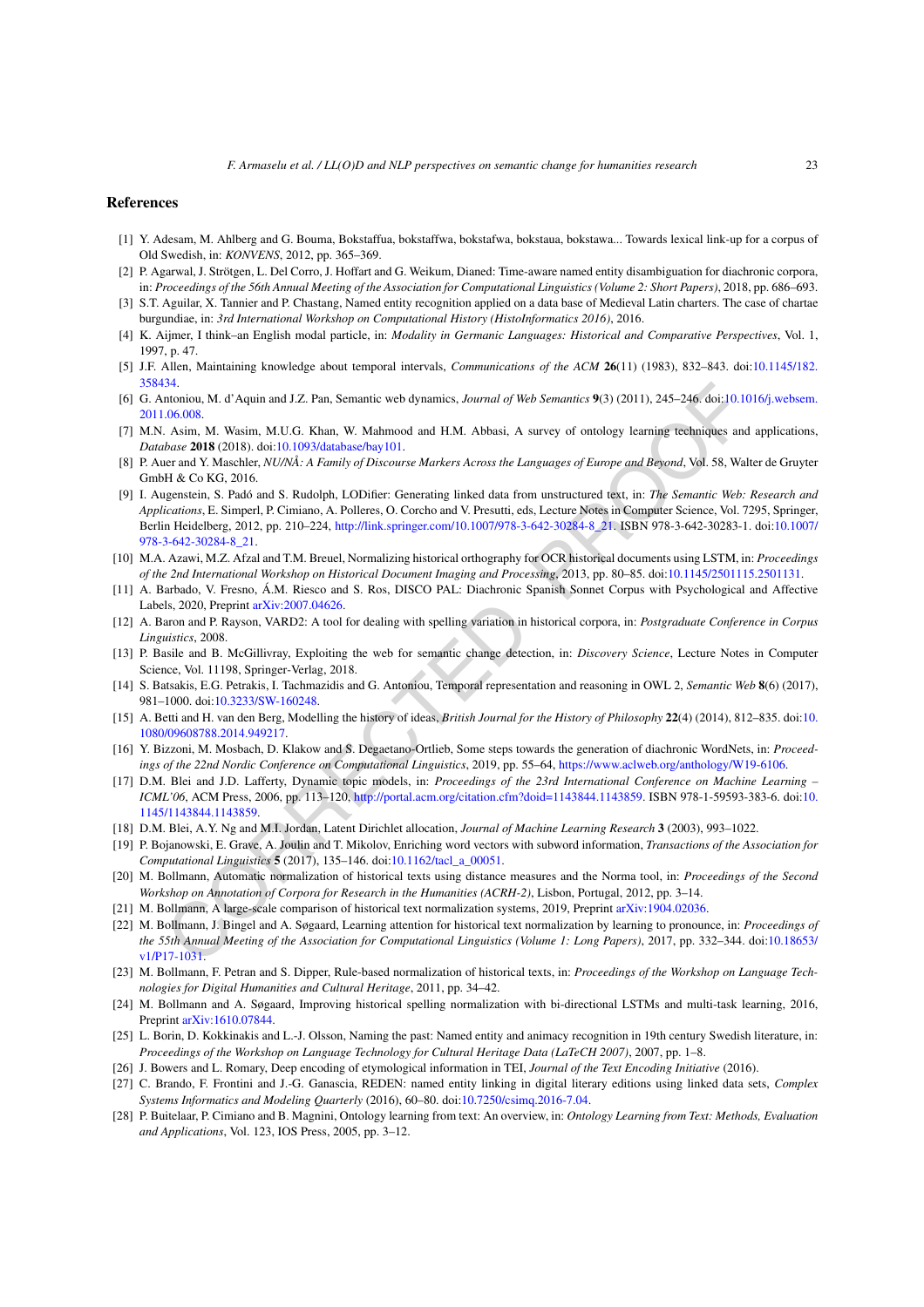## References

[1] Y. Adesam, M. Ahlberg and G. Bouma, Bokstaffua, bokstaffwa, bokstafwa, bokstaua, bokstawa... Towards lexical link-up for a corpus of Old Swedish, in: *KONVENS*, 2012, pp. 365–369.

[2] P. Agarwal, J. Strötgen, L. Del Corro, J. Hoffart and G. Weikum, Dianed: Time-aware named entity disambiguation for diachronic corpora, in: *Proceedings of the 56th Annual Meeting of the Association for Computational Linguistics (Volume 2: Short Papers)*, 2018, pp. 686–693.

[3] S.T. Aguilar, X. Tannier and P. Chastang, Named entity recognition applied on a data base of Medieval Latin charters. The case of chartae burgundiae, in: *3rd International Workshop on Computational History (HistoInformatics 2016)*, 2016.

[4] K. Aijmer, I think–an English modal particle, in: *Modality in Germanic Languages: Historical and Comparative Perspectives*, Vol. 1, 1997, p. 47.

[5] J.F. Allen, Maintaining knowledge about temporal intervals, *Communications of the ACM* **26**(11) (1983), 832–843. doi:10.1145/182.358434.

[6] G. Antoniou, M. d'Aquin and J.Z. Pan, Semantic web dynamics, *Journal of Web Semantics* **9**(3) (2011), 245–246. doi:10.1016/j.websem.2011.06.008.

[7] M.N. Asim, M. Wasim, M.U.G. Khan, W. Mahmood and H.M. Abbasi, A survey of ontology learning techniques and applications, *Database* **2018** (2018). doi:10.1093/database/bay101.

[8] P. Auer and Y. Maschler, *NU/NÅ: A Family of Discourse Markers Across the Languages of Europe and Beyond*, Vol. 58, Walter de Gruyter GmbH & Co KG, 2016.

[9] I. Augenstein, S. Padó and S. Rudolph, LODifier: Generating linked data from unstructured text, in: *The Semantic Web: Research and Applications*, E. Simperl, P. Cimiano, A. Polleres, O. Corcho and V. Presutti, eds, Lecture Notes in Computer Science, Vol. 7295, Springer, Berlin Heidelberg, 2012, pp. 210–224, http://link.springer.com/10.1007/978-3-642-30284-8_21. ISBN 978-3-642-30283-1. doi:10.1007/978-3-642-30284-8_21.

[10] M.A. Azawi, M.Z. Afzal and T.M. Breuel, Normalizing historical orthography for OCR historical documents using LSTM, in: *Proceedings of the 2nd International Workshop on Historical Document Imaging and Processing*, 2013, pp. 80–85. doi:10.1145/2501115.2501131.

[11] A. Barbado, V. Fresno, Á.M. Riesco and S. Ros, DISCO PAL: Diachronic Spanish Sonnet Corpus with Psychological and Affective Labels, 2020, Preprint arXiv:2007.04626.

[12] A. Baron and P. Rayson, VARD2: A tool for dealing with spelling variation in historical corpora, in: *Postgraduate Conference in Corpus Linguistics*, 2008.

[13] P. Basile and B. McGillivray, Exploiting the web for semantic change detection, in: *Discovery Science*, Lecture Notes in Computer Science, Vol. 11198, Springer-Verlag, 2018.

[14] S. Batsakis, E.G. Petrakis, I. Tachmazidis and G. Antoniou, Temporal representation and reasoning in OWL 2, *Semantic Web* **8**(6) (2017), 981–1000. doi:10.3233/SW-160248.

[15] A. Betti and H. van den Berg, Modelling the history of ideas, *British Journal for the History of Philosophy* **22**(4) (2014), 812–835. doi:10.1080/09608788.2014.949217.

[16] Y. Bizzoni, M. Mosbach, D. Klakow and S. Degaetano-Ortlieb, Some steps towards the generation of diachronic WordNets, in: *Proceedings of the 22nd Nordic Conference on Computational Linguistics*, 2019, pp. 55–64, https://www.aclweb.org/anthology/W19-6106.

[17] D.M. Blei and J.D. Lafferty, Dynamic topic models, in: *Proceedings of the 23rd International Conference on Machine Learning – ICML'06*, ACM Press, 2006, pp. 113–120, http://portal.acm.org/citation.cfm?doid=1143844.1143859. ISBN 978-1-59593-383-6. doi:10.1145/1143844.1143859.

[18] D.M. Blei, A.Y. Ng and M.I. Jordan, Latent Dirichlet allocation, *Journal of Machine Learning Research* **3** (2003), 993–1022.

[19] P. Bojanowski, E. Grave, A. Joulin and T. Mikolov, Enriching word vectors with subword information, *Transactions of the Association for Computational Linguistics* **5** (2017), 135–146. doi:10.1162/tacl_a_00051.

[20] M. Bollmann, Automatic normalization of historical texts using distance measures and the Norma tool, in: *Proceedings of the Second Workshop on Annotation of Corpora for Research in the Humanities (ACRH-2)*, Lisbon, Portugal, 2012, pp. 3–14.

[21] M. Bollmann, A large-scale comparison of historical text normalization systems, 2019, Preprint arXiv:1904.02036.

[22] M. Bollmann, J. Bingel and A. Søgaard, Learning attention for historical text normalization by learning to pronounce, in: *Proceedings of the 55th Annual Meeting of the Association for Computational Linguistics (Volume 1: Long Papers)*, 2017, pp. 332–344. doi:10.18653/v1/P17-1031.

[23] M. Bollmann, F. Petran and S. Dipper, Rule-based normalization of historical texts, in: *Proceedings of the Workshop on Language Technologies for Digital Humanities and Cultural Heritage*, 2011, pp. 34–42.

[24] M. Bollmann and A. Søgaard, Improving historical spelling normalization with bi-directional LSTMs and multi-task learning, 2016, Preprint arXiv:1610.07844.

[25] L. Borin, D. Kokkinakis and L.-J. Olsson, Naming the past: Named entity and animacy recognition in 19th century Swedish literature, in: *Proceedings of the Workshop on Language Technology for Cultural Heritage Data (LaTeCH 2007)*, 2007, pp. 1–8.

[26] J. Bowers and L. Romary, Deep encoding of etymological information in TEI, *Journal of the Text Encoding Initiative* (2016).

[27] C. Brando, F. Frontini and J.-G. Ganascia, REDEN: named entity linking in digital literary editions using linked data sets, *Complex Systems Informatics and Modeling Quarterly* (2016), 60–80. doi:10.7250/csimq.2016-7.04.

[28] P. Buitelaar, P. Cimiano and B. Magnini, Ontology learning from text: An overview, in: *Ontology Learning from Text: Methods, Evaluation and Applications*, Vol. 123, IOS Press, 2005, pp. 3–12.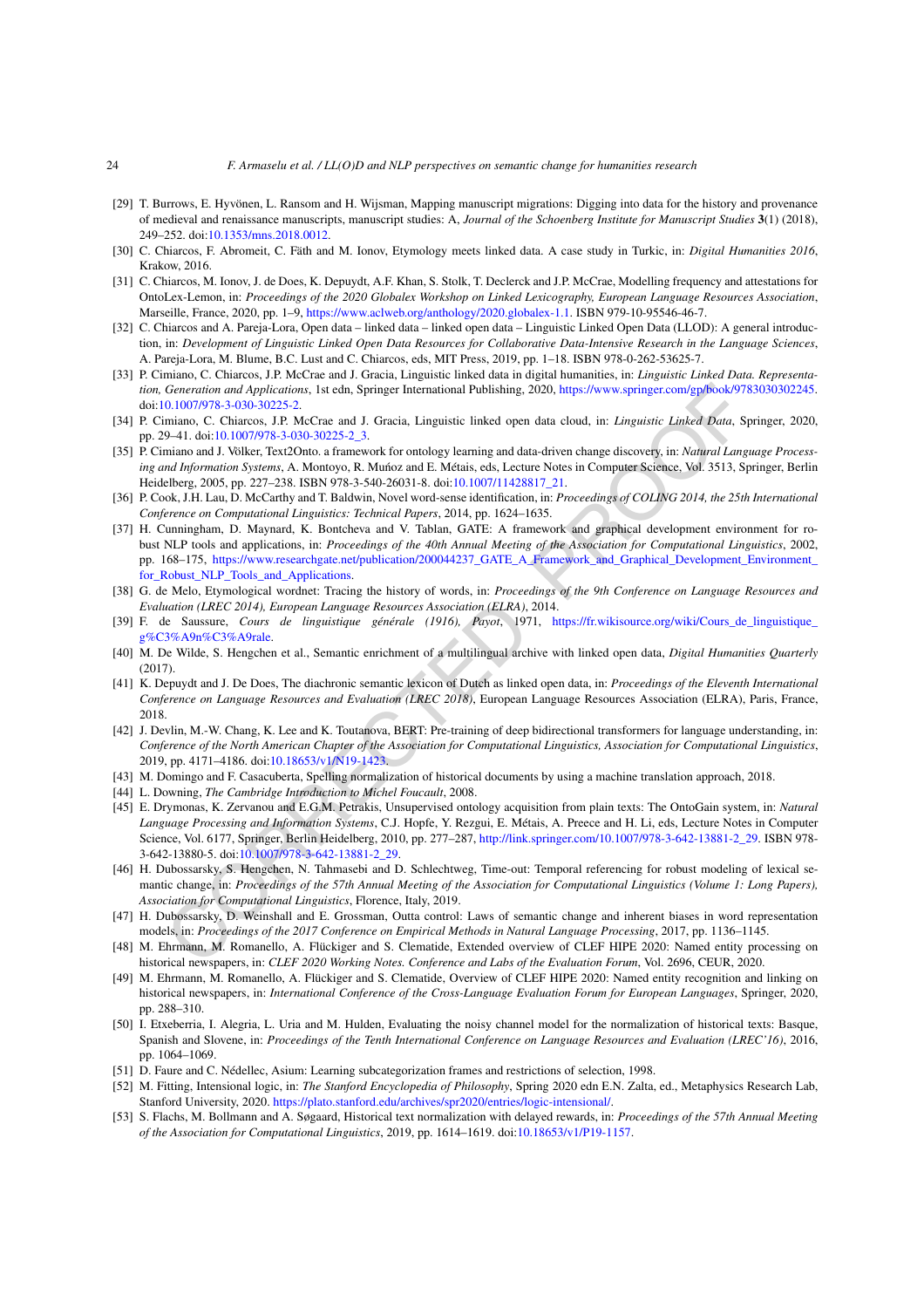[29] T. Burrows, E. Hyvönen, L. Ransom and H. Wijsman, Mapping manuscript migrations: Digging into data for the history and provenance of medieval and renaissance manuscripts, manuscript studies: A, *Journal of the Schoenberg Institute for Manuscript Studies* **3**(1) (2018), 249–252. doi:10.1353/mns.2018.0012.

[30] C. Chiarcos, F. Abromeit, C. Fäth and M. Ionov, Etymology meets linked data. A case study in Turkic, in: *Digital Humanities 2016*, Krakow, 2016.

[31] C. Chiarcos, M. Ionov, J. de Does, K. Depuydt, A.F. Khan, S. Stolk, T. Declerck and J.P. McCrae, Modelling frequency and attestations for OntoLex-Lemon, in: *Proceedings of the 2020 Globalex Workshop on Linked Lexicography, European Language Resources Association*, Marseille, France, 2020, pp. 1–9, https://www.aclweb.org/anthology/2020.globalex-1.1. ISBN 979-10-95546-46-7.

[32] C. Chiarcos and A. Pareja-Lora, Open data – linked data – linked open data – Linguistic Linked Open Data (LLOD): A general introduction, in: *Development of Linguistic Linked Open Data Resources for Collaborative Data-Intensive Research in the Language Sciences*, A. Pareja-Lora, M. Blume, B.C. Lust and C. Chiarcos, eds, MIT Press, 2019, pp. 1–18. ISBN 978-0-262-53625-7.

[33] P. Cimiano, C. Chiarcos, J.P. McCrae and J. Gracia, Linguistic linked data in digital humanities, in: *Linguistic Linked Data. Representation, Generation and Applications*, 1st edn, Springer International Publishing, 2020, https://www.springer.com/gp/book/9783030302245. doi:10.1007/978-3-030-30225-2.

[34] P. Cimiano, C. Chiarcos, J.P. McCrae and J. Gracia, Linguistic linked open data cloud, in: *Linguistic Linked Data*, Springer, 2020, pp. 29–41. doi:10.1007/978-3-030-30225-2_3.

[35] P. Cimiano and J. Völker, Text2Onto. a framework for ontology learning and data-driven change discovery, in: *Natural Language Processing and Information Systems*, A. Montoyo, R. Muńoz and E. Métais, eds, Lecture Notes in Computer Science, Vol. 3513, Springer, Berlin Heidelberg, 2005, pp. 227–238. ISBN 978-3-540-26031-8. doi:10.1007/11428817_21.

[36] P. Cook, J.H. Lau, D. McCarthy and T. Baldwin, Novel word-sense identification, in: *Proceedings of COLING 2014, the 25th International Conference on Computational Linguistics: Technical Papers*, 2014, pp. 1624–1635.

[37] H. Cunningham, D. Maynard, K. Bontcheva and V. Tablan, GATE: A framework and graphical development environment for robust NLP tools and applications, in: *Proceedings of the 40th Annual Meeting of the Association for Computational Linguistics*, 2002, pp. 168–175, https://www.researchgate.net/publication/200044237_GATE_A_Framework_and_Graphical_Development_Environment_for_Robust_NLP_Tools_and_Applications.

[38] G. de Melo, Etymological wordnet: Tracing the history of words, in: *Proceedings of the 9th Conference on Language Resources and Evaluation (LREC 2014), European Language Resources Association (ELRA)*, 2014.

[39] F. de Saussure, *Cours de linguistique générale (1916), Payot*, 1971, https://fr.wikisource.org/wiki/Cours_de_linguistique_g%C3%A9n%C3%A9rale.

[40] M. De Wilde, S. Hengchen et al., Semantic enrichment of a multilingual archive with linked open data, *Digital Humanities Quarterly* (2017).

[41] K. Depuydt and J. De Does, The diachronic semantic lexicon of Dutch as linked open data, in: *Proceedings of the Eleventh International Conference on Language Resources and Evaluation (LREC 2018)*, European Language Resources Association (ELRA), Paris, France, 2018.

[42] J. Devlin, M.-W. Chang, K. Lee and K. Toutanova, BERT: Pre-training of deep bidirectional transformers for language understanding, in: *Conference of the North American Chapter of the Association for Computational Linguistics, Association for Computational Linguistics*, 2019, pp. 4171–4186. doi:10.18653/v1/N19-1423.

[43] M. Domingo and F. Casacuberta, Spelling normalization of historical documents by using a machine translation approach, 2018.

[44] L. Downing, *The Cambridge Introduction to Michel Foucault*, 2008.

[45] E. Drymonas, K. Zervanou and E.G.M. Petrakis, Unsupervised ontology acquisition from plain texts: The OntoGain system, in: *Natural Language Processing and Information Systems*, C.J. Hopfe, Y. Rezgui, E. Métais, A. Preece and H. Li, eds, Lecture Notes in Computer Science, Vol. 6177, Springer, Berlin Heidelberg, 2010, pp. 277–287, http://link.springer.com/10.1007/978-3-642-13881-2_29. ISBN 978-3-642-13880-5. doi:10.1007/978-3-642-13881-2_29.

[46] H. Dubossarsky, S. Hengchen, N. Tahmasebi and D. Schlechtweg, Time-out: Temporal referencing for robust modeling of lexical semantic change, in: *Proceedings of the 57th Annual Meeting of the Association for Computational Linguistics (Volume 1: Long Papers), Association for Computational Linguistics*, Florence, Italy, 2019.

[47] H. Dubossarsky, D. Weinshall and E. Grossman, Outta control: Laws of semantic change and inherent biases in word representation models, in: *Proceedings of the 2017 Conference on Empirical Methods in Natural Language Processing*, 2017, pp. 1136–1145.

[48] M. Ehrmann, M. Romanello, A. Flückiger and S. Clematide, Extended overview of CLEF HIPE 2020: Named entity processing on historical newspapers, in: *CLEF 2020 Working Notes. Conference and Labs of the Evaluation Forum*, Vol. 2696, CEUR, 2020.

[49] M. Ehrmann, M. Romanello, A. Flückiger and S. Clematide, Overview of CLEF HIPE 2020: Named entity recognition and linking on historical newspapers, in: *International Conference of the Cross-Language Evaluation Forum for European Languages*, Springer, 2020, pp. 288–310.

[50] I. Etxeberria, I. Alegria, L. Uria and M. Hulden, Evaluating the noisy channel model for the normalization of historical texts: Basque, Spanish and Slovene, in: *Proceedings of the Tenth International Conference on Language Resources and Evaluation (LREC'16)*, 2016, pp. 1064–1069.

[51] D. Faure and C. Nédellec, Asium: Learning subcategorization frames and restrictions of selection, 1998.

[52] M. Fitting, Intensional logic, in: *The Stanford Encyclopedia of Philosophy*, Spring 2020 edn E.N. Zalta, ed., Metaphysics Research Lab, Stanford University, 2020. https://plato.stanford.edu/archives/spr2020/entries/logic-intensional/.

[53] S. Flachs, M. Bollmann and A. Søgaard, Historical text normalization with delayed rewards, in: *Proceedings of the 57th Annual Meeting of the Association for Computational Linguistics*, 2019, pp. 1614–1619. doi:10.18653/v1/P19-1157.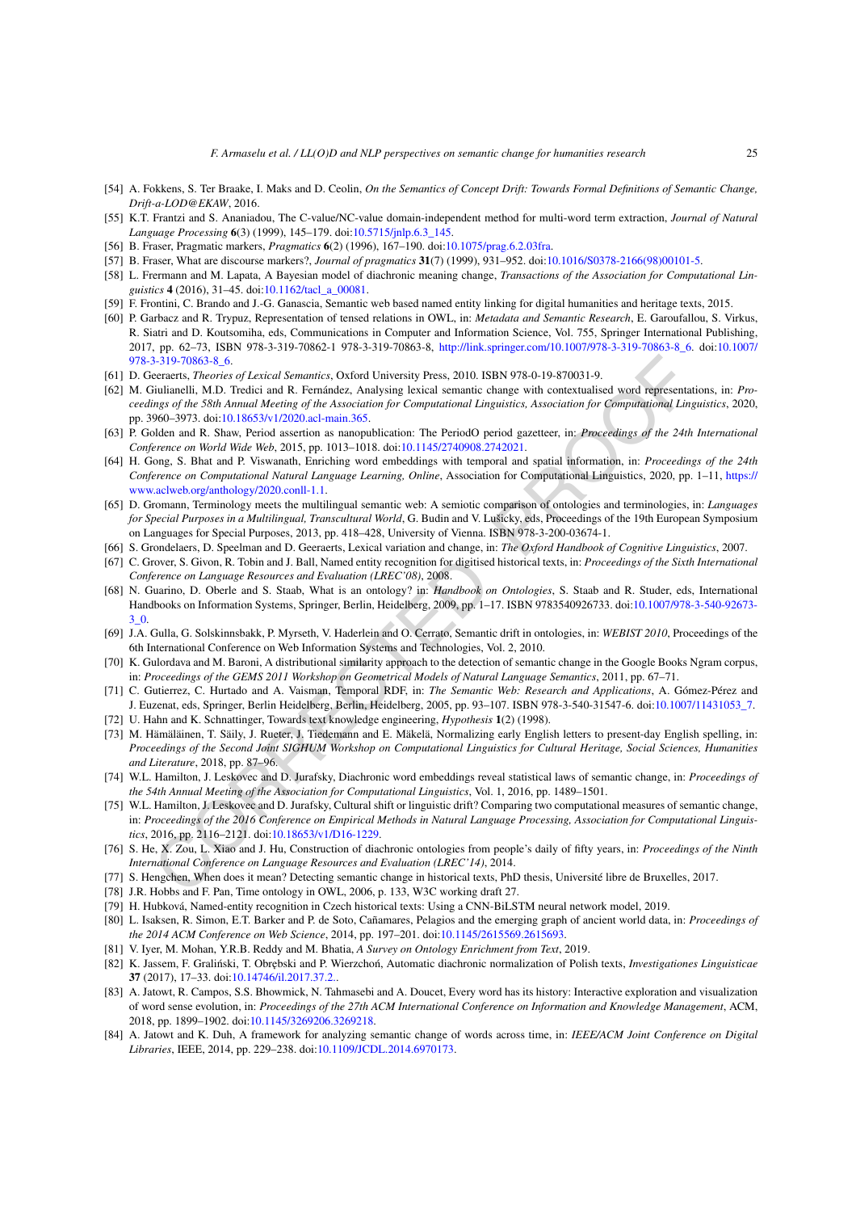[54] A. Fokkens, S. Ter Braake, I. Maks and D. Ceolin, *On the Semantics of Concept Drift: Towards Formal Definitions of Semantic Change, Drift-a-LOD@EKAW*, 2016.

[55] K.T. Frantzi and S. Ananiadou, The C-value/NC-value domain-independent method for multi-word term extraction, *Journal of Natural Language Processing* **6**(3) (1999), 145–179. doi:10.5715/jnlp.6.3_145.

[56] B. Fraser, Pragmatic markers, *Pragmatics* **6**(2) (1996), 167–190. doi:10.1075/prag.6.2.03fra.

[57] B. Fraser, What are discourse markers?, *Journal of pragmatics* **31**(7) (1999), 931–952. doi:10.1016/S0378-2166(98)00101-5.

[58] L. Frermann and M. Lapata, A Bayesian model of diachronic meaning change, *Transactions of the Association for Computational Linguistics* **4** (2016), 31–45. doi:10.1162/tacl_a_00081.

[59] F. Frontini, C. Brando and J.-G. Ganascia, Semantic web based named entity linking for digital humanities and heritage texts, 2015.

[60] P. Garbacz and R. Trypuz, Representation of tensed relations in OWL, in: *Metadata and Semantic Research*, E. Garoufallou, S. Virkus, R. Siatri and D. Koutsomiha, eds, Communications in Computer and Information Science, Vol. 755, Springer International Publishing, 2017, pp. 62–73, ISBN 978-3-319-70862-1 978-3-319-70863-8, http://link.springer.com/10.1007/978-3-319-70863-8_6. doi:10.1007/978-3-319-70863-8_6.

[61] D. Geeraerts, *Theories of Lexical Semantics*, Oxford University Press, 2010. ISBN 978-0-19-870031-9.

[62] M. Giulianelli, M.D. Tredici and R. Fernández, Analysing lexical semantic change with contextualised word representations, in: *Proceedings of the 58th Annual Meeting of the Association for Computational Linguistics, Association for Computational Linguistics*, 2020, pp. 3960–3973. doi:10.18653/v1/2020.acl-main.365.

[63] P. Golden and R. Shaw, Period assertion as nanopublication: The PeriodO period gazetteer, in: *Proceedings of the 24th International Conference on World Wide Web*, 2015, pp. 1013–1018. doi:10.1145/2740908.2742021.

[64] H. Gong, S. Bhat and P. Viswanath, Enriching word embeddings with temporal and spatial information, in: *Proceedings of the 24th Conference on Computational Natural Language Learning, Online*, Association for Computational Linguistics, 2020, pp. 1–11, https://www.aclweb.org/anthology/2020.conll-1.1.

[65] D. Gromann, Terminology meets the multilingual semantic web: A semiotic comparison of ontologies and terminologies, in: *Languages for Special Purposes in a Multilingual, Transcultural World*, G. Budin and V. Lušicky, eds, Proceedings of the 19th European Symposium on Languages for Special Purposes, 2013, pp. 418–428, University of Vienna. ISBN 978-3-200-03674-1.

[66] S. Grondelaers, D. Speelman and D. Geeraerts, Lexical variation and change, in: *The Oxford Handbook of Cognitive Linguistics*, 2007.

[67] C. Grover, S. Givon, R. Tobin and J. Ball, Named entity recognition for digitised historical texts, in: *Proceedings of the Sixth International Conference on Language Resources and Evaluation (LREC'08)*, 2008.

[68] N. Guarino, D. Oberle and S. Staab, What is an ontology? in: *Handbook on Ontologies*, S. Staab and R. Studer, eds, International Handbooks on Information Systems, Springer, Berlin, Heidelberg, 2009, pp. 1–17. ISBN 9783540926733. doi:10.1007/978-3-540-92673-3_0.

[69] J.A. Gulla, G. Solskinnsbakk, P. Myrseth, V. Haderlein and O. Cerrato, Semantic drift in ontologies, in: *WEBIST 2010*, Proceedings of the 6th International Conference on Web Information Systems and Technologies, Vol. 2, 2010.

[70] K. Gulordava and M. Baroni, A distributional similarity approach to the detection of semantic change in the Google Books Ngram corpus, in: *Proceedings of the GEMS 2011 Workshop on Geometrical Models of Natural Language Semantics*, 2011, pp. 67–71.

[71] C. Gutierrez, C. Hurtado and A. Vaisman, Temporal RDF, in: *The Semantic Web: Research and Applications*, A. Gómez-Pérez and J. Euzenat, eds, Springer, Berlin Heidelberg, Berlin, Heidelberg, 2005, pp. 93–107. ISBN 978-3-540-31547-6. doi:10.1007/11431053_7.

[72] U. Hahn and K. Schnattinger, Towards text knowledge engineering, *Hypothesis* **1**(2) (1998).

[73] M. Hämäläinen, T. Säily, J. Rueter, J. Tiedemann and E. Mäkelä, Normalizing early English letters to present-day English spelling, in: *Proceedings of the Second Joint SIGHUM Workshop on Computational Linguistics for Cultural Heritage, Social Sciences, Humanities and Literature*, 2018, pp. 87–96.

[74] W.L. Hamilton, J. Leskovec and D. Jurafsky, Diachronic word embeddings reveal statistical laws of semantic change, in: *Proceedings of the 54th Annual Meeting of the Association for Computational Linguistics*, Vol. 1, 2016, pp. 1489–1501.

[75] W.L. Hamilton, J. Leskovec and D. Jurafsky, Cultural shift or linguistic drift? Comparing two computational measures of semantic change, in: *Proceedings of the 2016 Conference on Empirical Methods in Natural Language Processing, Association for Computational Linguistics*, 2016, pp. 2116–2121. doi:10.18653/v1/D16-1229.

[76] S. He, X. Zou, L. Xiao and J. Hu, Construction of diachronic ontologies from people's daily of fifty years, in: *Proceedings of the Ninth International Conference on Language Resources and Evaluation (LREC'14)*, 2014.

[77] S. Hengchen, When does it mean? Detecting semantic change in historical texts, PhD thesis, Université libre de Bruxelles, 2017.

[78] J.R. Hobbs and F. Pan, Time ontology in OWL, 2006, p. 133, W3C working draft 27.

[79] H. Hubková, Named-entity recognition in Czech historical texts: Using a CNN-BiLSTM neural network model, 2019.

[80] L. Isaksen, R. Simon, E.T. Barker and P. de Soto, Cañamares, Pelagios and the emerging graph of ancient world data, in: *Proceedings of the 2014 ACM Conference on Web Science*, 2014, pp. 197–201. doi:10.1145/2615569.2615693.

[81] V. Iyer, M. Mohan, Y.R.B. Reddy and M. Bhatia, *A Survey on Ontology Enrichment from Text*, 2019.

[82] K. Jassem, F. Graliński, T. Obrębski and P. Wierzchoń, Automatic diachronic normalization of Polish texts, *Investigationes Linguisticae* **37** (2017), 17–33. doi:10.14746/il.2017.37.2..

[83] A. Jatowt, R. Campos, S.S. Bhowmick, N. Tahmasebi and A. Doucet, Every word has its history: Interactive exploration and visualization of word sense evolution, in: *Proceedings of the 27th ACM International Conference on Information and Knowledge Management*, ACM, 2018, pp. 1899–1902. doi:10.1145/3269206.3269218.

[84] A. Jatowt and K. Duh, A framework for analyzing semantic change of words across time, in: *IEEE/ACM Joint Conference on Digital Libraries*, IEEE, 2014, pp. 229–238. doi:10.1109/JCDL.2014.6970173.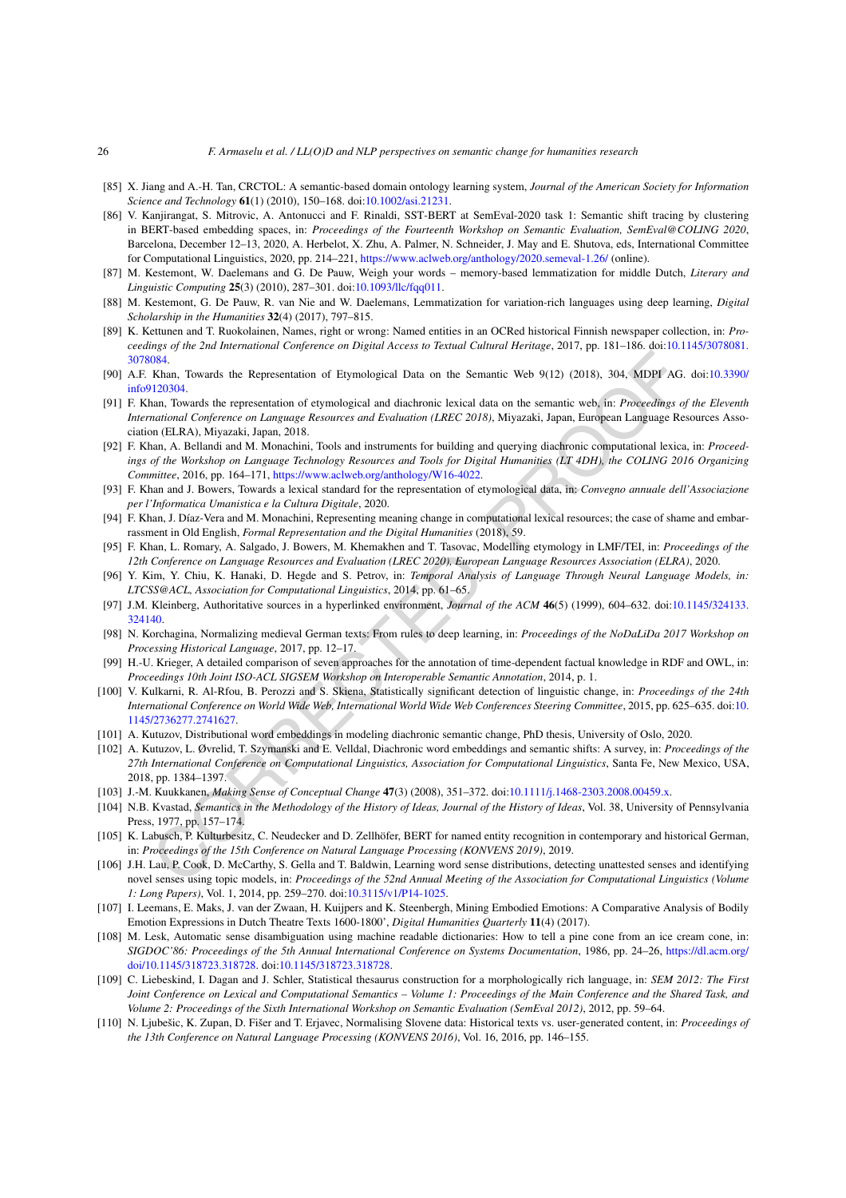[85] X. Jiang and A.-H. Tan, CRCTOL: A semantic-based domain ontology learning system, *Journal of the American Society for Information Science and Technology* **61**(1) (2010), 150–168. doi:10.1002/asi.21231.

[86] V. Kanjirangat, S. Mitrovic, A. Antonucci and F. Rinaldi, SST-BERT at SemEval-2020 task 1: Semantic shift tracing by clustering in BERT-based embedding spaces, in: *Proceedings of the Fourteenth Workshop on Semantic Evaluation, SemEval@COLING 2020*, Barcelona, December 12–13, 2020, A. Herbelot, X. Zhu, A. Palmer, N. Schneider, J. May and E. Shutova, eds, International Committee for Computational Linguistics, 2020, pp. 214–221, https://www.aclweb.org/anthology/2020.semeval-1.26/ (online).

[87] M. Kestemont, W. Daelemans and G. De Pauw, Weigh your words – memory-based lemmatization for middle Dutch, *Literary and Linguistic Computing* **25**(3) (2010), 287–301. doi:10.1093/llc/fqq011.

[88] M. Kestemont, G. De Pauw, R. van Nie and W. Daelemans, Lemmatization for variation-rich languages using deep learning, *Digital Scholarship in the Humanities* **32**(4) (2017), 797–815.

[89] K. Kettunen and T. Ruokolainen, Names, right or wrong: Named entities in an OCRed historical Finnish newspaper collection, in: *Proceedings of the 2nd International Conference on Digital Access to Textual Cultural Heritage*, 2017, pp. 181–186. doi:10.1145/3078081.3078084.

[90] A.F. Khan, Towards the Representation of Etymological Data on the Semantic Web 9(12) (2018), 304, MDPI AG. doi:10.3390/info9120304.

[91] F. Khan, Towards the representation of etymological and diachronic lexical data on the semantic web, in: *Proceedings of the Eleventh International Conference on Language Resources and Evaluation (LREC 2018)*, Miyazaki, Japan, European Language Resources Association (ELRA), Miyazaki, Japan, 2018.

[92] F. Khan, A. Bellandi and M. Monachini, Tools and instruments for building and querying diachronic computational lexica, in: *Proceedings of the Workshop on Language Technology Resources and Tools for Digital Humanities (LT 4DH), the COLING 2016 Organizing Committee*, 2016, pp. 164–171, https://www.aclweb.org/anthology/W16-4022.

[93] F. Khan and J. Bowers, Towards a lexical standard for the representation of etymological data, in: *Convegno annuale dell'Associazione per l'Informatica Umanistica e la Cultura Digitale*, 2020.

[94] F. Khan, J. Díaz-Vera and M. Monachini, Representing meaning change in computational lexical resources; the case of shame and embarrassment in Old English, *Formal Representation and the Digital Humanities* (2018), 59.

[95] F. Khan, L. Romary, A. Salgado, J. Bowers, M. Khemakhen and T. Tasovac, Modelling etymology in LMF/TEI, in: *Proceedings of the 12th Conference on Language Resources and Evaluation (LREC 2020), European Language Resources Association (ELRA)*, 2020.

[96] Y. Kim, Y. Chiu, K. Hanaki, D. Hegde and S. Petrov, in: *Temporal Analysis of Language Through Neural Language Models, in: LTCSS@ACL, Association for Computational Linguistics*, 2014, pp. 61–65.

[97] J.M. Kleinberg, Authoritative sources in a hyperlinked environment, *Journal of the ACM* **46**(5) (1999), 604–632. doi:10.1145/324133.324140.

[98] N. Korchagina, Normalizing medieval German texts: From rules to deep learning, in: *Proceedings of the NoDaLiDa 2017 Workshop on Processing Historical Language*, 2017, pp. 12–17.

[99] H.-U. Krieger, A detailed comparison of seven approaches for the annotation of time-dependent factual knowledge in RDF and OWL, in: *Proceedings 10th Joint ISO-ACL SIGSEM Workshop on Interoperable Semantic Annotation*, 2014, p. 1.

[100] V. Kulkarni, R. Al-Rfou, B. Perozzi and S. Skiena, Statistically significant detection of linguistic change, in: *Proceedings of the 24th International Conference on World Wide Web, International World Wide Web Conferences Steering Committee*, 2015, pp. 625–635. doi:10.1145/2736277.2741627.

[101] A. Kutuzov, Distributional word embeddings in modeling diachronic semantic change, PhD thesis, University of Oslo, 2020.

[102] A. Kutuzov, L. Øvrelid, T. Szymanski and E. Velldal, Diachronic word embeddings and semantic shifts: A survey, in: *Proceedings of the 27th International Conference on Computational Linguistics, Association for Computational Linguistics*, Santa Fe, New Mexico, USA, 2018, pp. 1384–1397.

[103] J.-M. Kuukkanen, *Making Sense of Conceptual Change* **47**(3) (2008), 351–372. doi:10.1111/j.1468-2303.2008.00459.x.

[104] N.B. Kvastad, *Semantics in the Methodology of the History of Ideas, Journal of the History of Ideas*, Vol. 38, University of Pennsylvania Press, 1977, pp. 157–174.

[105] K. Labusch, P. Kulturbesitz, C. Neudecker and D. Zellhöfer, BERT for named entity recognition in contemporary and historical German, in: *Proceedings of the 15th Conference on Natural Language Processing (KONVENS 2019)*, 2019.

[106] J.H. Lau, P. Cook, D. McCarthy, S. Gella and T. Baldwin, Learning word sense distributions, detecting unattested senses and identifying novel senses using topic models, in: *Proceedings of the 52nd Annual Meeting of the Association for Computational Linguistics (Volume 1: Long Papers)*, Vol. 1, 2014, pp. 259–270. doi:10.3115/v1/P14-1025.

[107] I. Leemans, E. Maks, J. van der Zwaan, H. Kuijpers and K. Steenbergh, Mining Embodied Emotions: A Comparative Analysis of Bodily Emotion Expressions in Dutch Theatre Texts 1600-1800', *Digital Humanities Quarterly* **11**(4) (2017).

[108] M. Lesk, Automatic sense disambiguation using machine readable dictionaries: How to tell a pine cone from an ice cream cone, in: *SIGDOC'86: Proceedings of the 5th Annual International Conference on Systems Documentation*, 1986, pp. 24–26, https://dl.acm.org/doi/10.1145/318723.318728. doi:10.1145/318723.318728.

[109] C. Liebeskind, I. Dagan and J. Schler, Statistical thesaurus construction for a morphologically rich language, in: *SEM 2012: The First Joint Conference on Lexical and Computational Semantics – Volume 1: Proceedings of the Main Conference and the Shared Task, and Volume 2: Proceedings of the Sixth International Workshop on Semantic Evaluation (SemEval 2012)*, 2012, pp. 59–64.

[110] N. Ljubešic, K. Zupan, D. Fišer and T. Erjavec, Normalising Slovene data: Historical texts vs. user-generated content, in: *Proceedings of the 13th Conference on Natural Language Processing (KONVENS 2016)*, Vol. 16, 2016, pp. 146–155.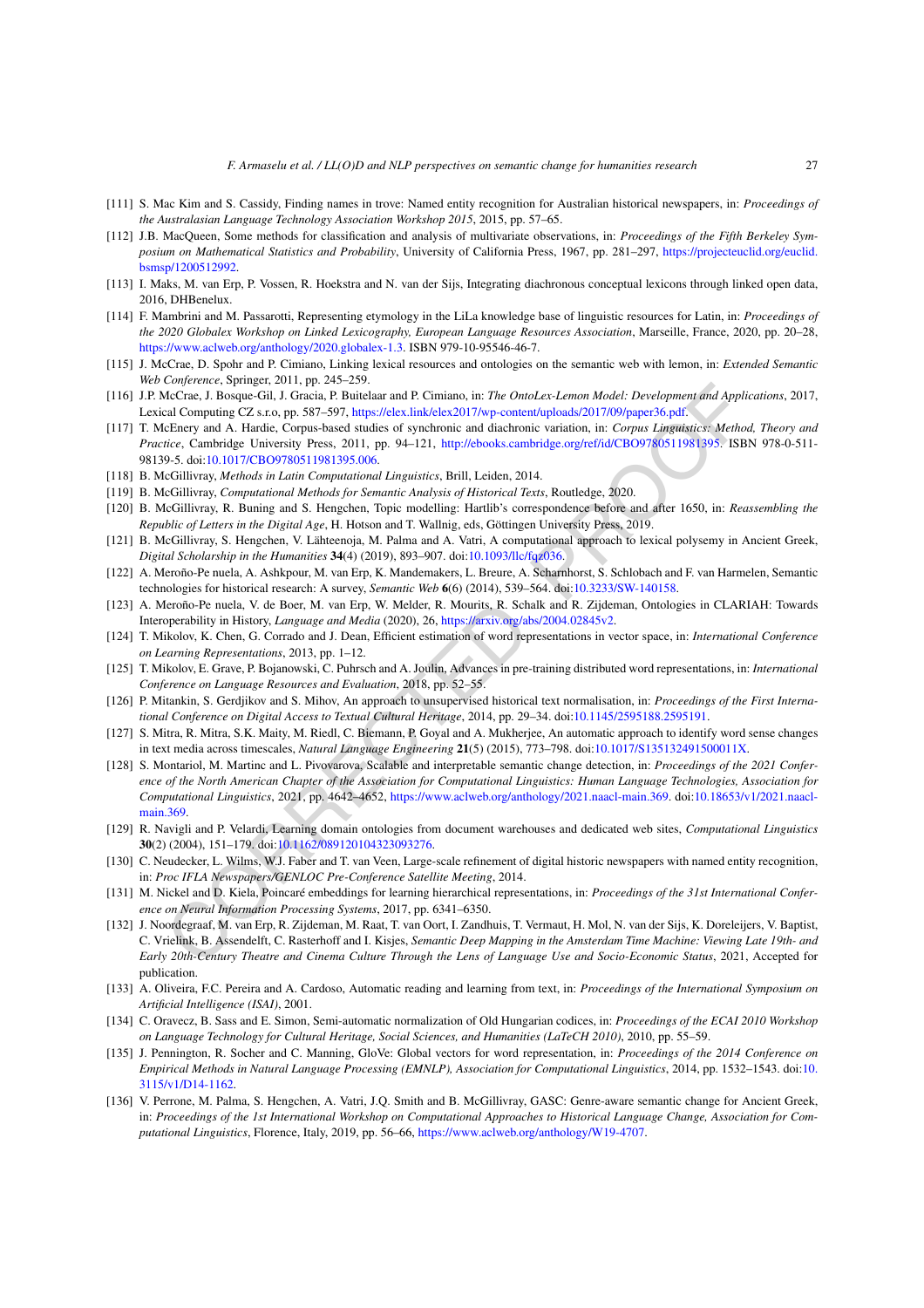[111] S. Mac Kim and S. Cassidy, Finding names in trove: Named entity recognition for Australian historical newspapers, in: *Proceedings of the Australasian Language Technology Association Workshop 2015*, 2015, pp. 57–65.

[112] J.B. MacQueen, Some methods for classification and analysis of multivariate observations, in: *Proceedings of the Fifth Berkeley Symposium on Mathematical Statistics and Probability*, University of California Press, 1967, pp. 281–297, https://projecteuclid.org/euclid.bsmsp/1200512992.

[113] I. Maks, M. van Erp, P. Vossen, R. Hoekstra and N. van der Sijs, Integrating diachronous conceptual lexicons through linked open data, 2016, DHBenelux.

[114] F. Mambrini and M. Passarotti, Representing etymology in the LiLa knowledge base of linguistic resources for Latin, in: *Proceedings of the 2020 Globalex Workshop on Linked Lexicography, European Language Resources Association*, Marseille, France, 2020, pp. 20–28, https://www.aclweb.org/anthology/2020.globalex-1.3. ISBN 979-10-95546-46-7.

[115] J. McCrae, D. Spohr and P. Cimiano, Linking lexical resources and ontologies on the semantic web with lemon, in: *Extended Semantic Web Conference*, Springer, 2011, pp. 245–259.

[116] J.P. McCrae, J. Bosque-Gil, J. Gracia, P. Buitelaar and P. Cimiano, in: *The OntoLex-Lemon Model: Development and Applications*, 2017, Lexical Computing CZ s.r.o, pp. 587–597, https://elex.link/elex2017/wp-content/uploads/2017/09/paper36.pdf.

[117] T. McEnery and A. Hardie, Corpus-based studies of synchronic and diachronic variation, in: *Corpus Linguistics: Method, Theory and Practice*, Cambridge University Press, 2011, pp. 94–121, http://ebooks.cambridge.org/ref/id/CBO9780511981395. ISBN 978-0-511-98139-5. doi:10.1017/CBO9780511981395.006.

[118] B. McGillivray, *Methods in Latin Computational Linguistics*, Brill, Leiden, 2014.

[119] B. McGillivray, *Computational Methods for Semantic Analysis of Historical Texts*, Routledge, 2020.

[120] B. McGillivray, R. Buning and S. Hengchen, Topic modelling: Hartlib's correspondence before and after 1650, in: *Reassembling the Republic of Letters in the Digital Age*, H. Hotson and T. Wallnig, eds, Göttingen University Press, 2019.

[121] B. McGillivray, S. Hengchen, V. Lähteenoja, M. Palma and A. Vatri, A computational approach to lexical polysemy in Ancient Greek, *Digital Scholarship in the Humanities* **34**(4) (2019), 893–907. doi:10.1093/llc/fqz036.

[122] A. Meroño-Pe nuela, A. Ashkpour, M. van Erp, K. Mandemakers, L. Breure, A. Scharnhorst, S. Schlobach and F. van Harmelen, Semantic technologies for historical research: A survey, *Semantic Web* **6**(6) (2014), 539–564. doi:10.3233/SW-140158.

[123] A. Meroño-Pe nuela, V. de Boer, M. van Erp, W. Melder, R. Mourits, R. Schalk and R. Zijdeman, Ontologies in CLARIAH: Towards Interoperability in History, *Language and Media* (2020), 26, https://arxiv.org/abs/2004.02845v2.

[124] T. Mikolov, K. Chen, G. Corrado and J. Dean, Efficient estimation of word representations in vector space, in: *International Conference on Learning Representations*, 2013, pp. 1–12.

[125] T. Mikolov, E. Grave, P. Bojanowski, C. Puhrsch and A. Joulin, Advances in pre-training distributed word representations, in: *International Conference on Language Resources and Evaluation*, 2018, pp. 52–55.

[126] P. Mitankin, S. Gerdjikov and S. Mihov, An approach to unsupervised historical text normalisation, in: *Proceedings of the First International Conference on Digital Access to Textual Cultural Heritage*, 2014, pp. 29–34. doi:10.1145/2595188.2595191.

[127] S. Mitra, R. Mitra, S.K. Maity, M. Riedl, C. Biemann, P. Goyal and A. Mukherjee, An automatic approach to identify word sense changes in text media across timescales, *Natural Language Engineering* **21**(5) (2015), 773–798. doi:10.1017/S135132491500011X.

[128] S. Montariol, M. Martinc and L. Pivovarova, Scalable and interpretable semantic change detection, in: *Proceedings of the 2021 Conference of the North American Chapter of the Association for Computational Linguistics: Human Language Technologies, Association for Computational Linguistics*, 2021, pp. 4642–4652, https://www.aclweb.org/anthology/2021.naacl-main.369. doi:10.18653/v1/2021.naacl-main.369.

[129] R. Navigli and P. Velardi, Learning domain ontologies from document warehouses and dedicated web sites, *Computational Linguistics* **30**(2) (2004), 151–179. doi:10.1162/089120104323093276.

[130] C. Neudecker, L. Wilms, W.J. Faber and T. van Veen, Large-scale refinement of digital historic newspapers with named entity recognition, in: *Proc IFLA Newspapers/GENLOC Pre-Conference Satellite Meeting*, 2014.

[131] M. Nickel and D. Kiela, Poincaré embeddings for learning hierarchical representations, in: *Proceedings of the 31st International Conference on Neural Information Processing Systems*, 2017, pp. 6341–6350.

[132] J. Noordegraaf, M. van Erp, R. Zijdeman, M. Raat, T. van Oort, I. Zandhuis, T. Vermaut, H. Mol, N. van der Sijs, K. Doreleijers, V. Baptist, C. Vrielink, B. Assendelft, C. Rasterhoff and I. Kisjes, *Semantic Deep Mapping in the Amsterdam Time Machine: Viewing Late 19th- and Early 20th-Century Theatre and Cinema Culture Through the Lens of Language Use and Socio-Economic Status*, 2021, Accepted for publication.

[133] A. Oliveira, F.C. Pereira and A. Cardoso, Automatic reading and learning from text, in: *Proceedings of the International Symposium on Artificial Intelligence (ISAI)*, 2001.

[134] C. Oravecz, B. Sass and E. Simon, Semi-automatic normalization of Old Hungarian codices, in: *Proceedings of the ECAI 2010 Workshop on Language Technology for Cultural Heritage, Social Sciences, and Humanities (LaTeCH 2010)*, 2010, pp. 55–59.

[135] J. Pennington, R. Socher and C. Manning, GloVe: Global vectors for word representation, in: *Proceedings of the 2014 Conference on Empirical Methods in Natural Language Processing (EMNLP), Association for Computational Linguistics*, 2014, pp. 1532–1543. doi:10.3115/v1/D14-1162.

[136] V. Perrone, M. Palma, S. Hengchen, A. Vatri, J.Q. Smith and B. McGillivray, GASC: Genre-aware semantic change for Ancient Greek, in: *Proceedings of the 1st International Workshop on Computational Approaches to Historical Language Change, Association for Computational Linguistics*, Florence, Italy, 2019, pp. 56–66, https://www.aclweb.org/anthology/W19-4707.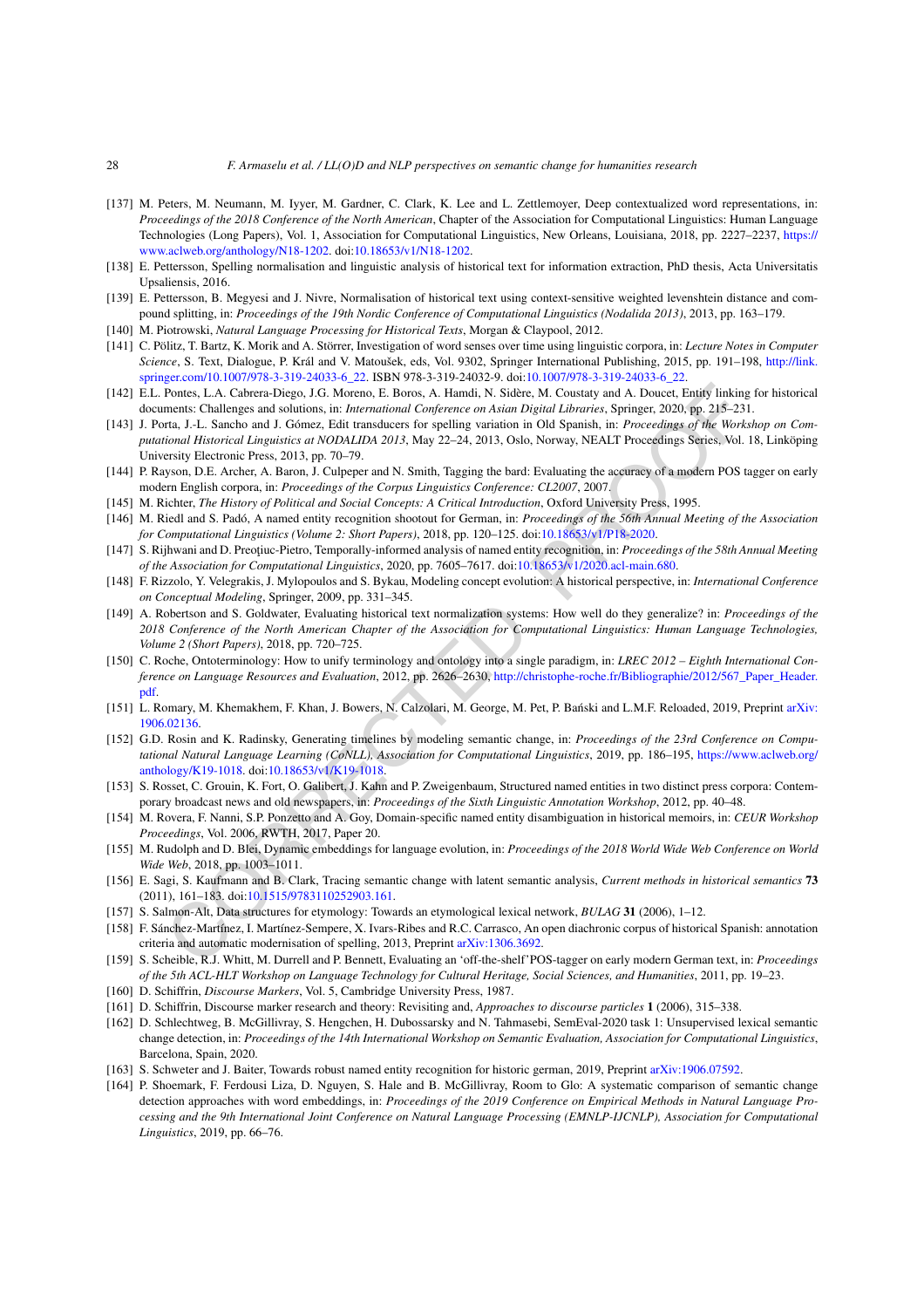[137] M. Peters, M. Neumann, M. Iyyer, M. Gardner, C. Clark, K. Lee and L. Zettlemoyer, Deep contextualized word representations, in: *Proceedings of the 2018 Conference of the North American*, Chapter of the Association for Computational Linguistics: Human Language Technologies (Long Papers), Vol. 1, Association for Computational Linguistics, New Orleans, Louisiana, 2018, pp. 2227–2237, https://www.aclweb.org/anthology/N18-1202. doi:10.18653/v1/N18-1202.

[138] E. Pettersson, Spelling normalisation and linguistic analysis of historical text for information extraction, PhD thesis, Acta Universitatis Upsaliensis, 2016.

[139] E. Pettersson, B. Megyesi and J. Nivre, Normalisation of historical text using context-sensitive weighted levenshtein distance and compound splitting, in: *Proceedings of the 19th Nordic Conference of Computational Linguistics (Nodalida 2013)*, 2013, pp. 163–179.

[140] M. Piotrowski, *Natural Language Processing for Historical Texts*, Morgan & Claypool, 2012.

[141] C. Pölitz, T. Bartz, K. Morik and A. Störrer, Investigation of word senses over time using linguistic corpora, in: *Lecture Notes in Computer Science*, S. Text, Dialogue, P. Král and V. Matoušek, eds, Vol. 9302, Springer International Publishing, 2015, pp. 191–198, http://link.springer.com/10.1007/978-3-319-24033-6_22. ISBN 978-3-319-24032-9. doi:10.1007/978-3-319-24033-6_22.

[142] E.L. Pontes, L.A. Cabrera-Diego, J.G. Moreno, E. Boros, A. Hamdi, N. Sidère, M. Coustaty and A. Doucet, Entity linking for historical documents: Challenges and solutions, in: *International Conference on Asian Digital Libraries*, Springer, 2020, pp. 215–231.

[143] J. Porta, J.-L. Sancho and J. Gómez, Edit transducers for spelling variation in Old Spanish, in: *Proceedings of the Workshop on Computational Historical Linguistics at NODALIDA 2013*, May 22–24, 2013, Oslo, Norway, NEALT Proceedings Series, Vol. 18, Linköping University Electronic Press, 2013, pp. 70–79.

[144] P. Rayson, D.E. Archer, A. Baron, J. Culpeper and N. Smith, Tagging the bard: Evaluating the accuracy of a modern POS tagger on early modern English corpora, in: *Proceedings of the Corpus Linguistics Conference: CL2007*, 2007.

[145] M. Richter, *The History of Political and Social Concepts: A Critical Introduction*, Oxford University Press, 1995.

[146] M. Riedl and S. Padó, A named entity recognition shootout for German, in: *Proceedings of the 56th Annual Meeting of the Association for Computational Linguistics (Volume 2: Short Papers)*, 2018, pp. 120–125. doi:10.18653/v1/P18-2020.

[147] S. Rijhwani and D. Preoţiuc-Pietro, Temporally-informed analysis of named entity recognition, in: *Proceedings of the 58th Annual Meeting of the Association for Computational Linguistics*, 2020, pp. 7605–7617. doi:10.18653/v1/2020.acl-main.680.

[148] F. Rizzolo, Y. Velegrakis, J. Mylopoulos and S. Bykau, Modeling concept evolution: A historical perspective, in: *International Conference on Conceptual Modeling*, Springer, 2009, pp. 331–345.

[149] A. Robertson and S. Goldwater, Evaluating historical text normalization systems: How well do they generalize? in: *Proceedings of the 2018 Conference of the North American Chapter of the Association for Computational Linguistics: Human Language Technologies, Volume 2 (Short Papers)*, 2018, pp. 720–725.

[150] C. Roche, Ontoterminology: How to unify terminology and ontology into a single paradigm, in: *LREC 2012 – Eighth International Conference on Language Resources and Evaluation*, 2012, pp. 2626–2630, http://christophe-roche.fr/Bibliographie/2012/567_Paper_Header.pdf.

[151] L. Romary, M. Khemakhem, F. Khan, J. Bowers, N. Calzolari, M. George, M. Pet, P. Bański and L.M.F. Reloaded, 2019, Preprint arXiv:1906.02136.

[152] G.D. Rosin and K. Radinsky, Generating timelines by modeling semantic change, in: *Proceedings of the 23rd Conference on Computational Natural Language Learning (CoNLL), Association for Computational Linguistics*, 2019, pp. 186–195, https://www.aclweb.org/anthology/K19-1018. doi:10.18653/v1/K19-1018.

[153] S. Rosset, C. Grouin, K. Fort, O. Galibert, J. Kahn and P. Zweigenbaum, Structured named entities in two distinct press corpora: Contemporary broadcast news and old newspapers, in: *Proceedings of the Sixth Linguistic Annotation Workshop*, 2012, pp. 40–48.

[154] M. Rovera, F. Nanni, S.P. Ponzetto and A. Goy, Domain-specific named entity disambiguation in historical memoirs, in: *CEUR Workshop Proceedings*, Vol. 2006, RWTH, 2017, Paper 20.

[155] M. Rudolph and D. Blei, Dynamic embeddings for language evolution, in: *Proceedings of the 2018 World Wide Web Conference on World Wide Web*, 2018, pp. 1003–1011.

[156] E. Sagi, S. Kaufmann and B. Clark, Tracing semantic change with latent semantic analysis, *Current methods in historical semantics* **73** (2011), 161–183. doi:10.1515/9783110252903.161.

[157] S. Salmon-Alt, Data structures for etymology: Towards an etymological lexical network, *BULAG* **31** (2006), 1–12.

[158] F. Sánchez-Martínez, I. Martínez-Sempere, X. Ivars-Ribes and R.C. Carrasco, An open diachronic corpus of historical Spanish: annotation criteria and automatic modernisation of spelling, 2013, Preprint arXiv:1306.3692.

[159] S. Scheible, R.J. Whitt, M. Durrell and P. Bennett, Evaluating an 'off-the-shelf'POS-tagger on early modern German text, in: *Proceedings of the 5th ACL-HLT Workshop on Language Technology for Cultural Heritage, Social Sciences, and Humanities*, 2011, pp. 19–23.

[160] D. Schiffrin, *Discourse Markers*, Vol. 5, Cambridge University Press, 1987.

[161] D. Schiffrin, Discourse marker research and theory: Revisiting and, *Approaches to discourse particles* **1** (2006), 315–338.

[162] D. Schlechtweg, B. McGillivray, S. Hengchen, H. Dubossarsky and N. Tahmasebi, SemEval-2020 task 1: Unsupervised lexical semantic change detection, in: *Proceedings of the 14th International Workshop on Semantic Evaluation, Association for Computational Linguistics*, Barcelona, Spain, 2020.

[163] S. Schweter and J. Baiter, Towards robust named entity recognition for historic german, 2019, Preprint arXiv:1906.07592.

[164] P. Shoemark, F. Ferdousi Liza, D. Nguyen, S. Hale and B. McGillivray, Room to Glo: A systematic comparison of semantic change detection approaches with word embeddings, in: *Proceedings of the 2019 Conference on Empirical Methods in Natural Language Processing and the 9th International Joint Conference on Natural Language Processing (EMNLP-IJCNLP), Association for Computational Linguistics*, 2019, pp. 66–76.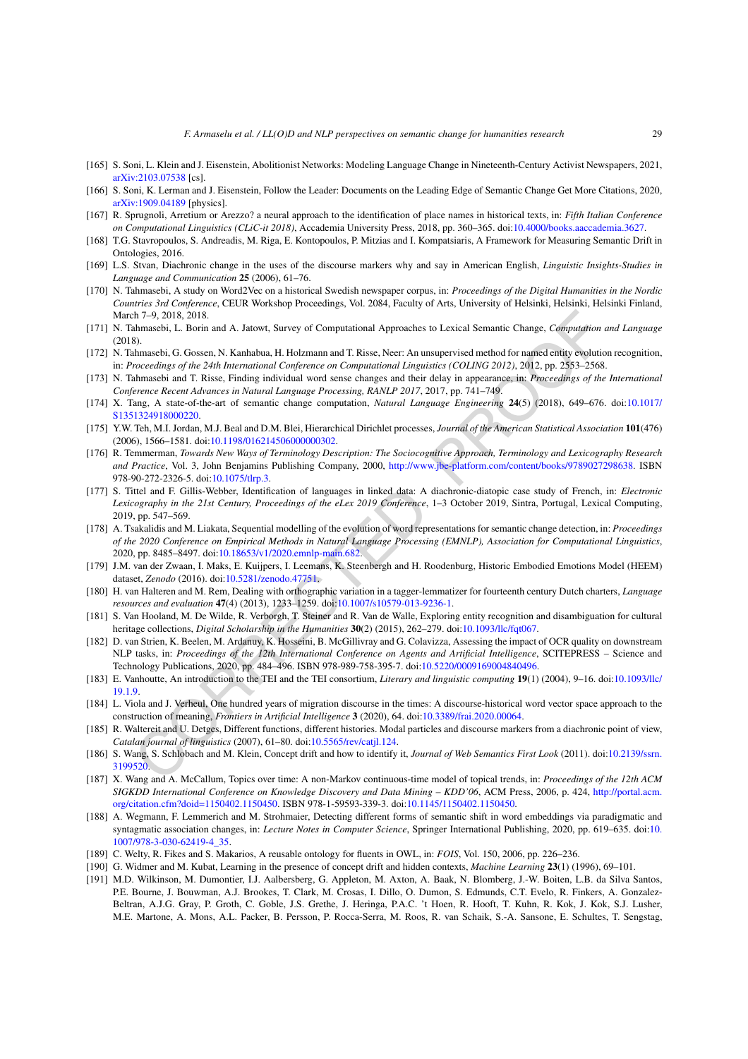[165] S. Soni, L. Klein and J. Eisenstein, Abolitionist Networks: Modeling Language Change in Nineteenth-Century Activist Newspapers, 2021, arXiv:2103.07538 [cs].

[166] S. Soni, K. Lerman and J. Eisenstein, Follow the Leader: Documents on the Leading Edge of Semantic Change Get More Citations, 2020, arXiv:1909.04189 [physics].

[167] R. Sprugnoli, Arretium or Arezzo? a neural approach to the identification of place names in historical texts, in: *Fifth Italian Conference on Computational Linguistics (CLiC-it 2018)*, Accademia University Press, 2018, pp. 360–365. doi:10.4000/books.aaccademia.3627.

[168] T.G. Stavropoulos, S. Andreadis, M. Riga, E. Kontopoulos, P. Mitzias and I. Kompatsiaris, A Framework for Measuring Semantic Drift in Ontologies, 2016.

[169] L.S. Stvan, Diachronic change in the uses of the discourse markers why and say in American English, *Linguistic Insights-Studies in Language and Communication* **25** (2006), 61–76.

[170] N. Tahmasebi, A study on Word2Vec on a historical Swedish newspaper corpus, in: *Proceedings of the Digital Humanities in the Nordic Countries 3rd Conference*, CEUR Workshop Proceedings, Vol. 2084, Faculty of Arts, University of Helsinki, Helsinki, Helsinki Finland, March 7–9, 2018, 2018.

[171] N. Tahmasebi, L. Borin and A. Jatowt, Survey of Computational Approaches to Lexical Semantic Change, *Computation and Language* (2018).

[172] N. Tahmasebi, G. Gossen, N. Kanhabua, H. Holzmann and T. Risse, Neer: An unsupervised method for named entity evolution recognition, in: *Proceedings of the 24th International Conference on Computational Linguistics (COLING 2012)*, 2012, pp. 2553–2568.

[173] N. Tahmasebi and T. Risse, Finding individual word sense changes and their delay in appearance, in: *Proceedings of the International Conference Recent Advances in Natural Language Processing, RANLP 2017*, 2017, pp. 741–749.

[174] X. Tang, A state-of-the-art of semantic change computation, *Natural Language Engineering* **24**(5) (2018), 649–676. doi:10.1017/S1351324918000220.

[175] Y.W. Teh, M.I. Jordan, M.J. Beal and D.M. Blei, Hierarchical Dirichlet processes, *Journal of the American Statistical Association* **101**(476) (2006), 1566–1581. doi:10.1198/016214506000000302.

[176] R. Temmerman, *Towards New Ways of Terminology Description: The Sociocognitive Approach, Terminology and Lexicography Research and Practice*, Vol. 3, John Benjamins Publishing Company, 2000, http://www.jbe-platform.com/content/books/9789027298638. ISBN 978-90-272-2326-5. doi:10.1075/tlrp.3.

[177] S. Tittel and F. Gillis-Webber, Identification of languages in linked data: A diachronic-diatopic case study of French, in: *Electronic Lexicography in the 21st Century, Proceedings of the eLex 2019 Conference*, 1–3 October 2019, Sintra, Portugal, Lexical Computing, 2019, pp. 547–569.

[178] A. Tsakalidis and M. Liakata, Sequential modelling of the evolution of word representations for semantic change detection, in: *Proceedings of the 2020 Conference on Empirical Methods in Natural Language Processing (EMNLP), Association for Computational Linguistics*, 2020, pp. 8485–8497. doi:10.18653/v1/2020.emnlp-main.682.

[179] J.M. van der Zwaan, I. Maks, E. Kuijpers, I. Leemans, K. Steenbergh and H. Roodenburg, Historic Embodied Emotions Model (HEEM) dataset, *Zenodo* (2016). doi:10.5281/zenodo.47751.

[180] H. van Halteren and M. Rem, Dealing with orthographic variation in a tagger-lemmatizer for fourteenth century Dutch charters, *Language resources and evaluation* **47**(4) (2013), 1233–1259. doi:10.1007/s10579-013-9236-1.

[181] S. Van Hooland, M. De Wilde, R. Verborgh, T. Steiner and R. Van de Walle, Exploring entity recognition and disambiguation for cultural heritage collections, *Digital Scholarship in the Humanities* **30**(2) (2015), 262–279. doi:10.1093/llc/fqt067.

[182] D. van Strien, K. Beelen, M. Ardanuy, K. Hosseini, B. McGillivray and G. Colavizza, Assessing the impact of OCR quality on downstream NLP tasks, in: *Proceedings of the 12th International Conference on Agents and Artificial Intelligence*, SCITEPRESS – Science and Technology Publications, 2020, pp. 484–496. ISBN 978-989-758-395-7. doi:10.5220/0009169004840496.

[183] E. Vanhoutte, An introduction to the TEI and the TEI consortium, *Literary and linguistic computing* **19**(1) (2004), 9–16. doi:10.1093/llc/19.1.9.

[184] L. Viola and J. Verheul, One hundred years of migration discourse in the times: A discourse-historical word vector space approach to the construction of meaning, *Frontiers in Artificial Intelligence* **3** (2020), 64. doi:10.3389/frai.2020.00064.

[185] R. Waltereit and U. Detges, Different functions, different histories. Modal particles and discourse markers from a diachronic point of view, *Catalan journal of linguistics* (2007), 61–80. doi:10.5565/rev/catjl.124.

[186] S. Wang, S. Schlobach and M. Klein, Concept drift and how to identify it, *Journal of Web Semantics First Look* (2011). doi:10.2139/ssrn.3199520.

[187] X. Wang and A. McCallum, Topics over time: A non-Markov continuous-time model of topical trends, in: *Proceedings of the 12th ACM SIGKDD International Conference on Knowledge Discovery and Data Mining – KDD'06*, ACM Press, 2006, p. 424, http://portal.acm.org/citation.cfm?doid=1150402.1150450. ISBN 978-1-59593-339-3. doi:10.1145/1150402.1150450.

[188] A. Wegmann, F. Lemmerich and M. Strohmaier, Detecting different forms of semantic shift in word embeddings via paradigmatic and syntagmatic association changes, in: *Lecture Notes in Computer Science*, Springer International Publishing, 2020, pp. 619–635. doi:10.1007/978-3-030-62419-4_35.

[189] C. Welty, R. Fikes and S. Makarios, A reusable ontology for fluents in OWL, in: *FOIS*, Vol. 150, 2006, pp. 226–236.

[190] G. Widmer and M. Kubat, Learning in the presence of concept drift and hidden contexts, *Machine Learning* **23**(1) (1996), 69–101.

[191] M.D. Wilkinson, M. Dumontier, I.J. Aalbersberg, G. Appleton, M. Axton, A. Baak, N. Blomberg, J.-W. Boiten, L.B. da Silva Santos, P.E. Bourne, J. Bouwman, A.J. Brookes, T. Clark, M. Crosas, I. Dillo, O. Dumon, S. Edmunds, C.T. Evelo, R. Finkers, A. Gonzalez-Beltran, A.J.G. Gray, P. Groth, C. Goble, J.S. Grethe, J. Heringa, P.A.C. 't Hoen, R. Hooft, T. Kuhn, R. Kok, J. Kok, S.J. Lusher, M.E. Martone, A. Mons, A.L. Packer, B. Persson, P. Rocca-Serra, M. Roos, R. van Schaik, S.-A. Sansone, E. Schultes, T. Sengstag,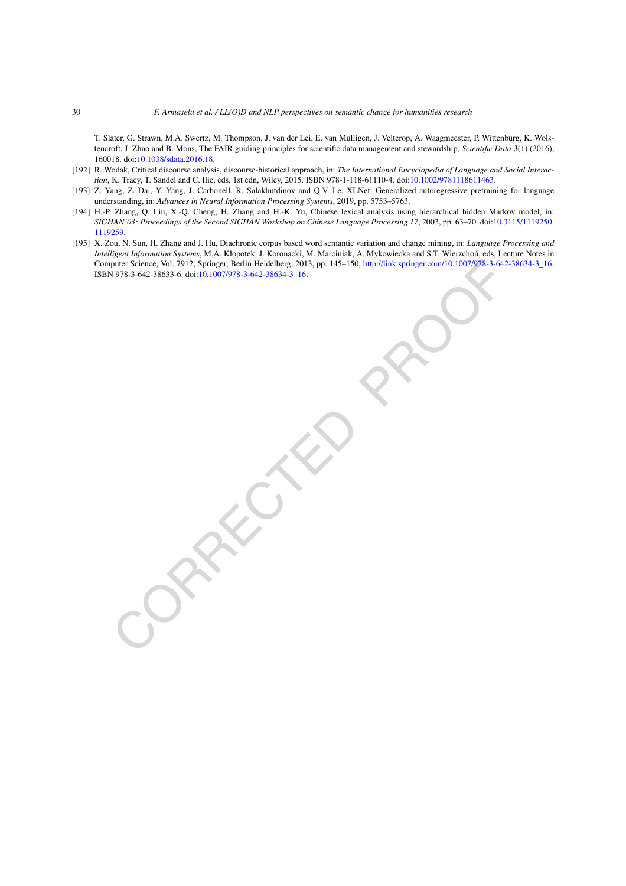T. Slater, G. Strawn, M.A. Swertz, M. Thompson, J. van der Lei, E. van Mulligen, J. Velterop, A. Waagmeester, P. Wittenburg, K. Wolstencroft, J. Zhao and B. Mons, The FAIR guiding principles for scientific data management and stewardship, *Scientific Data* **3**(1) (2016), 160018. doi:10.1038/sdata.2016.18.

[192] R. Wodak, Critical discourse analysis, discourse-historical approach, in: *The International Encyclopedia of Language and Social Interaction*, K. Tracy, T. Sandel and C. Ilie, eds, 1st edn, Wiley, 2015. ISBN 978-1-118-61110-4. doi:10.1002/9781118611463.

[193] Z. Yang, Z. Dai, Y. Yang, J. Carbonell, R. Salakhutdinov and Q.V. Le, XLNet: Generalized autoregressive pretraining for language understanding, in: *Advances in Neural Information Processing Systems*, 2019, pp. 5753–5763.

[194] H.-P. Zhang, Q. Liu, X.-Q. Cheng, H. Zhang and H.-K. Yu, Chinese lexical analysis using hierarchical hidden Markov model, in: *SIGHAN'03: Proceedings of the Second SIGHAN Workshop on Chinese Language Processing 17*, 2003, pp. 63–70. doi:10.3115/1119250.1119259.

[195] X. Zou, N. Sun, H. Zhang and J. Hu, Diachronic corpus based word semantic variation and change mining, in: *Language Processing and Intelligent Information Systems*, M.A. Kłopotek, J. Koronacki, M. Marciniak, A. Mykowiecka and S.T. Wierzchoń, eds, Lecture Notes in Computer Science, Vol. 7912, Springer, Berlin Heidelberg, 2013, pp. 145–150, http://link.springer.com/10.1007/978-3-642-38634-3_16. ISBN 978-3-642-38633-6. doi:10.1007/978-3-642-38634-3_16.